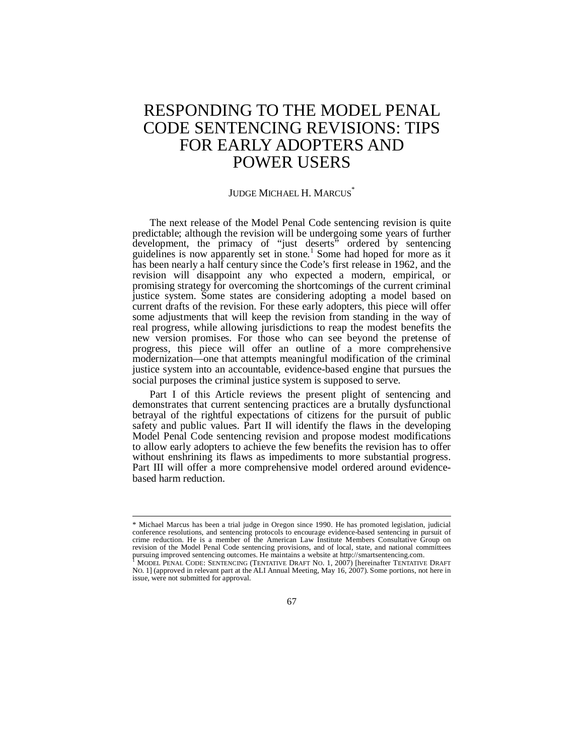# RESPONDING TO THE MODEL PENAL CODE SENTENCING REVISIONS: TIPS FOR EARLY ADOPTERS AND POWER USERS

JUDGE MICHAEL H. MARCUS*

The next release of the Model Penal Code sentencing revision is quite predictable; although the revision will be undergoing some years of further development, the primacy of "just deserts" ordered by sentencing guidelines is now apparently set in stone.[1] Some had hoped for more as it has been nearly a half century since the Code's first release in 1962, and the revision will disappoint any who expected a modern, empirical, or promising strategy for overcoming the shortcomings of the current criminal justice system. Some states are considering adopting a model based on current drafts of the revision. For these early adopters, this piece will offer some adjustments that will keep the revision from standing in the way of real progress, while allowing jurisdictions to reap the modest benefits the new version promises. For those who can see beyond the pretense of progress, this piece will offer an outline of a more comprehensive modernization—one that attempts meaningful modification of the criminal justice system into an accountable, evidence-based engine that pursues the social purposes the criminal justice system is supposed to serve.

Part I of this Article reviews the present plight of sentencing and demonstrates that current sentencing practices are a brutally dysfunctional betrayal of the rightful expectations of citizens for the pursuit of public safety and public values. Part II will identify the flaws in the developing Model Penal Code sentencing revision and propose modest modifications to allow early adopters to achieve the few benefits the revision has to offer without enshrining its flaws as impediments to more substantial progress. Part III will offer a more comprehensive model ordered around evidence-based harm reduction.

---

\* Michael Marcus has been a trial judge in Oregon since 1990. He has promoted legislation, judicial conference resolutions, and sentencing protocols to encourage evidence-based sentencing in pursuit of crime reduction. He is a member of the American Law Institute Members Consultative Group on revision of the Model Penal Code sentencing provisions, and of local, state, and national committees pursuing improved sentencing outcomes. He maintains a website at http://smartsentencing.com.

[1] MODEL PENAL CODE: SENTENCING (TENTATIVE DRAFT NO. 1, 2007) [hereinafter TENTATIVE DRAFT NO. 1] (approved in relevant part at the ALI Annual Meeting, May 16, 2007). Some portions, not here in issue, were not submitted for approval.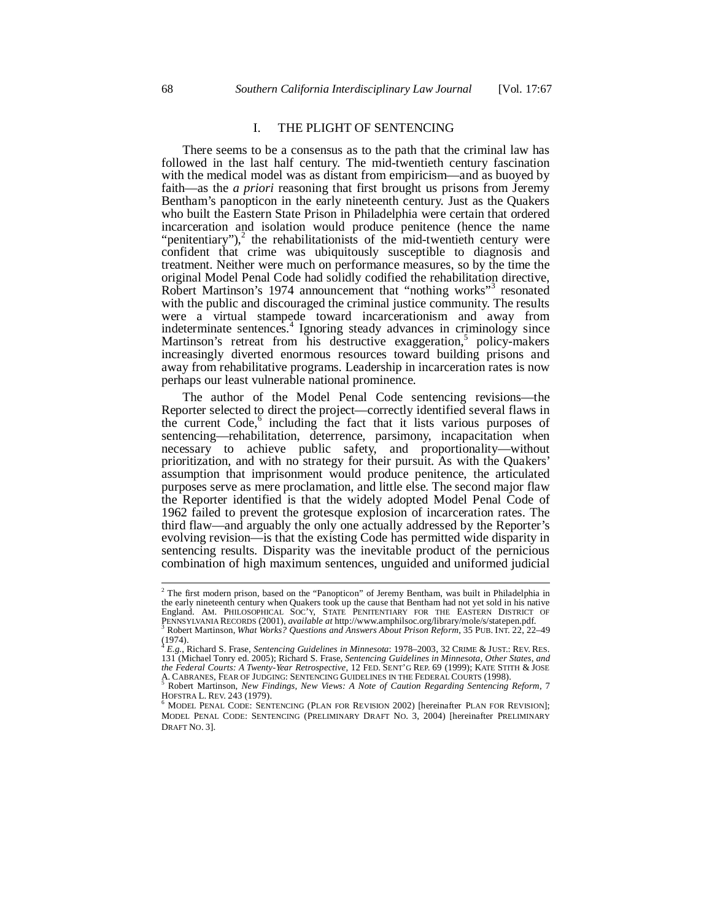## I. THE PLIGHT OF SENTENCING

There seems to be a consensus as to the path that the criminal law has followed in the last half century. The mid-twentieth century fascination with the medical model was as distant from empiricism—and as buoyed by faith—as the *a priori* reasoning that first brought us prisons from Jeremy Bentham's panopticon in the early nineteenth century. Just as the Quakers who built the Eastern State Prison in Philadelphia were certain that ordered incarceration and isolation would produce penitence (hence the name "penitentiary"),[2] the rehabilitationists of the mid-twentieth century were confident that crime was ubiquitously susceptible to diagnosis and treatment. Neither were much on performance measures, so by the time the original Model Penal Code had solidly codified the rehabilitation directive, Robert Martinson's 1974 announcement that "nothing works"[3] resonated with the public and discouraged the criminal justice community. The results were a virtual stampede toward incarcerationism and away from indeterminate sentences.[4] Ignoring steady advances in criminology since Martinson's retreat from his destructive exaggeration,[5] policy-makers increasingly diverted enormous resources toward building prisons and away from rehabilitative programs. Leadership in incarceration rates is now perhaps our least vulnerable national prominence.

The author of the Model Penal Code sentencing revisions—the Reporter selected to direct the project—correctly identified several flaws in the current Code,[6] including the fact that it lists various purposes of sentencing—rehabilitation, deterrence, parsimony, incapacitation when necessary to achieve public safety, and proportionality—without prioritization, and with no strategy for their pursuit. As with the Quakers' assumption that imprisonment would produce penitence, the articulated purposes serve as mere proclamation, and little else. The second major flaw the Reporter identified is that the widely adopted Model Penal Code of 1962 failed to prevent the grotesque explosion of incarceration rates. The third flaw—and arguably the only one actually addressed by the Reporter's evolving revision—is that the existing Code has permitted wide disparity in sentencing results. Disparity was the inevitable product of the pernicious combination of high maximum sentences, unguided and uniformed judicial

---

[2] The first modern prison, based on the "Panopticon" of Jeremy Bentham, was built in Philadelphia in the early nineteenth century when Quakers took up the cause that Bentham had not yet sold in his native England. AM. PHILOSOPHICAL SOC'Y, STATE PENITENTIARY FOR THE EASTERN DISTRICT OF PENNSYLVANIA RECORDS (2001), *available at* http://www.amphilsoc.org/library/mole/s/statepen.pdf.

[3] Robert Martinson, *What Works? Questions and Answers About Prison Reform*, 35 PUB. INT. 22, 22–49 (1974).

[4] *E.g.*, Richard S. Frase, *Sentencing Guidelines in Minnesota*: 1978–2003, 32 CRIME & JUST.: REV. RES. 131 (Michael Tonry ed. 2005); Richard S. Frase, *Sentencing Guidelines in Minnesota, Other States, and the Federal Courts: A Twenty-Year Retrospective*, 12 FED. SENT'G REP. 69 (1999); KATE STITH & JOSE A. CABRANES, FEAR OF JUDGING: SENTENCING GUIDELINES IN THE FEDERAL COURTS (1998).

[5] Robert Martinson, *New Findings, New Views: A Note of Caution Regarding Sentencing Reform*, 7 HOFSTRA L. REV. 243 (1979).

[6] MODEL PENAL CODE: SENTENCING (PLAN FOR REVISION 2002) [hereinafter PLAN FOR REVISION]; MODEL PENAL CODE: SENTENCING (PRELIMINARY DRAFT NO. 3, 2004) [hereinafter PRELIMINARY DRAFT NO. 3].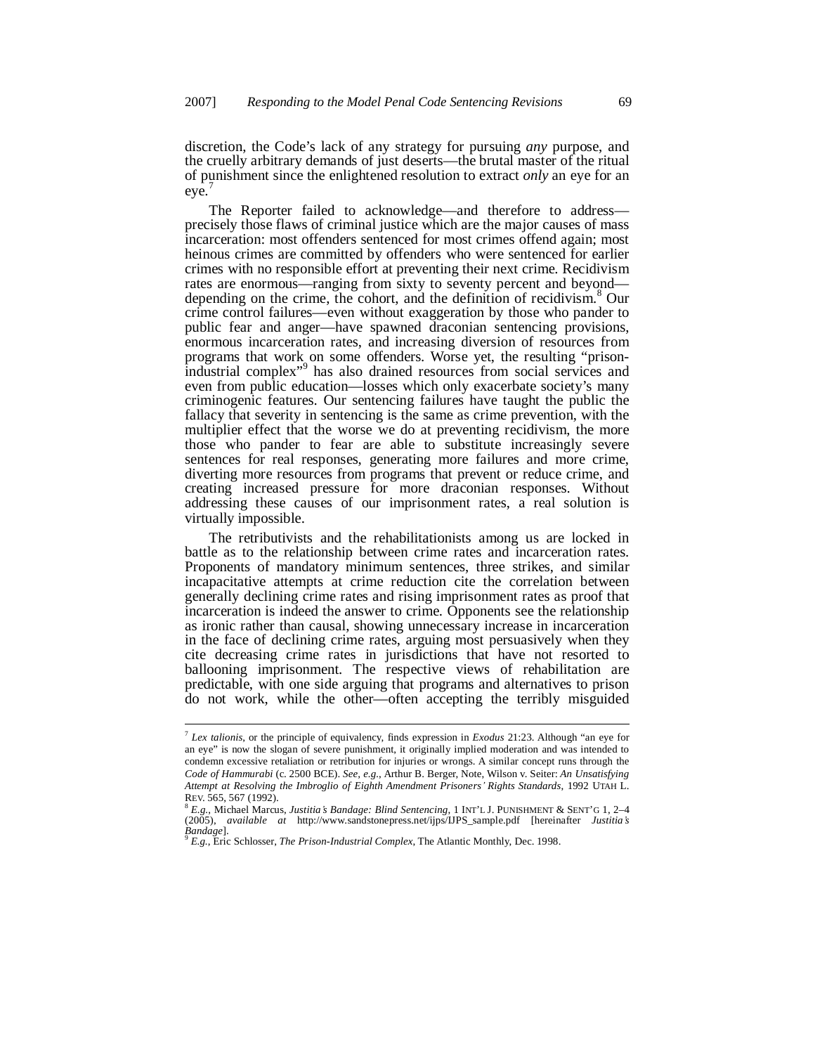discretion, the Code's lack of any strategy for pursuing *any* purpose, and the cruelly arbitrary demands of just deserts—the brutal master of the ritual of punishment since the enlightened resolution to extract *only* an eye for an eye.[7]

The Reporter failed to acknowledge—and therefore to address—precisely those flaws of criminal justice which are the major causes of mass incarceration: most offenders sentenced for most crimes offend again; most heinous crimes are committed by offenders who were sentenced for earlier crimes with no responsible effort at preventing their next crime. Recidivism rates are enormous—ranging from sixty to seventy percent and beyond—depending on the crime, the cohort, and the definition of recidivism.[8] Our crime control failures—even without exaggeration by those who pander to public fear and anger—have spawned draconian sentencing provisions, enormous incarceration rates, and increasing diversion of resources from programs that work on some offenders. Worse yet, the resulting "prison-industrial complex"[9] has also drained resources from social services and even from public education—losses which only exacerbate society's many criminogenic features. Our sentencing failures have taught the public the fallacy that severity in sentencing is the same as crime prevention, with the multiplier effect that the worse we do at preventing recidivism, the more those who pander to fear are able to substitute increasingly severe sentences for real responses, generating more failures and more crime, diverting more resources from programs that prevent or reduce crime, and creating increased pressure for more draconian responses. Without addressing these causes of our imprisonment rates, a real solution is virtually impossible.

The retributivists and the rehabilitationists among us are locked in battle as to the relationship between crime rates and incarceration rates. Proponents of mandatory minimum sentences, three strikes, and similar incapacitative attempts at crime reduction cite the correlation between generally declining crime rates and rising imprisonment rates as proof that incarceration is indeed the answer to crime. Opponents see the relationship as ironic rather than causal, showing unnecessary increase in incarceration in the face of declining crime rates, arguing most persuasively when they cite decreasing crime rates in jurisdictions that have not resorted to ballooning imprisonment. The respective views of rehabilitation are predictable, with one side arguing that programs and alternatives to prison do not work, while the other—often accepting the terribly misguided

---

[7] *Lex talionis*, or the principle of equivalency, finds expression in *Exodus* 21:23. Although "an eye for an eye" is now the slogan of severe punishment, it originally implied moderation and was intended to condemn excessive retaliation or retribution for injuries or wrongs. A similar concept runs through the *Code of Hammurabi* (c. 2500 BCE). *See, e.g.*, Arthur B. Berger, Note, Wilson v. Seiter: *An Unsatisfying Attempt at Resolving the Imbroglio of Eighth Amendment Prisoners' Rights Standards*, 1992 UTAH L. REV. 565, 567 (1992).

[8] *E.g.*, Michael Marcus, *Justitia's Bandage: Blind Sentencing*, 1 INT'L J. PUNISHMENT & SENT'G 1, 2–4 (2005), *available at* http://www.sandstonepress.net/ijps/IJPS_sample.pdf [hereinafter *Justitia's Bandage*].

[9] *E.g.*, Eric Schlosser, *The Prison-Industrial Complex*, The Atlantic Monthly, Dec. 1998.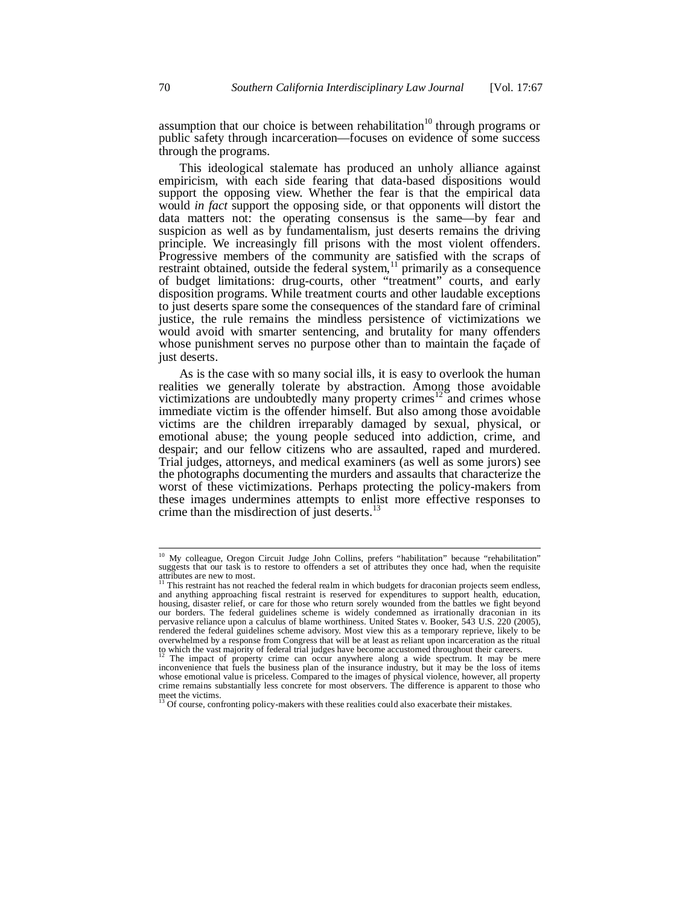assumption that our choice is between rehabilitation[10] through programs or public safety through incarceration—focuses on evidence of some success through the programs.

This ideological stalemate has produced an unholy alliance against empiricism, with each side fearing that data-based dispositions would support the opposing view. Whether the fear is that the empirical data would *in fact* support the opposing side, or that opponents will distort the data matters not: the operating consensus is the same—by fear and suspicion as well as by fundamentalism, just deserts remains the driving principle. We increasingly fill prisons with the most violent offenders. Progressive members of the community are satisfied with the scraps of restraint obtained, outside the federal system,[11] primarily as a consequence of budget limitations: drug-courts, other "treatment" courts, and early disposition programs. While treatment courts and other laudable exceptions to just deserts spare some the consequences of the standard fare of criminal justice, the rule remains the mindless persistence of victimizations we would avoid with smarter sentencing, and brutality for many offenders whose punishment serves no purpose other than to maintain the façade of just deserts.

As is the case with so many social ills, it is easy to overlook the human realities we generally tolerate by abstraction. Among those avoidable victimizations are undoubtedly many property crimes[12] and crimes whose immediate victim is the offender himself. But also among those avoidable victims are the children irreparably damaged by sexual, physical, or emotional abuse; the young people seduced into addiction, crime, and despair; and our fellow citizens who are assaulted, raped and murdered. Trial judges, attorneys, and medical examiners (as well as some jurors) see the photographs documenting the murders and assaults that characterize the worst of these victimizations. Perhaps protecting the policy-makers from these images undermines attempts to enlist more effective responses to crime than the misdirection of just deserts.[13]

---

[10] My colleague, Oregon Circuit Judge John Collins, prefers "habilitation" because "rehabilitation" suggests that our task is to restore to offenders a set of attributes they once had, when the requisite attributes are new to most.

[11] This restraint has not reached the federal realm in which budgets for draconian projects seem endless, and anything approaching fiscal restraint is reserved for expenditures to support health, education, housing, disaster relief, or care for those who return sorely wounded from the battles we fight beyond our borders. The federal guidelines scheme is widely condemned as irrationally draconian in its pervasive reliance upon a calculus of blame worthiness. United States v. Booker, 543 U.S. 220 (2005), rendered the federal guidelines scheme advisory. Most view this as a temporary reprieve, likely to be overwhelmed by a response from Congress that will be at least as reliant upon incarceration as the ritual to which the vast majority of federal trial judges have become accustomed throughout their careers.

[12] The impact of property crime can occur anywhere along a wide spectrum. It may be mere inconvenience that fuels the business plan of the insurance industry, but it may be the loss of items whose emotional value is priceless. Compared to the images of physical violence, however, all property crime remains substantially less concrete for most observers. The difference is apparent to those who meet the victims.

[13] Of course, confronting policy-makers with these realities could also exacerbate their mistakes.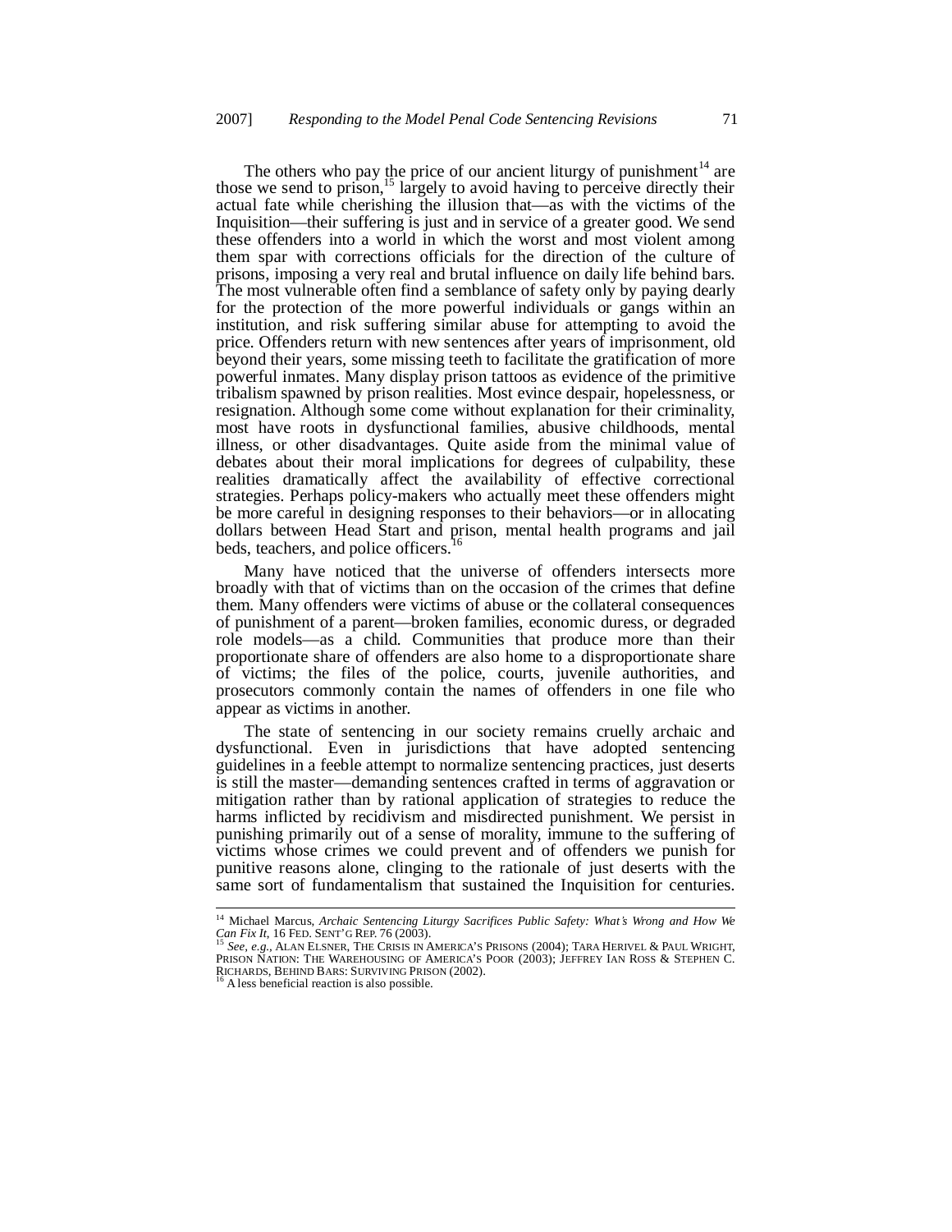The others who pay the price of our ancient liturgy of punishment[14] are those we send to prison,[15] largely to avoid having to perceive directly their actual fate while cherishing the illusion that—as with the victims of the Inquisition—their suffering is just and in service of a greater good. We send these offenders into a world in which the worst and most violent among them spar with corrections officials for the direction of the culture of prisons, imposing a very real and brutal influence on daily life behind bars. The most vulnerable often find a semblance of safety only by paying dearly for the protection of the more powerful individuals or gangs within an institution, and risk suffering similar abuse for attempting to avoid the price. Offenders return with new sentences after years of imprisonment, old beyond their years, some missing teeth to facilitate the gratification of more powerful inmates. Many display prison tattoos as evidence of the primitive tribalism spawned by prison realities. Most evince despair, hopelessness, or resignation. Although some come without explanation for their criminality, most have roots in dysfunctional families, abusive childhoods, mental illness, or other disadvantages. Quite aside from the minimal value of debates about their moral implications for degrees of culpability, these realities dramatically affect the availability of effective correctional strategies. Perhaps policy-makers who actually meet these offenders might be more careful in designing responses to their behaviors—or in allocating dollars between Head Start and prison, mental health programs and jail beds, teachers, and police officers.[16]

Many have noticed that the universe of offenders intersects more broadly with that of victims than on the occasion of the crimes that define them. Many offenders were victims of abuse or the collateral consequences of punishment of a parent—broken families, economic duress, or degraded role models—as a child. Communities that produce more than their proportionate share of offenders are also home to a disproportionate share of victims; the files of the police, courts, juvenile authorities, and prosecutors commonly contain the names of offenders in one file who appear as victims in another.

The state of sentencing in our society remains cruelly archaic and dysfunctional. Even in jurisdictions that have adopted sentencing guidelines in a feeble attempt to normalize sentencing practices, just deserts is still the master—demanding sentences crafted in terms of aggravation or mitigation rather than by rational application of strategies to reduce the harms inflicted by recidivism and misdirected punishment. We persist in punishing primarily out of a sense of morality, immune to the suffering of victims whose crimes we could prevent and of offenders we punish for punitive reasons alone, clinging to the rationale of just deserts with the same sort of fundamentalism that sustained the Inquisition for centuries.

---

[14] Michael Marcus, *Archaic Sentencing Liturgy Sacrifices Public Safety: What's Wrong and How We Can Fix It*, 16 FED. SENT'G REP. 76 (2003).

[15] *See, e.g.*, ALAN ELSNER, THE CRISIS IN AMERICA'S PRISONS (2004); TARA HERIVEL & PAUL WRIGHT, PRISON NATION: THE WAREHOUSING OF AMERICA'S POOR (2003); JEFFREY IAN ROSS & STEPHEN C. RICHARDS, BEHIND BARS: SURVIVING PRISON (2002).

[16] A less beneficial reaction is also possible.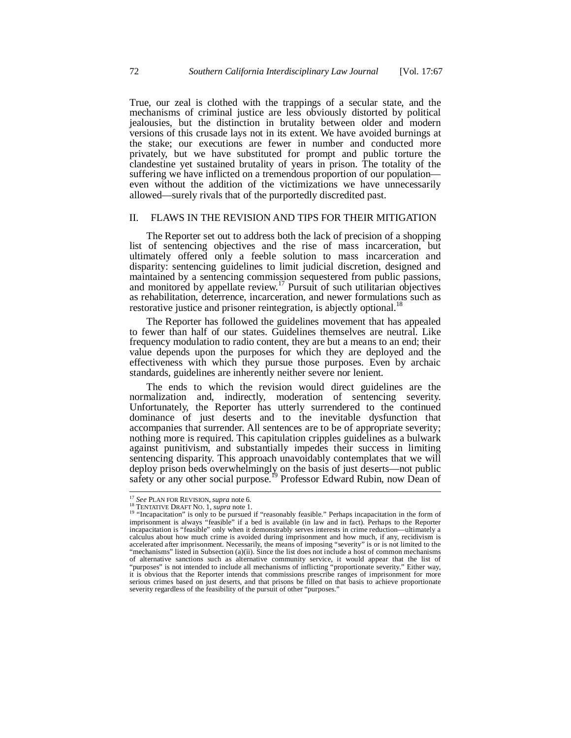True, our zeal is clothed with the trappings of a secular state, and the mechanisms of criminal justice are less obviously distorted by political jealousies, but the distinction in brutality between older and modern versions of this crusade lays not in its extent. We have avoided burnings at the stake; our executions are fewer in number and conducted more privately, but we have substituted for prompt and public torture the clandestine yet sustained brutality of years in prison. The totality of the suffering we have inflicted on a tremendous proportion of our population—even without the addition of the victimizations we have unnecessarily allowed—surely rivals that of the purportedly discredited past.

## II. FLAWS IN THE REVISION AND TIPS FOR THEIR MITIGATION

The Reporter set out to address both the lack of precision of a shopping list of sentencing objectives and the rise of mass incarceration, but ultimately offered only a feeble solution to mass incarceration and disparity: sentencing guidelines to limit judicial discretion, designed and maintained by a sentencing commission sequestered from public passions, and monitored by appellate review.[17] Pursuit of such utilitarian objectives as rehabilitation, deterrence, incarceration, and newer formulations such as restorative justice and prisoner reintegration, is abjectly optional.[18]

The Reporter has followed the guidelines movement that has appealed to fewer than half of our states. Guidelines themselves are neutral. Like frequency modulation to radio content, they are but a means to an end; their value depends upon the purposes for which they are deployed and the effectiveness with which they pursue those purposes. Even by archaic standards, guidelines are inherently neither severe nor lenient.

The ends to which the revision would direct guidelines are the normalization and, indirectly, moderation of sentencing severity. Unfortunately, the Reporter has utterly surrendered to the continued dominance of just deserts and to the inevitable dysfunction that accompanies that surrender. All sentences are to be of appropriate severity; nothing more is required. This capitulation cripples guidelines as a bulwark against punitivism, and substantially impedes their success in limiting sentencing disparity. This approach unavoidably contemplates that we will deploy prison beds overwhelmingly on the basis of just deserts—not public safety or any other social purpose.[19] Professor Edward Rubin, now Dean of

---

[17] *See* PLAN FOR REVISION, *supra* note 6.

[18] TENTATIVE DRAFT NO. 1, *supra* note 1.

[19] "Incapacitation" is only to be pursued if "reasonably feasible." Perhaps incapacitation in the form of imprisonment is always "feasible" if a bed is available (in law and in fact). Perhaps to the Reporter incapacitation is "feasible" only when it demonstrably serves interests in crime reduction—ultimately a calculus about how much crime is avoided during imprisonment and how much, if any, recidivism is accelerated after imprisonment. Necessarily, the means of imposing "severity" is or is not limited to the "mechanisms" listed in Subsection (a)(ii). Since the list does not include a host of common mechanisms of alternative sanctions such as alternative community service, it would appear that the list of "purposes" is not intended to include all mechanisms of inflicting "proportionate severity." Either way, it is obvious that the Reporter intends that commissions prescribe ranges of imprisonment for more serious crimes based on just deserts, and that prisons be filled on that basis to achieve proportionate severity regardless of the feasibility of the pursuit of other "purposes."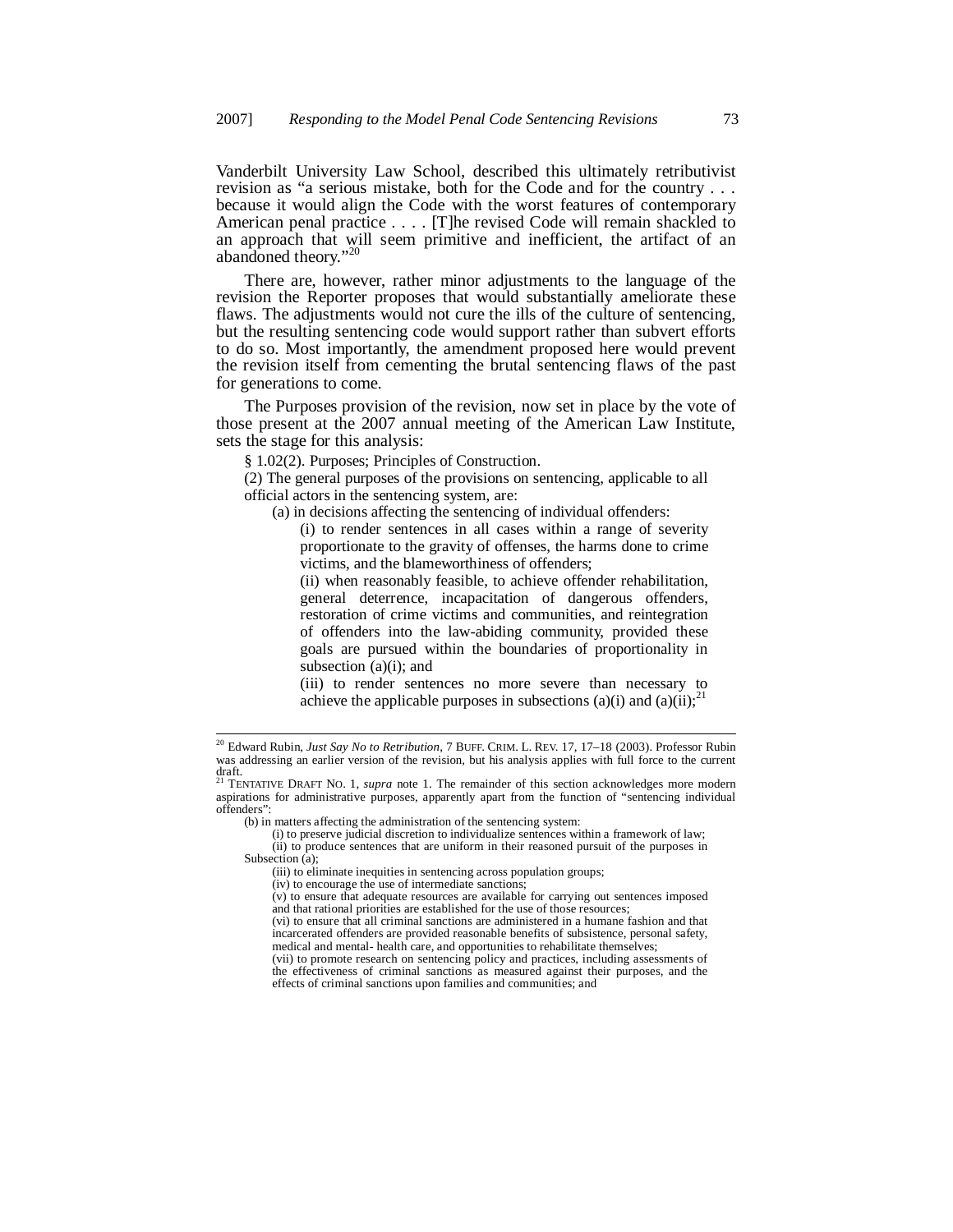Vanderbilt University Law School, described this ultimately retributivist revision as "a serious mistake, both for the Code and for the country . . . because it would align the Code with the worst features of contemporary American penal practice . . . . [T]he revised Code will remain shackled to an approach that will seem primitive and inefficient, the artifact of an abandoned theory."[20]

There are, however, rather minor adjustments to the language of the revision the Reporter proposes that would substantially ameliorate these flaws. The adjustments would not cure the ills of the culture of sentencing, but the resulting sentencing code would support rather than subvert efforts to do so. Most importantly, the amendment proposed here would prevent the revision itself from cementing the brutal sentencing flaws of the past for generations to come.

The Purposes provision of the revision, now set in place by the vote of those present at the 2007 annual meeting of the American Law Institute, sets the stage for this analysis:

> § 1.02(2). Purposes; Principles of Construction.
>
> (2) The general purposes of the provisions on sentencing, applicable to all official actors in the sentencing system, are:
>
> (a) in decisions affecting the sentencing of individual offenders:
>
> (i) to render sentences in all cases within a range of severity proportionate to the gravity of offenses, the harms done to crime victims, and the blameworthiness of offenders;
>
> (ii) when reasonably feasible, to achieve offender rehabilitation, general deterrence, incapacitation of dangerous offenders, restoration of crime victims and communities, and reintegration of offenders into the law-abiding community, provided these goals are pursued within the boundaries of proportionality in subsection (a)(i); and
>
> (iii) to render sentences no more severe than necessary to achieve the applicable purposes in subsections (a)(i) and (a)(ii);[21]

---

[20] Edward Rubin, *Just Say No to Retribution*, 7 BUFF. CRIM. L. REV. 17, 17–18 (2003). Professor Rubin was addressing an earlier version of the revision, but his analysis applies with full force to the current draft.

[21] TENTATIVE DRAFT NO. 1, *supra* note 1. The remainder of this section acknowledges more modern aspirations for administrative purposes, apparently apart from the function of "sentencing individual offenders":

> (b) in matters affecting the administration of the sentencing system:
>
> (i) to preserve judicial discretion to individualize sentences within a framework of law;
>
> (ii) to produce sentences that are uniform in their reasoned pursuit of the purposes in Subsection (a);
>
> (iii) to eliminate inequities in sentencing across population groups;
>
> (iv) to encourage the use of intermediate sanctions;
>
> (v) to ensure that adequate resources are available for carrying out sentences imposed and that rational priorities are established for the use of those resources;
>
> (vi) to ensure that all criminal sanctions are administered in a humane fashion and that incarcerated offenders are provided reasonable benefits of subsistence, personal safety, medical and mental- health care, and opportunities to rehabilitate themselves;
>
> (vii) to promote research on sentencing policy and practices, including assessments of the effectiveness of criminal sanctions as measured against their purposes, and the effects of criminal sanctions upon families and communities; and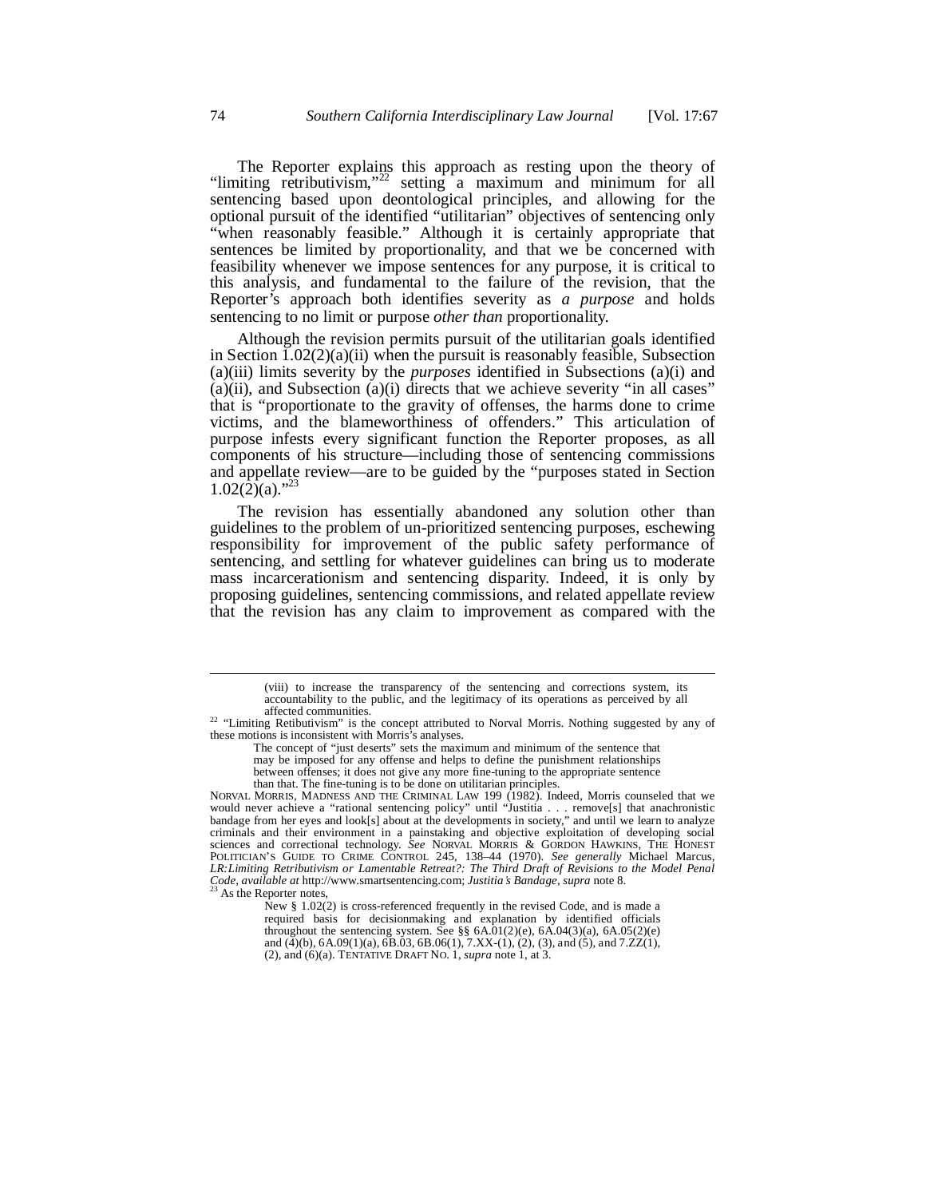The Reporter explains this approach as resting upon the theory of "limiting retributivism,"[22] setting a maximum and minimum for all sentencing based upon deontological principles, and allowing for the optional pursuit of the identified "utilitarian" objectives of sentencing only "when reasonably feasible." Although it is certainly appropriate that sentences be limited by proportionality, and that we be concerned with feasibility whenever we impose sentences for any purpose, it is critical to this analysis, and fundamental to the failure of the revision, that the Reporter's approach both identifies severity as *a purpose* and holds sentencing to no limit or purpose *other than* proportionality.

Although the revision permits pursuit of the utilitarian goals identified in Section 1.02(2)(a)(ii) when the pursuit is reasonably feasible, Subsection (a)(iii) limits severity by the *purposes* identified in Subsections (a)(i) and (a)(ii), and Subsection (a)(i) directs that we achieve severity "in all cases" that is "proportionate to the gravity of offenses, the harms done to crime victims, and the blameworthiness of offenders." This articulation of purpose infests every significant function the Reporter proposes, as all components of his structure—including those of sentencing commissions and appellate review—are to be guided by the "purposes stated in Section 1.02(2)(a)."[23]

The revision has essentially abandoned any solution other than guidelines to the problem of un-prioritized sentencing purposes, eschewing responsibility for improvement of the public safety performance of sentencing, and settling for whatever guidelines can bring us to moderate mass incarcerationism and sentencing disparity. Indeed, it is only by proposing guidelines, sentencing commissions, and related appellate review that the revision has any claim to improvement as compared with the

---

> (viii) to increase the transparency of the sentencing and corrections system, its accountability to the public, and the legitimacy of its operations as perceived by all affected communities.

[22] "Limiting Retibutivism" is the concept attributed to Norval Morris. Nothing suggested by any of these motions is inconsistent with Morris's analyses.

> The concept of "just deserts" sets the maximum and minimum of the sentence that may be imposed for any offense and helps to define the punishment relationships between offenses; it does not give any more fine-tuning to the appropriate sentence than that. The fine-tuning is to be done on utilitarian principles.

NORVAL MORRIS, MADNESS AND THE CRIMINAL LAW 199 (1982). Indeed, Morris counseled that we would never achieve a "rational sentencing policy" until "Justitia . . . remove[s] that anachronistic bandage from her eyes and look[s] about at the developments in society," and until we learn to analyze criminals and their environment in a painstaking and objective exploitation of developing social sciences and correctional technology. *See* NORVAL MORRIS & GORDON HAWKINS, THE HONEST POLITICIAN'S GUIDE TO CRIME CONTROL 245, 138–44 (1970). *See generally* Michael Marcus, *LR:Limiting Retributivism or Lamentable Retreat?: The Third Draft of Revisions to the Model Penal Code*, *available at* http://www.smartsentencing.com; *Justitia's Bandage*, *supra* note 8.

[23] As the Reporter notes,

> New § 1.02(2) is cross-referenced frequently in the revised Code, and is made a required basis for decisionmaking and explanation by identified officials throughout the sentencing system. See §§ 6A.01(2)(e), 6A.04(3)(a), 6A.05(2)(e) and (4)(b), 6A.09(1)(a), 6B.03, 6B.06(1), 7.XX-(1), (2), (3), and (5), and 7.ZZ(1), (2), and (6)(a). TENTATIVE DRAFT NO. 1, *supra* note 1, at 3.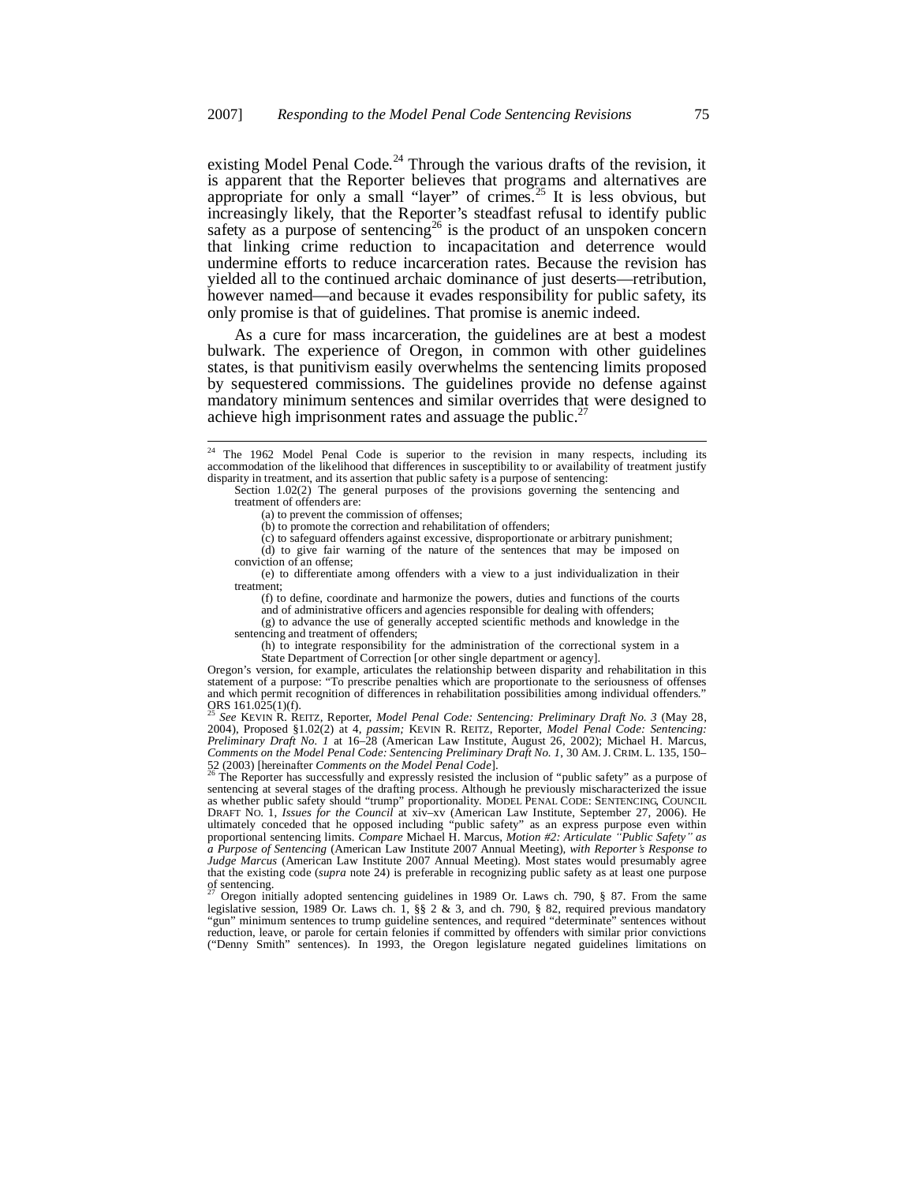existing Model Penal Code.[24] Through the various drafts of the revision, it is apparent that the Reporter believes that programs and alternatives are appropriate for only a small "layer" of crimes.[25] It is less obvious, but increasingly likely, that the Reporter's steadfast refusal to identify public safety as a purpose of sentencing[26] is the product of an unspoken concern that linking crime reduction to incapacitation and deterrence would undermine efforts to reduce incarceration rates. Because the revision has yielded all to the continued archaic dominance of just deserts—retribution, however named—and because it evades responsibility for public safety, its only promise is that of guidelines. That promise is anemic indeed.

As a cure for mass incarceration, the guidelines are at best a modest bulwark. The experience of Oregon, in common with other guidelines states, is that punitivism easily overwhelms the sentencing limits proposed by sequestered commissions. The guidelines provide no defense against mandatory minimum sentences and similar overrides that were designed to achieve high imprisonment rates and assuage the public.[27]

---

[24] The 1962 Model Penal Code is superior to the revision in many respects, including its accommodation of the likelihood that differences in susceptibility to or availability of treatment justify disparity in treatment, and its assertion that public safety is a purpose of sentencing:

> Section 1.02(2) The general purposes of the provisions governing the sentencing and treatment of offenders are:
>
> (a) to prevent the commission of offenses;
>
> (b) to promote the correction and rehabilitation of offenders;
>
> (c) to safeguard offenders against excessive, disproportionate or arbitrary punishment;
>
> (d) to give fair warning of the nature of the sentences that may be imposed on conviction of an offense;
>
> (e) to differentiate among offenders with a view to a just individualization in their treatment;
>
> (f) to define, coordinate and harmonize the powers, duties and functions of the courts and of administrative officers and agencies responsible for dealing with offenders;
>
> (g) to advance the use of generally accepted scientific methods and knowledge in the sentencing and treatment of offenders;
>
> (h) to integrate responsibility for the administration of the correctional system in a State Department of Correction [or other single department or agency].

Oregon's version, for example, articulates the relationship between disparity and rehabilitation in this statement of a purpose: "To prescribe penalties which are proportionate to the seriousness of offenses and which permit recognition of differences in rehabilitation possibilities among individual offenders." ORS 161.025(1)(f).

[25] *See* KEVIN R. REITZ, Reporter, *Model Penal Code: Sentencing: Preliminary Draft No. 3* (May 28, 2004), Proposed §1.02(2) at 4, *passim;* KEVIN R. REITZ, Reporter, *Model Penal Code: Sentencing: Preliminary Draft No. 1* at 16–28 (American Law Institute, August 26, 2002); Michael H. Marcus, *Comments on the Model Penal Code: Sentencing Preliminary Draft No. 1*, 30 AM. J. CRIM. L. 135, 150–52 (2003) [hereinafter *Comments on the Model Penal Code*].

[26] The Reporter has successfully and expressly resisted the inclusion of "public safety" as a purpose of sentencing at several stages of the drafting process. Although he previously mischaracterized the issue as whether public safety should "trump" proportionality. MODEL PENAL CODE: SENTENCING, COUNCIL DRAFT NO. 1, *Issues for the Council* at xiv–xv (American Law Institute, September 27, 2006). He ultimately conceded that he opposed including "public safety" as an express purpose even within proportional sentencing limits. *Compare* Michael H. Marcus, *Motion #2: Articulate "Public Safety" as a Purpose of Sentencing* (American Law Institute 2007 Annual Meeting), *with Reporter's Response to Judge Marcus* (American Law Institute 2007 Annual Meeting). Most states would presumably agree that the existing code (*supra* note 24) is preferable in recognizing public safety as at least one purpose of sentencing.

[27] Oregon initially adopted sentencing guidelines in 1989 Or. Laws ch. 790, § 87. From the same legislative session, 1989 Or. Laws ch. 1, §§ 2 & 3, and ch. 790, § 82, required previous mandatory "gun" minimum sentences to trump guideline sentences, and required "determinate" sentences without reduction, leave, or parole for certain felonies if committed by offenders with similar prior convictions ("Denny Smith" sentences). In 1993, the Oregon legislature negated guidelines limitations on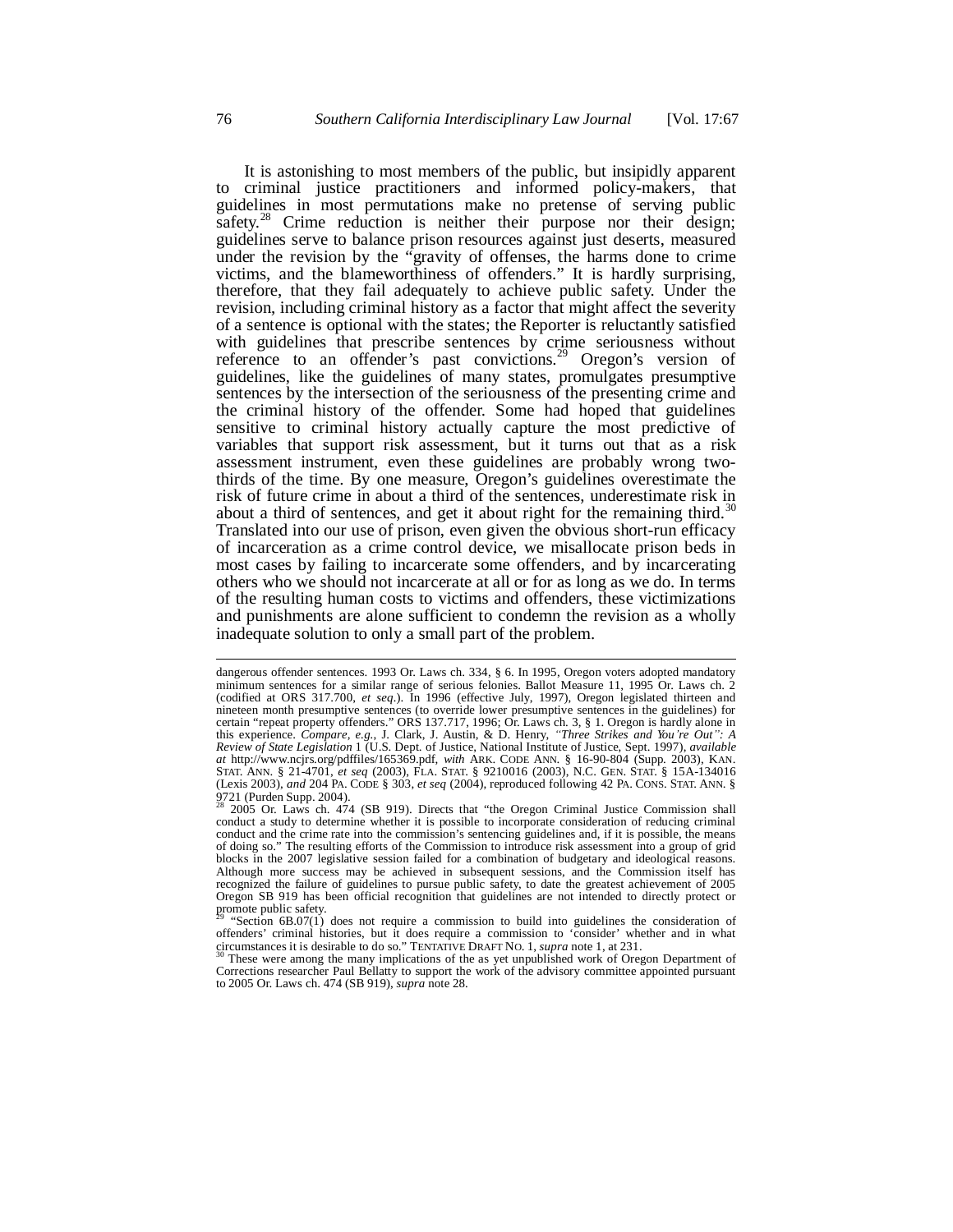It is astonishing to most members of the public, but insipidly apparent to criminal justice practitioners and informed policy-makers, that guidelines in most permutations make no pretense of serving public safety.[28] Crime reduction is neither their purpose nor their design; guidelines serve to balance prison resources against just deserts, measured under the revision by the "gravity of offenses, the harms done to crime victims, and the blameworthiness of offenders." It is hardly surprising, therefore, that they fail adequately to achieve public safety. Under the revision, including criminal history as a factor that might affect the severity of a sentence is optional with the states; the Reporter is reluctantly satisfied with guidelines that prescribe sentences by crime seriousness without reference to an offender's past convictions.[29] Oregon's version of guidelines, like the guidelines of many states, promulgates presumptive sentences by the intersection of the seriousness of the presenting crime and the criminal history of the offender. Some had hoped that guidelines sensitive to criminal history actually capture the most predictive of variables that support risk assessment, but it turns out that as a risk assessment instrument, even these guidelines are probably wrong two-thirds of the time. By one measure, Oregon's guidelines overestimate the risk of future crime in about a third of the sentences, underestimate risk in about a third of sentences, and get it about right for the remaining third.[30] Translated into our use of prison, even given the obvious short-run efficacy of incarceration as a crime control device, we misallocate prison beds in most cases by failing to incarcerate some offenders, and by incarcerating others who we should not incarcerate at all or for as long as we do. In terms of the resulting human costs to victims and offenders, these victimizations and punishments are alone sufficient to condemn the revision as a wholly inadequate solution to only a small part of the problem.

---

dangerous offender sentences. 1993 Or. Laws ch. 334, § 6. In 1995, Oregon voters adopted mandatory minimum sentences for a similar range of serious felonies. Ballot Measure 11, 1995 Or. Laws ch. 2 (codified at ORS 317.700, *et seq*.). In 1996 (effective July, 1997), Oregon legislated thirteen and nineteen month presumptive sentences (to override lower presumptive sentences in the guidelines) for certain "repeat property offenders." ORS 137.717, 1996; Or. Laws ch. 3, § 1. Oregon is hardly alone in this experience. *Compare, e.g.*, J. Clark, J. Austin, & D. Henry, *"Three Strikes and You're Out": A Review of State Legislation* 1 (U.S. Dept. of Justice, National Institute of Justice, Sept. 1997), *available at* http://www.ncjrs.org/pdffiles/165369.pdf, *with* ARK. CODE ANN. § 16-90-804 (Supp. 2003), KAN. STAT. ANN. § 21-4701, *et seq* (2003), FLA. STAT. § 9210016 (2003), N.C. GEN. STAT. § 15A-134016 (Lexis 2003), *and* 204 PA. CODE § 303, *et seq* (2004), reproduced following 42 PA. CONS. STAT. ANN. § 9721 (Purden Supp. 2004).

[28] 2005 Or. Laws ch. 474 (SB 919). Directs that "the Oregon Criminal Justice Commission shall conduct a study to determine whether it is possible to incorporate consideration of reducing criminal conduct and the crime rate into the commission's sentencing guidelines and, if it is possible, the means of doing so." The resulting efforts of the Commission to introduce risk assessment into a group of grid blocks in the 2007 legislative session failed for a combination of budgetary and ideological reasons. Although more success may be achieved in subsequent sessions, and the Commission itself has recognized the failure of guidelines to pursue public safety, to date the greatest achievement of 2005 Oregon SB 919 has been official recognition that guidelines are not intended to directly protect or promote public safety.

[29] "Section 6B.07(1) does not require a commission to build into guidelines the consideration of offenders' criminal histories, but it does require a commission to 'consider' whether and in what circumstances it is desirable to do so." TENTATIVE DRAFT NO. 1, *supra* note 1, at 231.

[30] These were among the many implications of the as yet unpublished work of Oregon Department of Corrections researcher Paul Bellatty to support the work of the advisory committee appointed pursuant to 2005 Or. Laws ch. 474 (SB 919), *supra* note 28.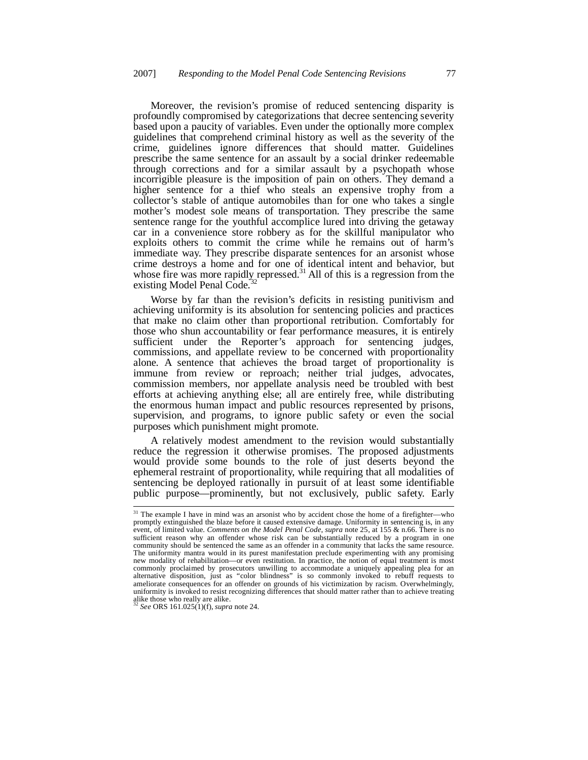Moreover, the revision's promise of reduced sentencing disparity is profoundly compromised by categorizations that decree sentencing severity based upon a paucity of variables. Even under the optionally more complex guidelines that comprehend criminal history as well as the severity of the crime, guidelines ignore differences that should matter. Guidelines prescribe the same sentence for an assault by a social drinker redeemable through corrections and for a similar assault by a psychopath whose incorrigible pleasure is the imposition of pain on others. They demand a higher sentence for a thief who steals an expensive trophy from a collector's stable of antique automobiles than for one who takes a single mother's modest sole means of transportation. They prescribe the same sentence range for the youthful accomplice lured into driving the getaway car in a convenience store robbery as for the skillful manipulator who exploits others to commit the crime while he remains out of harm's immediate way. They prescribe disparate sentences for an arsonist whose crime destroys a home and for one of identical intent and behavior, but whose fire was more rapidly repressed.[31] All of this is a regression from the existing Model Penal Code.[32]

Worse by far than the revision's deficits in resisting punitivism and achieving uniformity is its absolution for sentencing policies and practices that make no claim other than proportional retribution. Comfortably for those who shun accountability or fear performance measures, it is entirely sufficient under the Reporter's approach for sentencing judges, commissions, and appellate review to be concerned with proportionality alone. A sentence that achieves the broad target of proportionality is immune from review or reproach; neither trial judges, advocates, commission members, nor appellate analysis need be troubled with best efforts at achieving anything else; all are entirely free, while distributing the enormous human impact and public resources represented by prisons, supervision, and programs, to ignore public safety or even the social purposes which punishment might promote.

A relatively modest amendment to the revision would substantially reduce the regression it otherwise promises. The proposed adjustments would provide some bounds to the role of just deserts beyond the ephemeral restraint of proportionality, while requiring that all modalities of sentencing be deployed rationally in pursuit of at least some identifiable public purpose—prominently, but not exclusively, public safety. Early

---

[31] The example I have in mind was an arsonist who by accident chose the home of a firefighter—who promptly extinguished the blaze before it caused extensive damage. Uniformity in sentencing is, in any event, of limited value. *Comments on the Model Penal Code*, *supra* note 25, at 155 & n.66. There is no sufficient reason why an offender whose risk can be substantially reduced by a program in one community should be sentenced the same as an offender in a community that lacks the same resource. The uniformity mantra would in its purest manifestation preclude experimenting with any promising new modality of rehabilitation—or even restitution. In practice, the notion of equal treatment is most commonly proclaimed by prosecutors unwilling to accommodate a uniquely appealing plea for an alternative disposition, just as "color blindness" is so commonly invoked to rebuff requests to ameliorate consequences for an offender on grounds of his victimization by racism. Overwhelmingly, uniformity is invoked to resist recognizing differences that should matter rather than to achieve treating alike those who really are alike.

[32] *See* ORS 161.025(1)(f), *supra* note 24.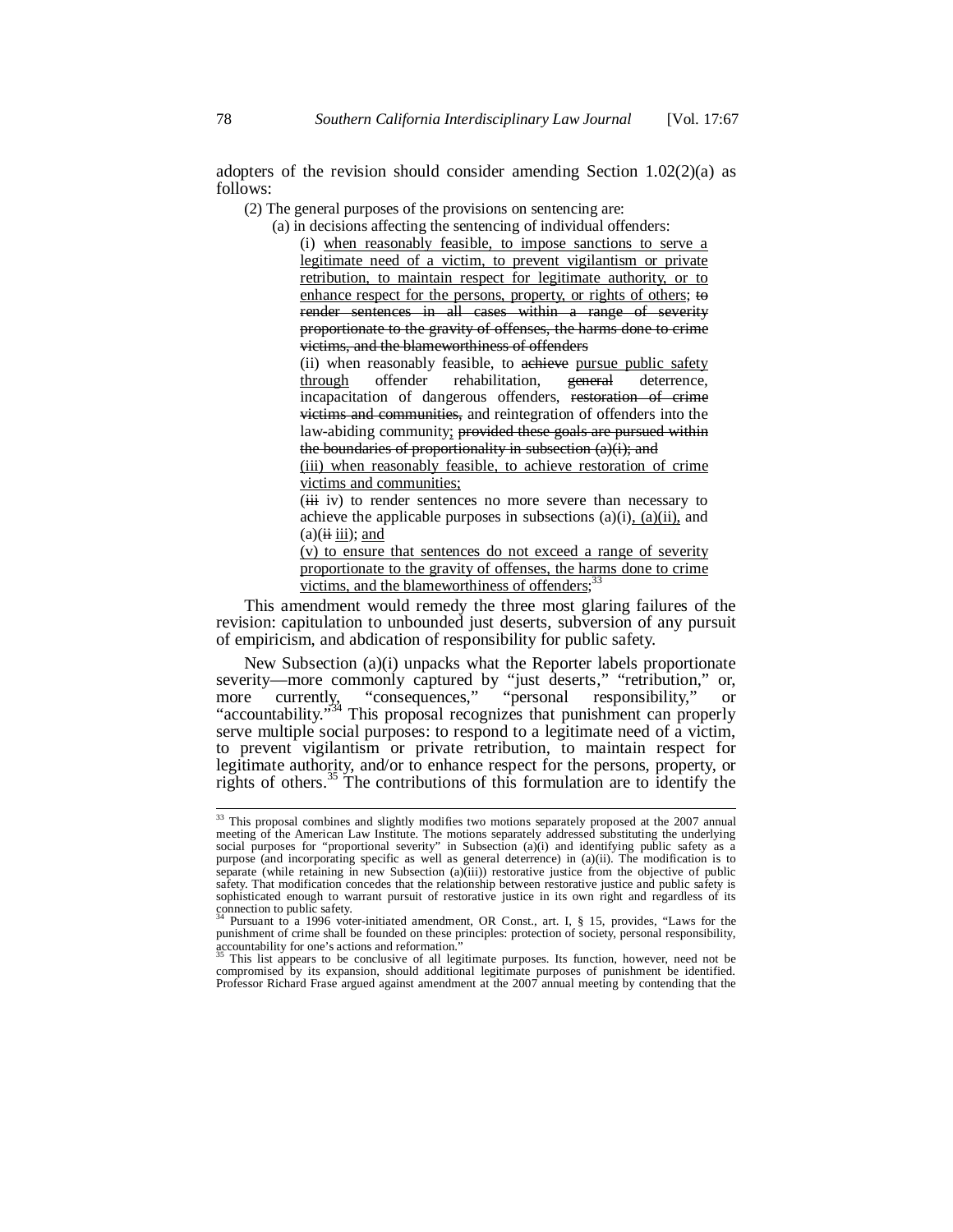adopters of the revision should consider amending Section 1.02(2)(a) as follows:

> (2) The general purposes of the provisions on sentencing are:
>
> (a) in decisions affecting the sentencing of individual offenders:
>
> (i) <u>when reasonably feasible, to impose sanctions to serve a legitimate need of a victim, to prevent vigilantism or private retribution, to maintain respect for legitimate authority, or to enhance respect for the persons, property, or rights of others;</u> ~~to render sentences in all cases within a range of severity proportionate to the gravity of offenses, the harms done to crime victims, and the blameworthiness of offenders~~
>
> (ii) when reasonably feasible, to ~~achieve~~ <u>pursue public safety through</u> offender rehabilitation, ~~general~~ deterrence, incapacitation of dangerous offenders, ~~restoration of crime victims and communities,~~ and reintegration of offenders into the law-abiding community<u>;</u> ~~provided these goals are pursued within the boundaries of proportionality in subsection (a)(i); and~~
>
> <u>(iii) when reasonably feasible, to achieve restoration of crime victims and communities;</u>
>
> (~~iii~~ <u>iv</u>) to render sentences no more severe than necessary to achieve the applicable purposes in subsections (a)(i)<u>, (a)(ii),</u> and (a)(~~ii~~ <u>iii</u>); <u>and</u>
>
> <u>(v) to ensure that sentences do not exceed a range of severity proportionate to the gravity of offenses, the harms done to crime victims, and the blameworthiness of offenders;</u>[33]

This amendment would remedy the three most glaring failures of the revision: capitulation to unbounded just deserts, subversion of any pursuit of empiricism, and abdication of responsibility for public safety.

New Subsection (a)(i) unpacks what the Reporter labels proportionate severity—more commonly captured by "just deserts," "retribution," or, more currently, "consequences," "personal responsibility," or "accountability."[34] This proposal recognizes that punishment can properly serve multiple social purposes: to respond to a legitimate need of a victim, to prevent vigilantism or private retribution, to maintain respect for legitimate authority, and/or to enhance respect for the persons, property, or rights of others.[35] The contributions of this formulation are to identify the

---

[33] This proposal combines and slightly modifies two motions separately proposed at the 2007 annual meeting of the American Law Institute. The motions separately addressed substituting the underlying social purposes for "proportional severity" in Subsection (a)(i) and identifying public safety as a purpose (and incorporating specific as well as general deterrence) in (a)(ii). The modification is to separate (while retaining in new Subsection (a)(iii)) restorative justice from the objective of public safety. That modification concedes that the relationship between restorative justice and public safety is sophisticated enough to warrant pursuit of restorative justice in its own right and regardless of its connection to public safety.

[34] Pursuant to a 1996 voter-initiated amendment, OR Const., art. I, § 15, provides, "Laws for the punishment of crime shall be founded on these principles: protection of society, personal responsibility, accountability for one's actions and reformation."

[35] This list appears to be conclusive of all legitimate purposes. Its function, however, need not be compromised by its expansion, should additional legitimate purposes of punishment be identified. Professor Richard Frase argued against amendment at the 2007 annual meeting by contending that the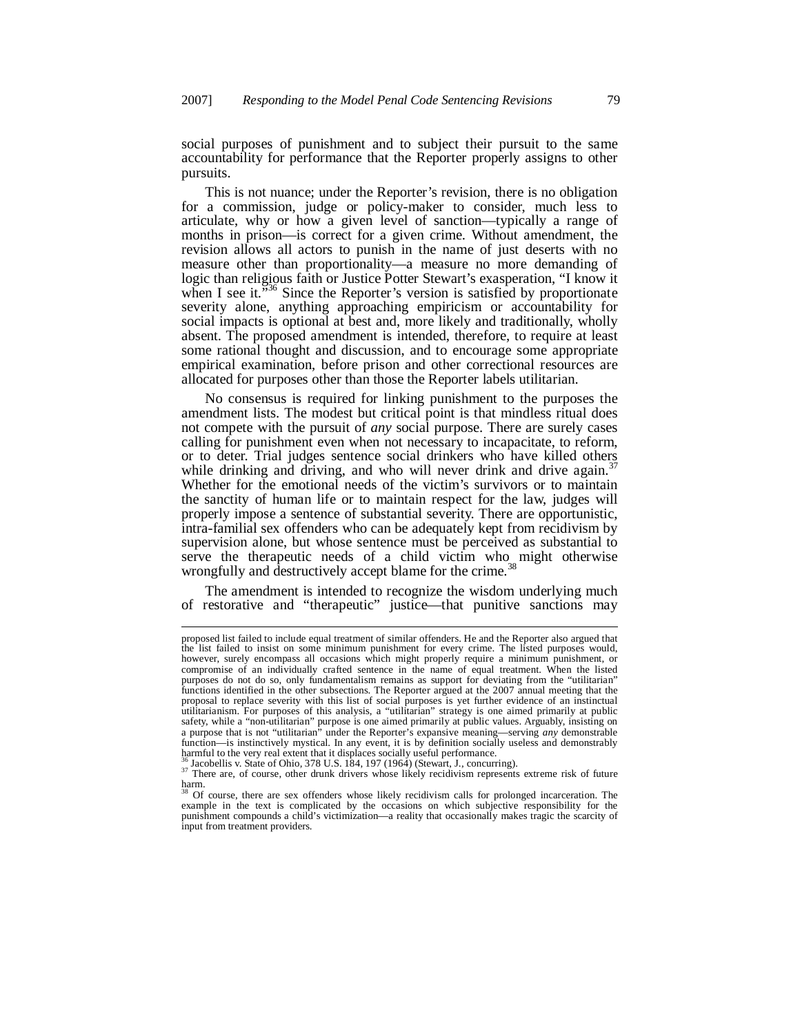social purposes of punishment and to subject their pursuit to the same accountability for performance that the Reporter properly assigns to other pursuits.

This is not nuance; under the Reporter's revision, there is no obligation for a commission, judge or policy-maker to consider, much less to articulate, why or how a given level of sanction—typically a range of months in prison—is correct for a given crime. Without amendment, the revision allows all actors to punish in the name of just deserts with no measure other than proportionality—a measure no more demanding of logic than religious faith or Justice Potter Stewart's exasperation, "I know it when I see it."[36] Since the Reporter's version is satisfied by proportionate severity alone, anything approaching empiricism or accountability for social impacts is optional at best and, more likely and traditionally, wholly absent. The proposed amendment is intended, therefore, to require at least some rational thought and discussion, and to encourage some appropriate empirical examination, before prison and other correctional resources are allocated for purposes other than those the Reporter labels utilitarian.

No consensus is required for linking punishment to the purposes the amendment lists. The modest but critical point is that mindless ritual does not compete with the pursuit of *any* social purpose. There are surely cases calling for punishment even when not necessary to incapacitate, to reform, or to deter. Trial judges sentence social drinkers who have killed others while drinking and driving, and who will never drink and drive again.[37] Whether for the emotional needs of the victim's survivors or to maintain the sanctity of human life or to maintain respect for the law, judges will properly impose a sentence of substantial severity. There are opportunistic, intra-familial sex offenders who can be adequately kept from recidivism by supervision alone, but whose sentence must be perceived as substantial to serve the therapeutic needs of a child victim who might otherwise wrongfully and destructively accept blame for the crime.[38]

The amendment is intended to recognize the wisdom underlying much of restorative and "therapeutic" justice—that punitive sanctions may

---

proposed list failed to include equal treatment of similar offenders. He and the Reporter also argued that the list failed to insist on some minimum punishment for every crime. The listed purposes would, however, surely encompass all occasions which might properly require a minimum punishment, or compromise of an individually crafted sentence in the name of equal treatment. When the listed purposes do not do so, only fundamentalism remains as support for deviating from the "utilitarian" functions identified in the other subsections. The Reporter argued at the 2007 annual meeting that the proposal to replace severity with this list of social purposes is yet further evidence of an instinctual utilitarianism. For purposes of this analysis, a "utilitarian" strategy is one aimed primarily at public safety, while a "non-utilitarian" purpose is one aimed primarily at public values. Arguably, insisting on a purpose that is not "utilitarian" under the Reporter's expansive meaning—serving *any* demonstrable function—is instinctively mystical. In any event, it is by definition socially useless and demonstrably harmful to the very real extent that it displaces socially useful performance.

[36] Jacobellis v. State of Ohio, 378 U.S. 184, 197 (1964) (Stewart, J., concurring).

[37] There are, of course, other drunk drivers whose likely recidivism represents extreme risk of future harm.

[38] Of course, there are sex offenders whose likely recidivism calls for prolonged incarceration. The example in the text is complicated by the occasions on which subjective responsibility for the punishment compounds a child's victimization—a reality that occasionally makes tragic the scarcity of input from treatment providers.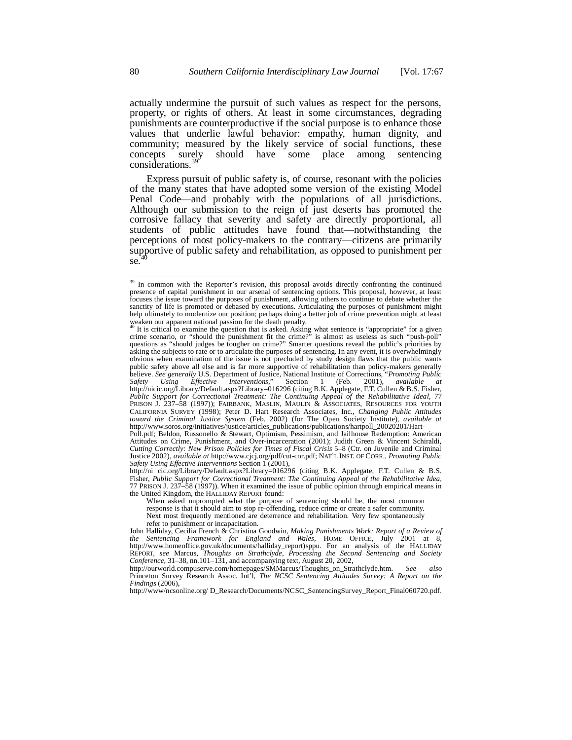actually undermine the pursuit of such values as respect for the persons, property, or rights of others. At least in some circumstances, degrading punishments are counterproductive if the social purpose is to enhance those values that underlie lawful behavior: empathy, human dignity, and community; measured by the likely service of social functions, these concepts surely should have some place among sentencing considerations.[39]

Express pursuit of public safety is, of course, resonant with the policies of the many states that have adopted some version of the existing Model Penal Code—and probably with the populations of all jurisdictions. Although our submission to the reign of just deserts has promoted the corrosive fallacy that severity and safety are directly proportional, all students of public attitudes have found that—notwithstanding the perceptions of most policy-makers to the contrary—citizens are primarily supportive of public safety and rehabilitation, as opposed to punishment per se.[40]

---

[39] In common with the Reporter's revision, this proposal avoids directly confronting the continued presence of capital punishment in our arsenal of sentencing options. This proposal, however, at least focuses the issue toward the purposes of punishment, allowing others to continue to debate whether the sanctity of life is promoted or debased by executions. Articulating the purposes of punishment might help ultimately to modernize our position; perhaps doing a better job of crime prevention might at least weaken our apparent national passion for the death penalty.

[40] It is critical to examine the question that is asked. Asking what sentence is "appropriate" for a given crime scenario, or "should the punishment fit the crime?" is almost as useless as such "push-poll" questions as "should judges be tougher on crime?" Smarter questions reveal the public's priorities by asking the subjects to rate or to articulate the purposes of sentencing. In any event, it is overwhelmingly obvious when examination of the issue is not precluded by study design flaws that the public wants public safety above all else and is far more supportive of rehabilitation than policy-makers generally believe. *See generally* U.S. Department of Justice, National Institute of Corrections, "*Promoting Public Safety Using Effective Interventions*," Section 1 (Feb. 2001), *available at* http://nicic.org/Library/Default.aspx?Library=016296 (citing B.K. Applegate, F.T. Cullen & B.S. Fisher, *Public Support for Correctional Treatment: The Continuing Appeal of the Rehabilitative Ideal*, 77 PRISON J. 237–58 (1997)); FAIRBANK, MASLIN, MAULIN & ASSOCIATES, RESOURCES FOR YOUTH CALIFORNIA SURVEY (1998); Peter D. Hart Research Associates, Inc., *Changing Public Attitudes toward the Criminal Justice System* (Feb. 2002) (for The Open Society Institute), *available at* http://www.soros.org/initiatives/justice/articles_publications/publications/hartpoll_20020201/Hart-Poll.pdf; Beldon, Russonello & Stewart, Optimism, Pessimism, and Jailhouse Redemption: American Attitudes on Crime, Punishment, and Over-incarceration (2001); Judith Green & Vincent Schiraldi, *Cutting Correctly: New Prison Policies for Times of Fiscal Crisis* 5–8 (Ctr. on Juvenile and Criminal Justice 2002), *available at* http://www.cjcj.org/pdf/cut-cor.pdf; NAT'L INST. OF CORR., *Promoting Public Safety Using Effective Interventions* Section 1 (2001), http://ni cic.org/Library/Default.aspx?Library=016296 (citing B.K. Applegate, F.T. Cullen & B.S. Fisher, *Public Support for Correctional Treatment: The Continuing Appeal of the Rehabilitative Idea*, 77 PRISON J. 237–58 (1997)). When it examined the issue of public opinion through empirical means in the United Kingdom, the HALLIDAY REPORT found:

> When asked unprompted what the purpose of sentencing should be, the most common response is that it should aim to stop re-offending, reduce crime or create a safer community. Next most frequently mentioned are deterrence and rehabilitation. Very few spontaneously refer to punishment or incapacitation.

John Halliday, Cecilia French & Christina Goodwin, *Making Punishments Work: Report of a Review of the Sentencing Framework for England and Wales*, HOME OFFICE, July 2001 at 8, http://www.homeoffice.gov.uk/documents/halliday_report)sppu. For an analysis of the HALLIDAY REPORT, *see* Marcus, *Thoughts on Strathclyde, Processing the Second Sentencing and Society Conference*, 31–38, nn.101–131, and accompanying text, August 20, 2002, http://ourworld.compuserve.com/homepages/SMMarcus/Thoughts_on_Strathclyde.htm. *See also* Princeton Survey Research Assoc. Int'l, *The NCSC Sentencing Attitudes Survey: A Report on the Findings* (2006), http://www/ncsonline.org/ D_Research/Documents/NCSC_SentencingSurvey_Report_Final060720.pdf.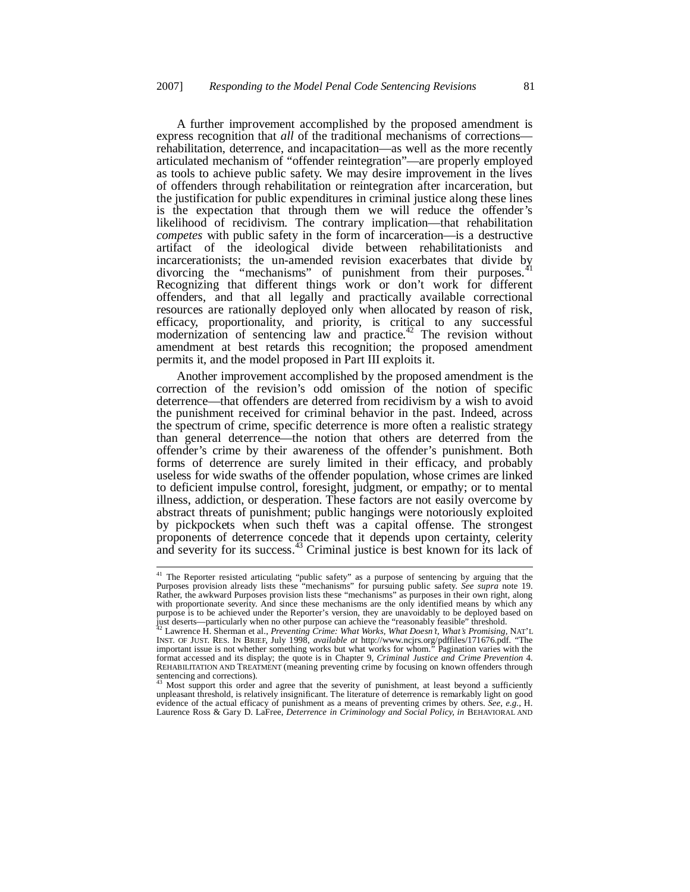A further improvement accomplished by the proposed amendment is express recognition that *all* of the traditional mechanisms of corrections—rehabilitation, deterrence, and incapacitation—as well as the more recently articulated mechanism of "offender reintegration"—are properly employed as tools to achieve public safety. We may desire improvement in the lives of offenders through rehabilitation or reintegration after incarceration, but the justification for public expenditures in criminal justice along these lines is the expectation that through them we will reduce the offender's likelihood of recidivism. The contrary implication—that rehabilitation *competes* with public safety in the form of incarceration—is a destructive artifact of the ideological divide between rehabilitationists and incarcerationists; the un-amended revision exacerbates that divide by divorcing the "mechanisms" of punishment from their purposes.[41] Recognizing that different things work or don't work for different offenders, and that all legally and practically available correctional resources are rationally deployed only when allocated by reason of risk, efficacy, proportionality, and priority, is critical to any successful modernization of sentencing law and practice.[42] The revision without amendment at best retards this recognition; the proposed amendment permits it, and the model proposed in Part III exploits it.

Another improvement accomplished by the proposed amendment is the correction of the revision's odd omission of the notion of specific deterrence—that offenders are deterred from recidivism by a wish to avoid the punishment received for criminal behavior in the past. Indeed, across the spectrum of crime, specific deterrence is more often a realistic strategy than general deterrence—the notion that others are deterred from the offender's crime by their awareness of the offender's punishment. Both forms of deterrence are surely limited in their efficacy, and probably useless for wide swaths of the offender population, whose crimes are linked to deficient impulse control, foresight, judgment, or empathy; or to mental illness, addiction, or desperation. These factors are not easily overcome by abstract threats of punishment; public hangings were notoriously exploited by pickpockets when such theft was a capital offense. The strongest proponents of deterrence concede that it depends upon certainty, celerity and severity for its success.[43] Criminal justice is best known for its lack of

---

[41] The Reporter resisted articulating "public safety" as a purpose of sentencing by arguing that the Purposes provision already lists these "mechanisms" for pursuing public safety. *See supra* note 19. Rather, the awkward Purposes provision lists these "mechanisms" as purposes in their own right, along with proportionate severity. And since these mechanisms are the only identified means by which any purpose is to be achieved under the Reporter's version, they are unavoidably to be deployed based on just deserts—particularly when no other purpose can achieve the "reasonably feasible" threshold.

[42] Lawrence H. Sherman et al., *Preventing Crime: What Works, What Doesn't, What's Promising*, NAT'L INST. OF JUST. RES. IN BRIEF, July 1998, *available at* http://www.ncjrs.org/pdffiles/171676.pdf. "The important issue is not whether something works but what works for whom." Pagination varies with the format accessed and its display; the quote is in Chapter 9, *Criminal Justice and Crime Prevention* 4. REHABILITATION AND TREATMENT (meaning preventing crime by focusing on known offenders through sentencing and corrections).

[43] Most support this order and agree that the severity of punishment, at least beyond a sufficiently unpleasant threshold, is relatively insignificant. The literature of deterrence is remarkably light on good evidence of the actual efficacy of punishment as a means of preventing crimes by others. *See, e.g.*, H. Laurence Ross & Gary D. LaFree, *Deterrence in Criminology and Social Policy*, *in* BEHAVIORAL AND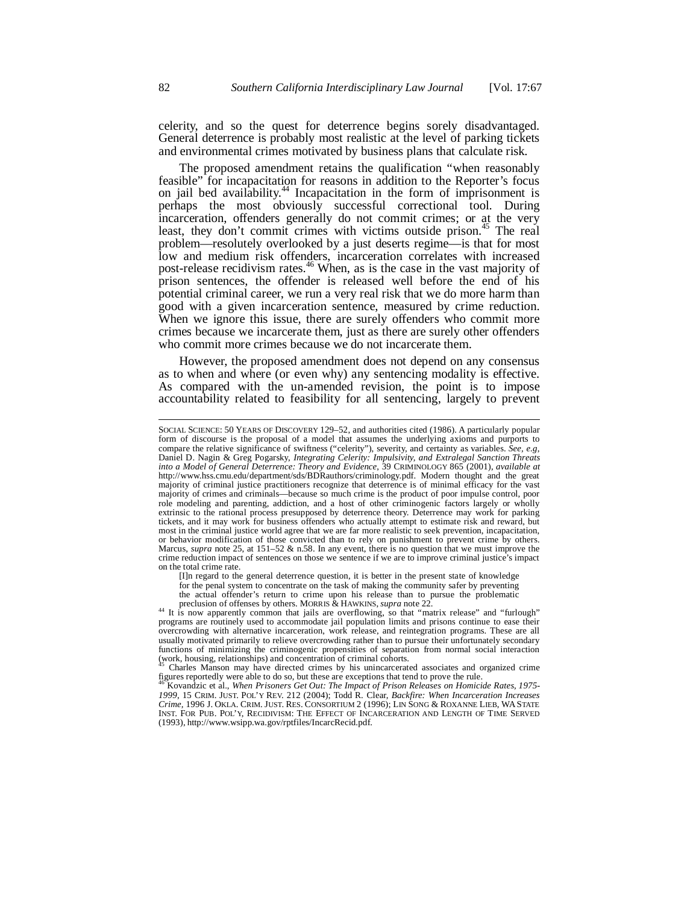celerity, and so the quest for deterrence begins sorely disadvantaged. General deterrence is probably most realistic at the level of parking tickets and environmental crimes motivated by business plans that calculate risk.

The proposed amendment retains the qualification "when reasonably feasible" for incapacitation for reasons in addition to the Reporter's focus on jail bed availability.[44] Incapacitation in the form of imprisonment is perhaps the most obviously successful correctional tool. During incarceration, offenders generally do not commit crimes; or at the very least, they don't commit crimes with victims outside prison.[45] The real problem—resolutely overlooked by a just deserts regime—is that for most low and medium risk offenders, incarceration correlates with increased post-release recidivism rates.[46] When, as is the case in the vast majority of prison sentences, the offender is released well before the end of his potential criminal career, we run a very real risk that we do more harm than good with a given incarceration sentence, measured by crime reduction. When we ignore this issue, there are surely offenders who commit more crimes because we incarcerate them, just as there are surely other offenders who commit more crimes because we do not incarcerate them.

However, the proposed amendment does not depend on any consensus as to when and where (or even why) any sentencing modality is effective. As compared with the un-amended revision, the point is to impose accountability related to feasibility for all sentencing, largely to prevent

---

SOCIAL SCIENCE: 50 YEARS OF DISCOVERY 129–52, and authorities cited (1986). A particularly popular form of discourse is the proposal of a model that assumes the underlying axioms and purports to compare the relative significance of swiftness ("celerity"), severity, and certainty as variables. *See, e.g*, Daniel D. Nagin & Greg Pogarsky, *Integrating Celerity: Impulsivity, and Extralegal Sanction Threats into a Model of General Deterrence: Theory and Evidence*, 39 CRIMINOLOGY 865 (2001), *available at* http://www.hss.cmu.edu/department/sds/BDRauthors/criminology.pdf. Modern thought and the great majority of criminal justice practitioners recognize that deterrence is of minimal efficacy for the vast majority of crimes and criminals—because so much crime is the product of poor impulse control, poor role modeling and parenting, addiction, and a host of other criminogenic factors largely or wholly extrinsic to the rational process presupposed by deterrence theory. Deterrence may work for parking tickets, and it may work for business offenders who actually attempt to estimate risk and reward, but most in the criminal justice world agree that we are far more realistic to seek prevention, incapacitation, or behavior modification of those convicted than to rely on punishment to prevent crime by others. Marcus, *supra* note 25, at 151–52 & n.58. In any event, there is no question that we must improve the crime reduction impact of sentences on those we sentence if we are to improve criminal justice's impact on the total crime rate.

> [I]n regard to the general deterrence question, it is better in the present state of knowledge for the penal system to concentrate on the task of making the community safer by preventing the actual offender's return to crime upon his release than to pursue the problematic preclusion of offenses by others. MORRIS & HAWKINS, *supra* note 22.

[44] It is now apparently common that jails are overflowing, so that "matrix release" and "furlough" programs are routinely used to accommodate jail population limits and prisons continue to ease their overcrowding with alternative incarceration, work release, and reintegration programs. These are all usually motivated primarily to relieve overcrowding rather than to pursue their unfortunately secondary functions of minimizing the criminogenic propensities of separation from normal social interaction (work, housing, relationships) and concentration of criminal cohorts.

[45] Charles Manson may have directed crimes by his unincarcerated associates and organized crime figures reportedly were able to do so, but these are exceptions that tend to prove the rule.

[46] Kovandzic et al., *When Prisoners Get Out: The Impact of Prison Releases on Homicide Rates, 1975-1999*, 15 CRIM. JUST. POL'Y REV. 212 (2004); Todd R. Clear, *Backfire: When Incarceration Increases Crime*, 1996 J. OKLA. CRIM. JUST. RES. CONSORTIUM 2 (1996); LIN SONG & ROXANNE LIEB, WA STATE INST. FOR PUB. POL'Y, RECIDIVISM: THE EFFECT OF INCARCERATION AND LENGTH OF TIME SERVED (1993), http://www.wsipp.wa.gov/rptfiles/IncarcRecid.pdf.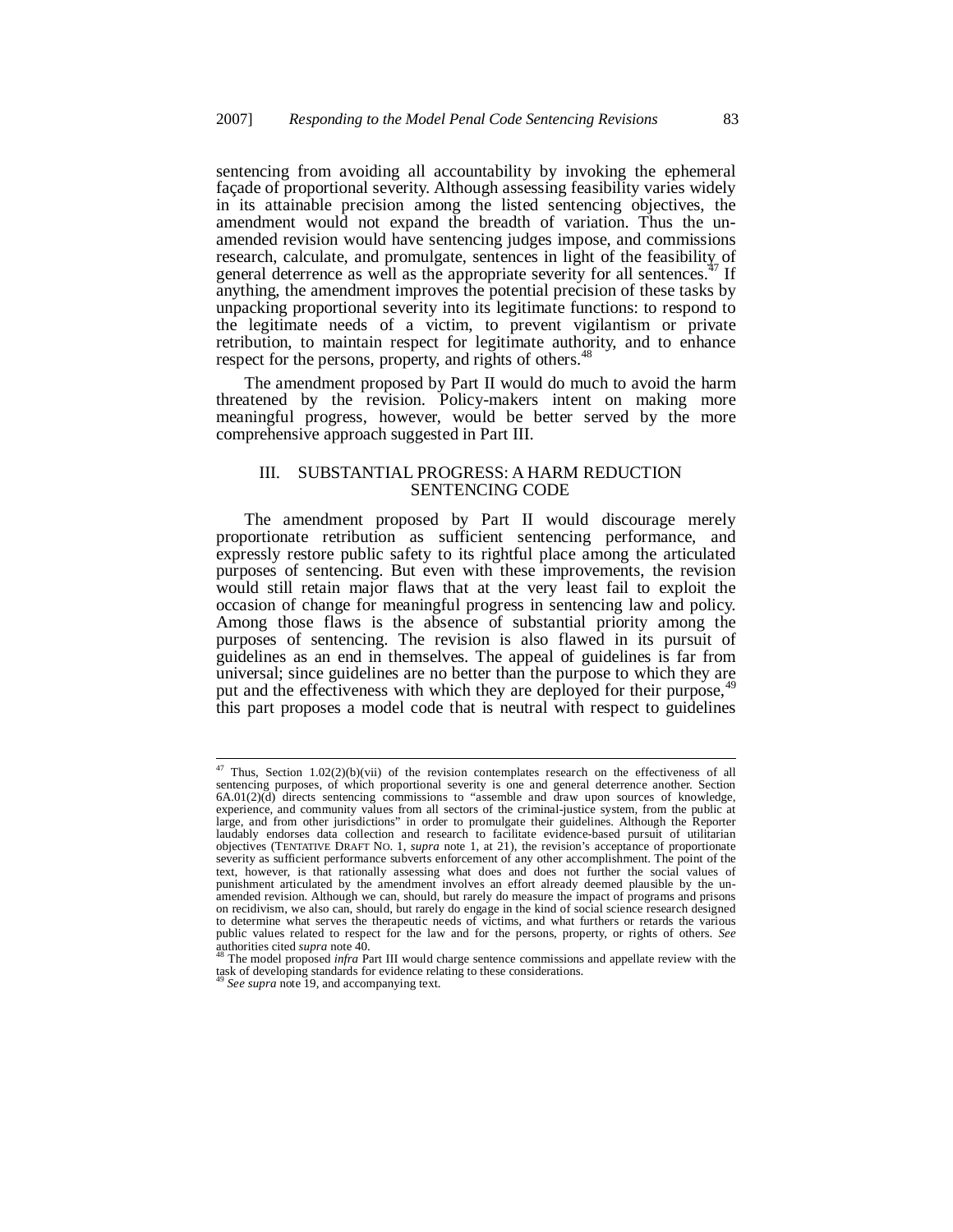sentencing from avoiding all accountability by invoking the ephemeral façade of proportional severity. Although assessing feasibility varies widely in its attainable precision among the listed sentencing objectives, the amendment would not expand the breadth of variation. Thus the un-amended revision would have sentencing judges impose, and commissions research, calculate, and promulgate, sentences in light of the feasibility of general deterrence as well as the appropriate severity for all sentences.[47] If anything, the amendment improves the potential precision of these tasks by unpacking proportional severity into its legitimate functions: to respond to the legitimate needs of a victim, to prevent vigilantism or private retribution, to maintain respect for legitimate authority, and to enhance respect for the persons, property, and rights of others.[48]

The amendment proposed by Part II would do much to avoid the harm threatened by the revision. Policy-makers intent on making more meaningful progress, however, would be better served by the more comprehensive approach suggested in Part III.

## III. SUBSTANTIAL PROGRESS: A HARM REDUCTION SENTENCING CODE

The amendment proposed by Part II would discourage merely proportionate retribution as sufficient sentencing performance, and expressly restore public safety to its rightful place among the articulated purposes of sentencing. But even with these improvements, the revision would still retain major flaws that at the very least fail to exploit the occasion of change for meaningful progress in sentencing law and policy. Among those flaws is the absence of substantial priority among the purposes of sentencing. The revision is also flawed in its pursuit of guidelines as an end in themselves. The appeal of guidelines is far from universal; since guidelines are no better than the purpose to which they are put and the effectiveness with which they are deployed for their purpose,[49] this part proposes a model code that is neutral with respect to guidelines

---

[47] Thus, Section 1.02(2)(b)(vii) of the revision contemplates research on the effectiveness of all sentencing purposes, of which proportional severity is one and general deterrence another. Section 6A.01(2)(d) directs sentencing commissions to "assemble and draw upon sources of knowledge, experience, and community values from all sectors of the criminal-justice system, from the public at large, and from other jurisdictions" in order to promulgate their guidelines. Although the Reporter laudably endorses data collection and research to facilitate evidence-based pursuit of utilitarian objectives (TENTATIVE DRAFT NO. 1, *supra* note 1, at 21), the revision's acceptance of proportionate severity as sufficient performance subverts enforcement of any other accomplishment. The point of the text, however, is that rationally assessing what does and does not further the social values of punishment articulated by the amendment involves an effort already deemed plausible by the un-amended revision. Although we can, should, but rarely do measure the impact of programs and prisons on recidivism, we also can, should, but rarely do engage in the kind of social science research designed to determine what serves the therapeutic needs of victims, and what furthers or retards the various public values related to respect for the law and for the persons, property, or rights of others. *See* authorities cited *supra* note 40.

[48] The model proposed *infra* Part III would charge sentence commissions and appellate review with the task of developing standards for evidence relating to these considerations.

[49] *See supra* note 19, and accompanying text.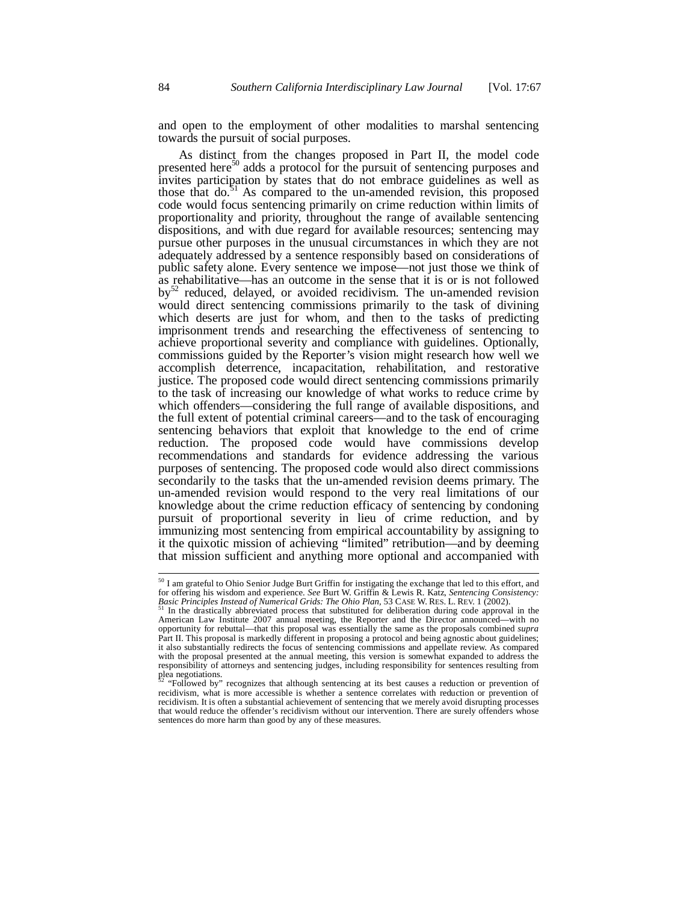and open to the employment of other modalities to marshal sentencing towards the pursuit of social purposes.

As distinct from the changes proposed in Part II, the model code presented here[50] adds a protocol for the pursuit of sentencing purposes and invites participation by states that do not embrace guidelines as well as those that do.[51] As compared to the un-amended revision, this proposed code would focus sentencing primarily on crime reduction within limits of proportionality and priority, throughout the range of available sentencing dispositions, and with due regard for available resources; sentencing may pursue other purposes in the unusual circumstances in which they are not adequately addressed by a sentence responsibly based on considerations of public safety alone. Every sentence we impose—not just those we think of as rehabilitative—has an outcome in the sense that it is or is not followed by[52] reduced, delayed, or avoided recidivism. The un-amended revision would direct sentencing commissions primarily to the task of divining which deserts are just for whom, and then to the tasks of predicting imprisonment trends and researching the effectiveness of sentencing to achieve proportional severity and compliance with guidelines. Optionally, commissions guided by the Reporter's vision might research how well we accomplish deterrence, incapacitation, rehabilitation, and restorative justice. The proposed code would direct sentencing commissions primarily to the task of increasing our knowledge of what works to reduce crime by which offenders—considering the full range of available dispositions, and the full extent of potential criminal careers—and to the task of encouraging sentencing behaviors that exploit that knowledge to the end of crime reduction. The proposed code would have commissions develop recommendations and standards for evidence addressing the various purposes of sentencing. The proposed code would also direct commissions secondarily to the tasks that the un-amended revision deems primary. The un-amended revision would respond to the very real limitations of our knowledge about the crime reduction efficacy of sentencing by condoning pursuit of proportional severity in lieu of crime reduction, and by immunizing most sentencing from empirical accountability by assigning to it the quixotic mission of achieving "limited" retribution—and by deeming that mission sufficient and anything more optional and accompanied with

---

[50] I am grateful to Ohio Senior Judge Burt Griffin for instigating the exchange that led to this effort, and for offering his wisdom and experience. *See* Burt W. Griffin & Lewis R. Katz, *Sentencing Consistency: Basic Principles Instead of Numerical Grids: The Ohio Plan*, 53 CASE W. RES. L. REV. 1 (2002).

[51] In the drastically abbreviated process that substituted for deliberation during code approval in the American Law Institute 2007 annual meeting, the Reporter and the Director announced—with no opportunity for rebuttal—that this proposal was essentially the same as the proposals combined *supra* Part II. This proposal is markedly different in proposing a protocol and being agnostic about guidelines; it also substantially redirects the focus of sentencing commissions and appellate review. As compared with the proposal presented at the annual meeting, this version is somewhat expanded to address the responsibility of attorneys and sentencing judges, including responsibility for sentences resulting from plea negotiations.

[52] "Followed by" recognizes that although sentencing at its best causes a reduction or prevention of recidivism, what is more accessible is whether a sentence correlates with reduction or prevention of recidivism. It is often a substantial achievement of sentencing that we merely avoid disrupting processes that would reduce the offender's recidivism without our intervention. There are surely offenders whose sentences do more harm than good by any of these measures.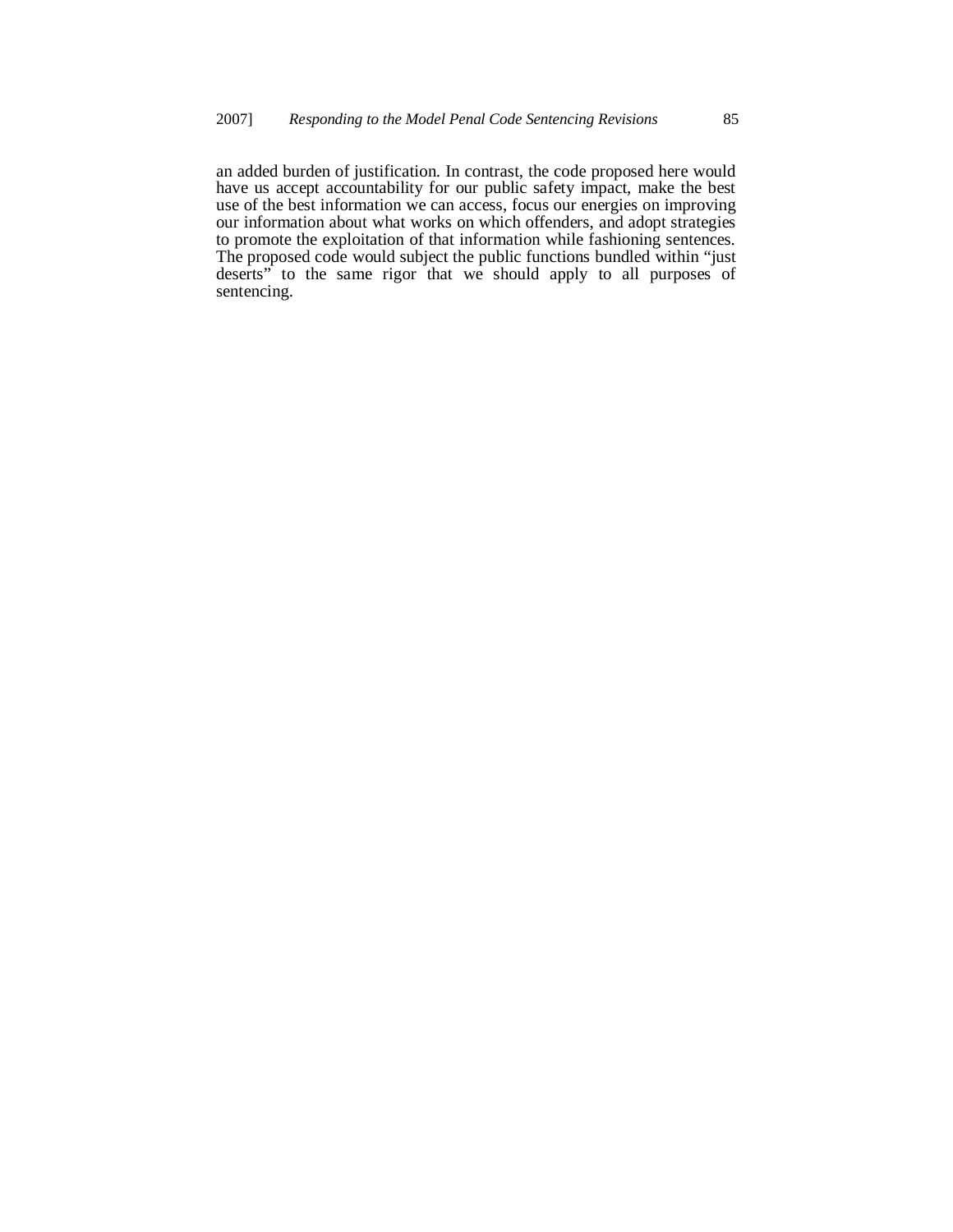an added burden of justification. In contrast, the code proposed here would have us accept accountability for our public safety impact, make the best use of the best information we can access, focus our energies on improving our information about what works on which offenders, and adopt strategies to promote the exploitation of that information while fashioning sentences. The proposed code would subject the public functions bundled within "just deserts" to the same rigor that we should apply to all purposes of sentencing.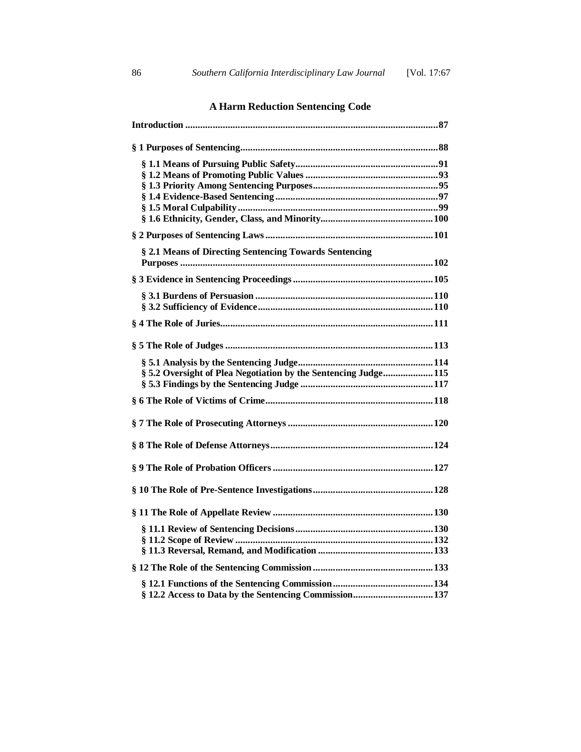# A Harm Reduction Sentencing Code

**Introduction** .......... **87**

**§ 1 Purposes of Sentencing** .......... **88**

- **§ 1.1 Means of Pursuing Public Safety** .......... **91**
- **§ 1.2 Means of Promoting Public Values** .......... **93**
- **§ 1.3 Priority Among Sentencing Purposes** .......... **95**
- **§ 1.4 Evidence-Based Sentencing** .......... **97**
- **§ 1.5 Moral Culpability** .......... **99**
- **§ 1.6 Ethnicity, Gender, Class, and Minority** .......... **100**

**§ 2 Purposes of Sentencing Laws** .......... **101**

- **§ 2.1 Means of Directing Sentencing Towards Sentencing Purposes** .......... **102**

**§ 3 Evidence in Sentencing Proceedings** .......... **105**

- **§ 3.1 Burdens of Persuasion** .......... **110**
- **§ 3.2 Sufficiency of Evidence** .......... **110**

**§ 4 The Role of Juries** .......... **111**

**§ 5 The Role of Judges** .......... **113**

- **§ 5.1 Analysis by the Sentencing Judge** .......... **114**
- **§ 5.2 Oversight of Plea Negotiation by the Sentencing Judge** .......... **115**
- **§ 5.3 Findings by the Sentencing Judge** .......... **117**

**§ 6 The Role of Victims of Crime** .......... **118**

**§ 7 The Role of Prosecuting Attorneys** .......... **120**

**§ 8 The Role of Defense Attorneys** .......... **124**

**§ 9 The Role of Probation Officers** .......... **127**

**§ 10 The Role of Pre-Sentence Investigations** .......... **128**

**§ 11 The Role of Appellate Review** .......... **130**

- **§ 11.1 Review of Sentencing Decisions** .......... **130**
- **§ 11.2 Scope of Review** .......... **132**
- **§ 11.3 Reversal, Remand, and Modification** .......... **133**

**§ 12 The Role of the Sentencing Commission** .......... **133**

- **§ 12.1 Functions of the Sentencing Commission** .......... **134**
- **§ 12.2 Access to Data by the Sentencing Commission** .......... **137**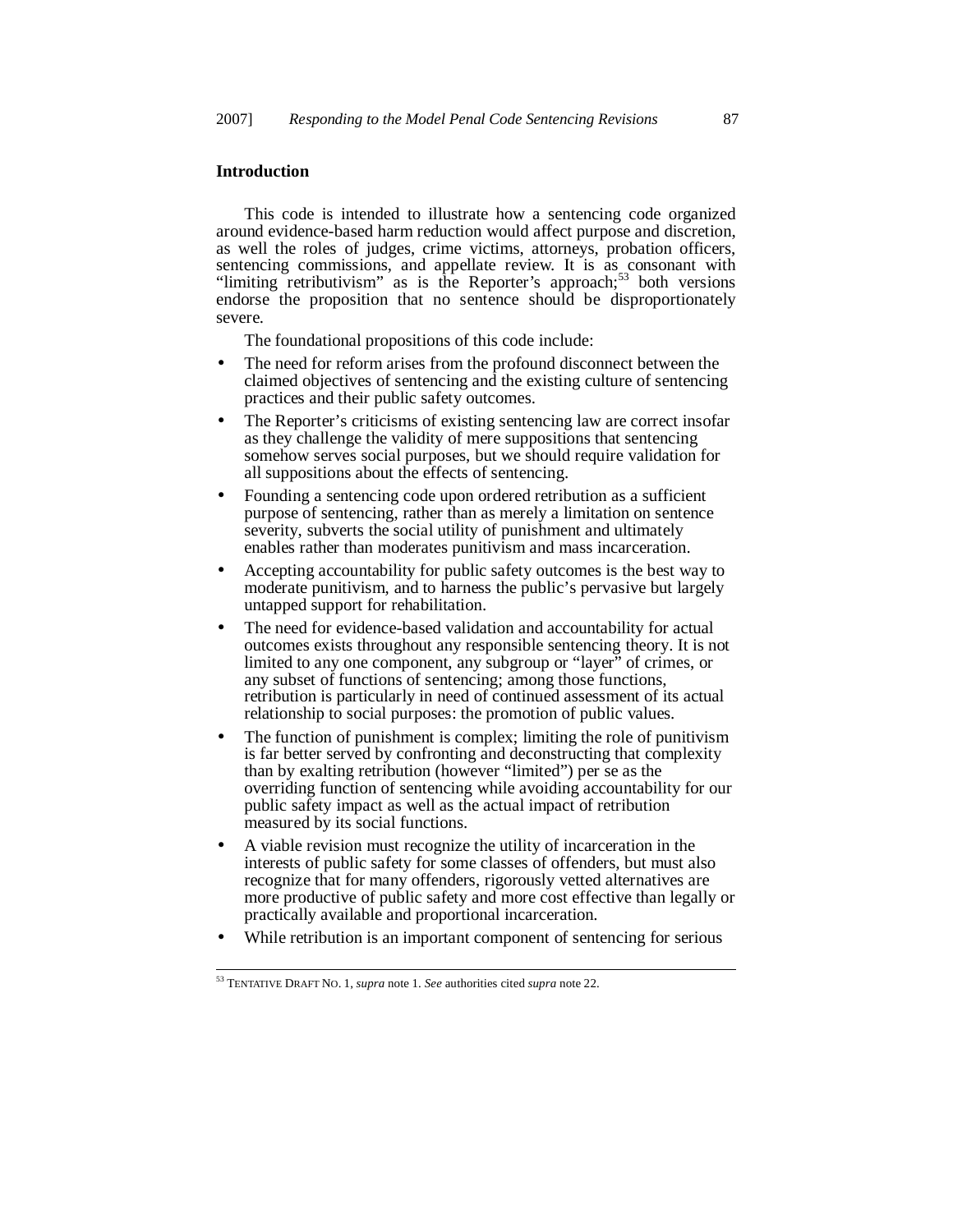## Introduction

This code is intended to illustrate how a sentencing code organized around evidence-based harm reduction would affect purpose and discretion, as well the roles of judges, crime victims, attorneys, probation officers, sentencing commissions, and appellate review. It is as consonant with "limiting retributivism" as is the Reporter's approach;[53] both versions endorse the proposition that no sentence should be disproportionately severe.

The foundational propositions of this code include:

- The need for reform arises from the profound disconnect between the claimed objectives of sentencing and the existing culture of sentencing practices and their public safety outcomes.
- The Reporter's criticisms of existing sentencing law are correct insofar as they challenge the validity of mere suppositions that sentencing somehow serves social purposes, but we should require validation for all suppositions about the effects of sentencing.
- Founding a sentencing code upon ordered retribution as a sufficient purpose of sentencing, rather than as merely a limitation on sentence severity, subverts the social utility of punishment and ultimately enables rather than moderates punitivism and mass incarceration.
- Accepting accountability for public safety outcomes is the best way to moderate punitivism, and to harness the public's pervasive but largely untapped support for rehabilitation.
- The need for evidence-based validation and accountability for actual outcomes exists throughout any responsible sentencing theory. It is not limited to any one component, any subgroup or "layer" of crimes, or any subset of functions of sentencing; among those functions, retribution is particularly in need of continued assessment of its actual relationship to social purposes: the promotion of public values.
- The function of punishment is complex; limiting the role of punitivism is far better served by confronting and deconstructing that complexity than by exalting retribution (however "limited") per se as the overriding function of sentencing while avoiding accountability for our public safety impact as well as the actual impact of retribution measured by its social functions.
- A viable revision must recognize the utility of incarceration in the interests of public safety for some classes of offenders, but must also recognize that for many offenders, rigorously vetted alternatives are more productive of public safety and more cost effective than legally or practically available and proportional incarceration.
- While retribution is an important component of sentencing for serious

[53] TENTATIVE DRAFT NO. 1, *supra* note 1. *See* authorities cited *supra* note 22.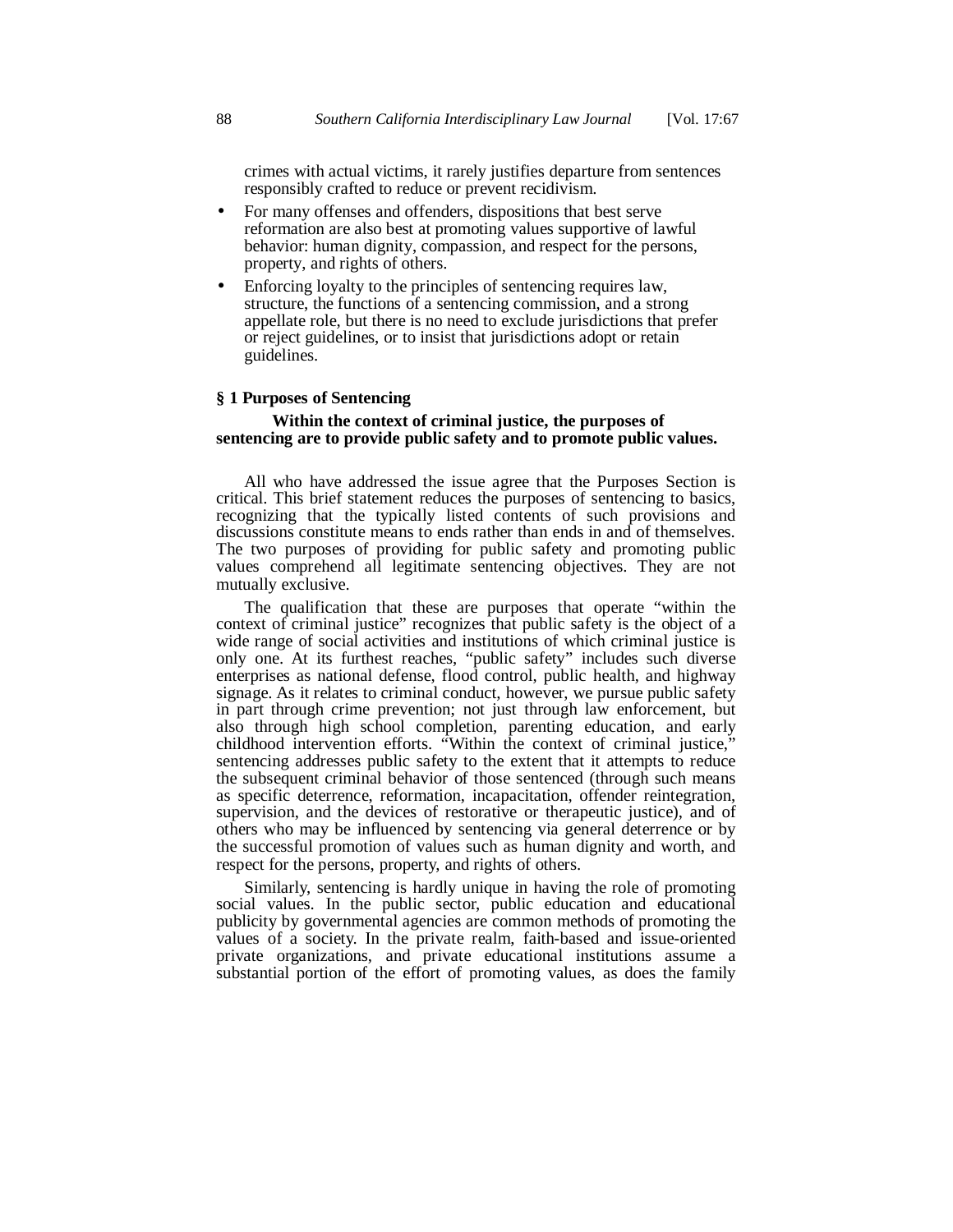crimes with actual victims, it rarely justifies departure from sentences responsibly crafted to reduce or prevent recidivism.

- For many offenses and offenders, dispositions that best serve reformation are also best at promoting values supportive of lawful behavior: human dignity, compassion, and respect for the persons, property, and rights of others.
- Enforcing loyalty to the principles of sentencing requires law, structure, the functions of a sentencing commission, and a strong appellate role, but there is no need to exclude jurisdictions that prefer or reject guidelines, or to insist that jurisdictions adopt or retain guidelines.

### § 1 Purposes of Sentencing

**Within the context of criminal justice, the purposes of sentencing are to provide public safety and to promote public values.**

All who have addressed the issue agree that the Purposes Section is critical. This brief statement reduces the purposes of sentencing to basics, recognizing that the typically listed contents of such provisions and discussions constitute means to ends rather than ends in and of themselves. The two purposes of providing for public safety and promoting public values comprehend all legitimate sentencing objectives. They are not mutually exclusive.

The qualification that these are purposes that operate "within the context of criminal justice" recognizes that public safety is the object of a wide range of social activities and institutions of which criminal justice is only one. At its furthest reaches, "public safety" includes such diverse enterprises as national defense, flood control, public health, and highway signage. As it relates to criminal conduct, however, we pursue public safety in part through crime prevention; not just through law enforcement, but also through high school completion, parenting education, and early childhood intervention efforts. "Within the context of criminal justice," sentencing addresses public safety to the extent that it attempts to reduce the subsequent criminal behavior of those sentenced (through such means as specific deterrence, reformation, incapacitation, offender reintegration, supervision, and the devices of restorative or therapeutic justice), and of others who may be influenced by sentencing via general deterrence or by the successful promotion of values such as human dignity and worth, and respect for the persons, property, and rights of others.

Similarly, sentencing is hardly unique in having the role of promoting social values. In the public sector, public education and educational publicity by governmental agencies are common methods of promoting the values of a society. In the private realm, faith-based and issue-oriented private organizations, and private educational institutions assume a substantial portion of the effort of promoting values, as does the family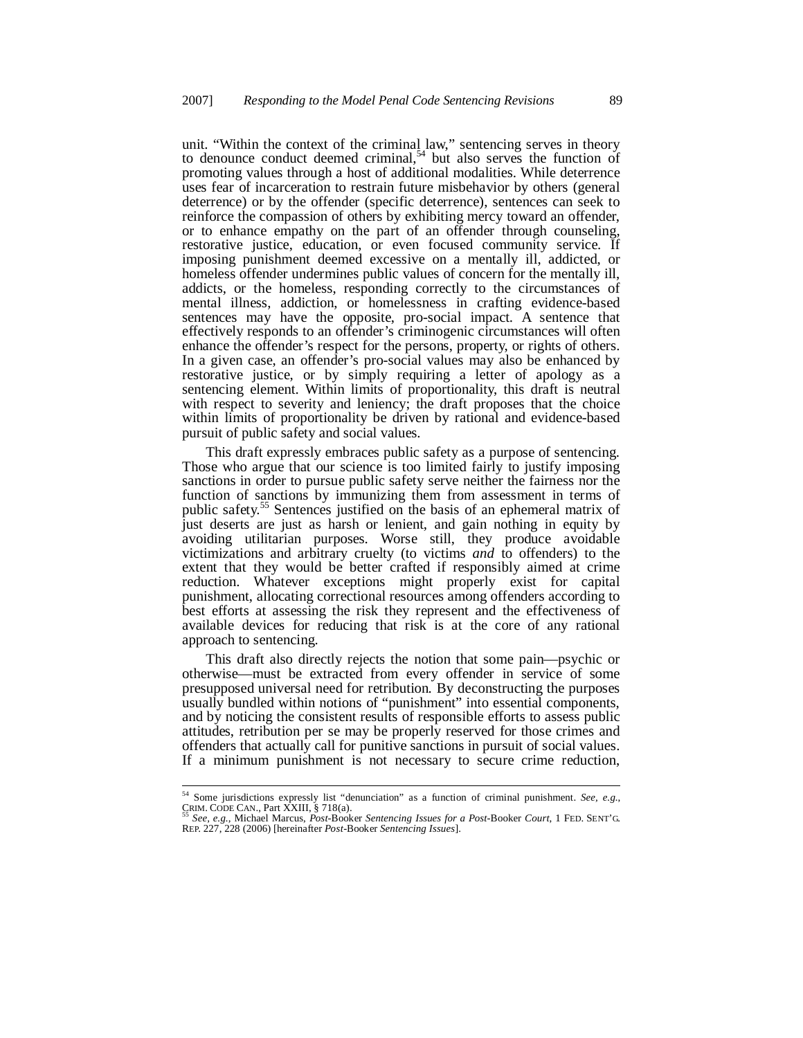unit. "Within the context of the criminal law," sentencing serves in theory to denounce conduct deemed criminal,[54] but also serves the function of promoting values through a host of additional modalities. While deterrence uses fear of incarceration to restrain future misbehavior by others (general deterrence) or by the offender (specific deterrence), sentences can seek to reinforce the compassion of others by exhibiting mercy toward an offender, or to enhance empathy on the part of an offender through counseling, restorative justice, education, or even focused community service. If imposing punishment deemed excessive on a mentally ill, addicted, or homeless offender undermines public values of concern for the mentally ill, addicts, or the homeless, responding correctly to the circumstances of mental illness, addiction, or homelessness in crafting evidence-based sentences may have the opposite, pro-social impact. A sentence that effectively responds to an offender's criminogenic circumstances will often enhance the offender's respect for the persons, property, or rights of others. In a given case, an offender's pro-social values may also be enhanced by restorative justice, or by simply requiring a letter of apology as a sentencing element. Within limits of proportionality, this draft is neutral with respect to severity and leniency; the draft proposes that the choice within limits of proportionality be driven by rational and evidence-based pursuit of public safety and social values.

This draft expressly embraces public safety as a purpose of sentencing. Those who argue that our science is too limited fairly to justify imposing sanctions in order to pursue public safety serve neither the fairness nor the function of sanctions by immunizing them from assessment in terms of public safety.[55] Sentences justified on the basis of an ephemeral matrix of just deserts are just as harsh or lenient, and gain nothing in equity by avoiding utilitarian purposes. Worse still, they produce avoidable victimizations and arbitrary cruelty (to victims *and* to offenders) to the extent that they would be better crafted if responsibly aimed at crime reduction. Whatever exceptions might properly exist for capital punishment, allocating correctional resources among offenders according to best efforts at assessing the risk they represent and the effectiveness of available devices for reducing that risk is at the core of any rational approach to sentencing.

This draft also directly rejects the notion that some pain—psychic or otherwise—must be extracted from every offender in service of some presupposed universal need for retribution. By deconstructing the purposes usually bundled within notions of "punishment" into essential components, and by noticing the consistent results of responsible efforts to assess public attitudes, retribution per se may be properly reserved for those crimes and offenders that actually call for punitive sanctions in pursuit of social values. If a minimum punishment is not necessary to secure crime reduction,

---

[54] Some jurisdictions expressly list "denunciation" as a function of criminal punishment. *See, e.g.*, CRIM. CODE CAN., Part XXIII, § 718(a).

[55] *See, e.g.*, Michael Marcus, *Post-*Booker *Sentencing Issues for a Post-*Booker *Court*, 1 FED. SENT'G. REP. 227, 228 (2006) [hereinafter *Post-*Booker *Sentencing Issues*].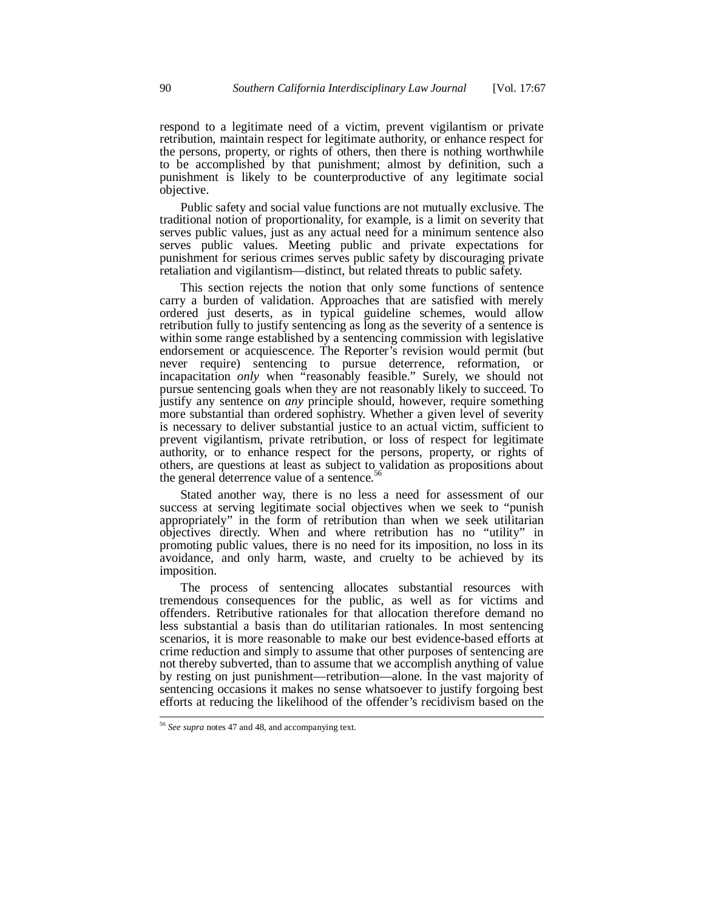respond to a legitimate need of a victim, prevent vigilantism or private retribution, maintain respect for legitimate authority, or enhance respect for the persons, property, or rights of others, then there is nothing worthwhile to be accomplished by that punishment; almost by definition, such a punishment is likely to be counterproductive of any legitimate social objective.

Public safety and social value functions are not mutually exclusive. The traditional notion of proportionality, for example, is a limit on severity that serves public values, just as any actual need for a minimum sentence also serves public values. Meeting public and private expectations for punishment for serious crimes serves public safety by discouraging private retaliation and vigilantism—distinct, but related threats to public safety.

This section rejects the notion that only some functions of sentence carry a burden of validation. Approaches that are satisfied with merely ordered just deserts, as in typical guideline schemes, would allow retribution fully to justify sentencing as long as the severity of a sentence is within some range established by a sentencing commission with legislative endorsement or acquiescence. The Reporter's revision would permit (but never require) sentencing to pursue deterrence, reformation, or incapacitation *only* when "reasonably feasible." Surely, we should not pursue sentencing goals when they are not reasonably likely to succeed. To justify any sentence on *any* principle should, however, require something more substantial than ordered sophistry. Whether a given level of severity is necessary to deliver substantial justice to an actual victim, sufficient to prevent vigilantism, private retribution, or loss of respect for legitimate authority, or to enhance respect for the persons, property, or rights of others, are questions at least as subject to validation as propositions about the general deterrence value of a sentence.[56]

Stated another way, there is no less a need for assessment of our success at serving legitimate social objectives when we seek to "punish appropriately" in the form of retribution than when we seek utilitarian objectives directly. When and where retribution has no "utility" in promoting public values, there is no need for its imposition, no loss in its avoidance, and only harm, waste, and cruelty to be achieved by its imposition.

The process of sentencing allocates substantial resources with tremendous consequences for the public, as well as for victims and offenders. Retributive rationales for that allocation therefore demand no less substantial a basis than do utilitarian rationales. In most sentencing scenarios, it is more reasonable to make our best evidence-based efforts at crime reduction and simply to assume that other purposes of sentencing are not thereby subverted, than to assume that we accomplish anything of value by resting on just punishment—retribution—alone. In the vast majority of sentencing occasions it makes no sense whatsoever to justify forgoing best efforts at reducing the likelihood of the offender's recidivism based on the

[56] *See supra* notes 47 and 48, and accompanying text.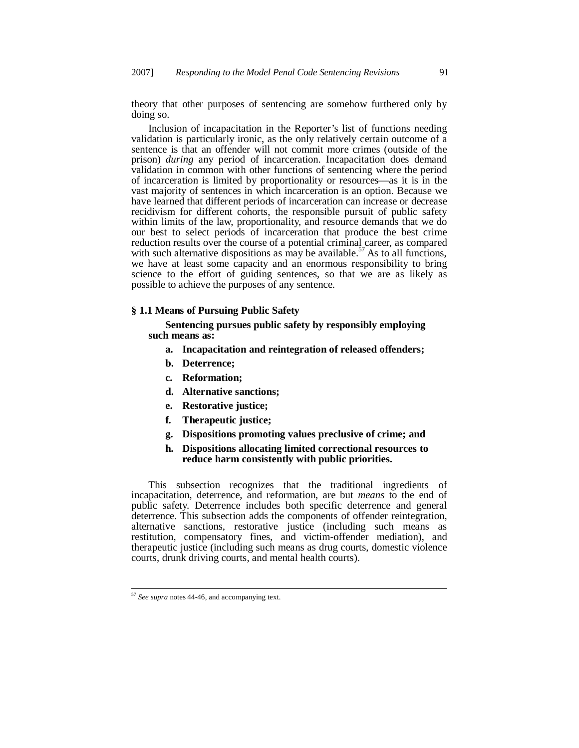theory that other purposes of sentencing are somehow furthered only by doing so.

Inclusion of incapacitation in the Reporter's list of functions needing validation is particularly ironic, as the only relatively certain outcome of a sentence is that an offender will not commit more crimes (outside of the prison) *during* any period of incarceration. Incapacitation does demand validation in common with other functions of sentencing where the period of incarceration is limited by proportionality or resources—as it is in the vast majority of sentences in which incarceration is an option. Because we have learned that different periods of incarceration can increase or decrease recidivism for different cohorts, the responsible pursuit of public safety within limits of the law, proportionality, and resource demands that we do our best to select periods of incarceration that produce the best crime reduction results over the course of a potential criminal career, as compared with such alternative dispositions as may be available.[57] As to all functions, we have at least some capacity and an enormous responsibility to bring science to the effort of guiding sentences, so that we are as likely as possible to achieve the purposes of any sentence.

**§ 1.1 Means of Pursuing Public Safety**

**Sentencing pursues public safety by responsibly employing such means as:**

a. **Incapacitation and reintegration of released offenders;**
b. **Deterrence;**
c. **Reformation;**
d. **Alternative sanctions;**
e. **Restorative justice;**
f. **Therapeutic justice;**
g. **Dispositions promoting values preclusive of crime; and**
h. **Dispositions allocating limited correctional resources to reduce harm consistently with public priorities.**

This subsection recognizes that the traditional ingredients of incapacitation, deterrence, and reformation, are but *means* to the end of public safety. Deterrence includes both specific deterrence and general deterrence. This subsection adds the components of offender reintegration, alternative sanctions, restorative justice (including such means as restitution, compensatory fines, and victim-offender mediation), and therapeutic justice (including such means as drug courts, domestic violence courts, drunk driving courts, and mental health courts).

---

[57] *See supra* notes 44-46, and accompanying text.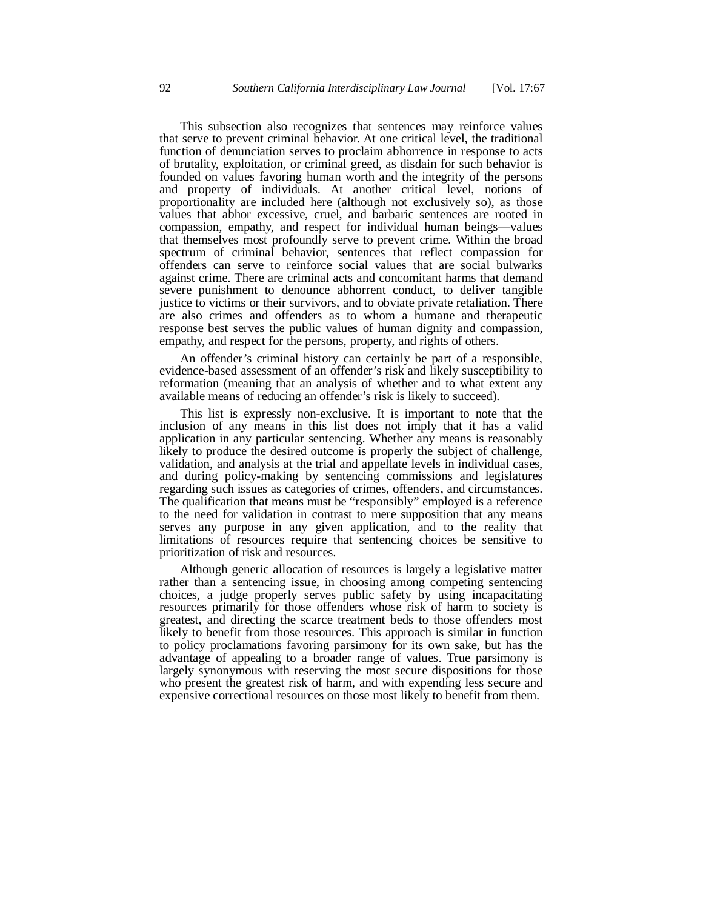This subsection also recognizes that sentences may reinforce values that serve to prevent criminal behavior. At one critical level, the traditional function of denunciation serves to proclaim abhorrence in response to acts of brutality, exploitation, or criminal greed, as disdain for such behavior is founded on values favoring human worth and the integrity of the persons and property of individuals. At another critical level, notions of proportionality are included here (although not exclusively so), as those values that abhor excessive, cruel, and barbaric sentences are rooted in compassion, empathy, and respect for individual human beings—values that themselves most profoundly serve to prevent crime. Within the broad spectrum of criminal behavior, sentences that reflect compassion for offenders can serve to reinforce social values that are social bulwarks against crime. There are criminal acts and concomitant harms that demand severe punishment to denounce abhorrent conduct, to deliver tangible justice to victims or their survivors, and to obviate private retaliation. There are also crimes and offenders as to whom a humane and therapeutic response best serves the public values of human dignity and compassion, empathy, and respect for the persons, property, and rights of others.

An offender's criminal history can certainly be part of a responsible, evidence-based assessment of an offender's risk and likely susceptibility to reformation (meaning that an analysis of whether and to what extent any available means of reducing an offender's risk is likely to succeed).

This list is expressly non-exclusive. It is important to note that the inclusion of any means in this list does not imply that it has a valid application in any particular sentencing. Whether any means is reasonably likely to produce the desired outcome is properly the subject of challenge, validation, and analysis at the trial and appellate levels in individual cases, and during policy-making by sentencing commissions and legislatures regarding such issues as categories of crimes, offenders, and circumstances. The qualification that means must be "responsibly" employed is a reference to the need for validation in contrast to mere supposition that any means serves any purpose in any given application, and to the reality that limitations of resources require that sentencing choices be sensitive to prioritization of risk and resources.

Although generic allocation of resources is largely a legislative matter rather than a sentencing issue, in choosing among competing sentencing choices, a judge properly serves public safety by using incapacitating resources primarily for those offenders whose risk of harm to society is greatest, and directing the scarce treatment beds to those offenders most likely to benefit from those resources. This approach is similar in function to policy proclamations favoring parsimony for its own sake, but has the advantage of appealing to a broader range of values. True parsimony is largely synonymous with reserving the most secure dispositions for those who present the greatest risk of harm, and with expending less secure and expensive correctional resources on those most likely to benefit from them.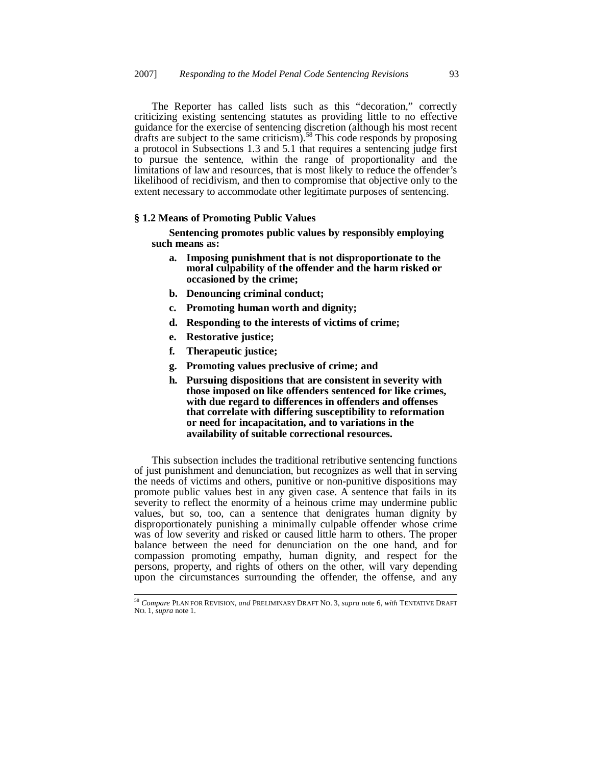The Reporter has called lists such as this "decoration," correctly criticizing existing sentencing statutes as providing little to no effective guidance for the exercise of sentencing discretion (although his most recent drafts are subject to the same criticism).[58] This code responds by proposing a protocol in Subsections 1.3 and 5.1 that requires a sentencing judge first to pursue the sentence, within the range of proportionality and the limitations of law and resources, that is most likely to reduce the offender's likelihood of recidivism, and then to compromise that objective only to the extent necessary to accommodate other legitimate purposes of sentencing.

### § 1.2 Means of Promoting Public Values

**Sentencing promotes public values by responsibly employing such means as:**

- **a. Imposing punishment that is not disproportionate to the moral culpability of the offender and the harm risked or occasioned by the crime;**
- **b. Denouncing criminal conduct;**
- **c. Promoting human worth and dignity;**
- **d. Responding to the interests of victims of crime;**
- **e. Restorative justice;**
- **f. Therapeutic justice;**
- **g. Promoting values preclusive of crime; and**
- **h. Pursuing dispositions that are consistent in severity with those imposed on like offenders sentenced for like crimes, with due regard to differences in offenders and offenses that correlate with differing susceptibility to reformation or need for incapacitation, and to variations in the availability of suitable correctional resources.**

This subsection includes the traditional retributive sentencing functions of just punishment and denunciation, but recognizes as well that in serving the needs of victims and others, punitive or non-punitive dispositions may promote public values best in any given case. A sentence that fails in its severity to reflect the enormity of a heinous crime may undermine public values, but so, too, can a sentence that denigrates human dignity by disproportionately punishing a minimally culpable offender whose crime was of low severity and risked or caused little harm to others. The proper balance between the need for denunciation on the one hand, and for compassion promoting empathy, human dignity, and respect for the persons, property, and rights of others on the other, will vary depending upon the circumstances surrounding the offender, the offense, and any

---

[58] *Compare* PLAN FOR REVISION, *and* PRELIMINARY DRAFT NO. 3, *supra* note 6, *with* TENTATIVE DRAFT NO. 1, *supra* note 1.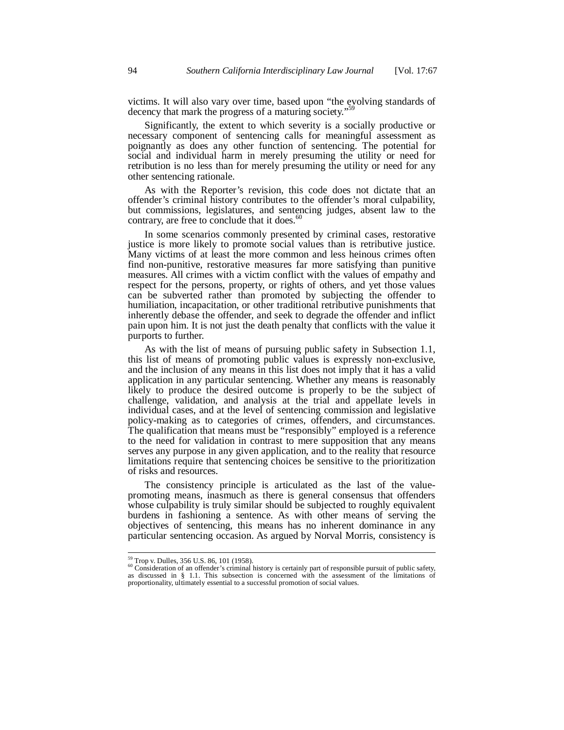victims. It will also vary over time, based upon "the evolving standards of decency that mark the progress of a maturing society."[59]

Significantly, the extent to which severity is a socially productive or necessary component of sentencing calls for meaningful assessment as poignantly as does any other function of sentencing. The potential for social and individual harm in merely presuming the utility or need for retribution is no less than for merely presuming the utility or need for any other sentencing rationale.

As with the Reporter's revision, this code does not dictate that an offender's criminal history contributes to the offender's moral culpability, but commissions, legislatures, and sentencing judges, absent law to the contrary, are free to conclude that it does.[60]

In some scenarios commonly presented by criminal cases, restorative justice is more likely to promote social values than is retributive justice. Many victims of at least the more common and less heinous crimes often find non-punitive, restorative measures far more satisfying than punitive measures. All crimes with a victim conflict with the values of empathy and respect for the persons, property, or rights of others, and yet those values can be subverted rather than promoted by subjecting the offender to humiliation, incapacitation, or other traditional retributive punishments that inherently debase the offender, and seek to degrade the offender and inflict pain upon him. It is not just the death penalty that conflicts with the value it purports to further.

As with the list of means of pursuing public safety in Subsection 1.1, this list of means of promoting public values is expressly non-exclusive, and the inclusion of any means in this list does not imply that it has a valid application in any particular sentencing. Whether any means is reasonably likely to produce the desired outcome is properly to be the subject of challenge, validation, and analysis at the trial and appellate levels in individual cases, and at the level of sentencing commission and legislative policy-making as to categories of crimes, offenders, and circumstances. The qualification that means must be "responsibly" employed is a reference to the need for validation in contrast to mere supposition that any means serves any purpose in any given application, and to the reality that resource limitations require that sentencing choices be sensitive to the prioritization of risks and resources.

The consistency principle is articulated as the last of the value-promoting means, inasmuch as there is general consensus that offenders whose culpability is truly similar should be subjected to roughly equivalent burdens in fashioning a sentence. As with other means of serving the objectives of sentencing, this means has no inherent dominance in any particular sentencing occasion. As argued by Norval Morris, consistency is

---

[59] Trop v. Dulles, 356 U.S. 86, 101 (1958).

[60] Consideration of an offender's criminal history is certainly part of responsible pursuit of public safety, as discussed in § 1.1. This subsection is concerned with the assessment of the limitations of proportionality, ultimately essential to a successful promotion of social values.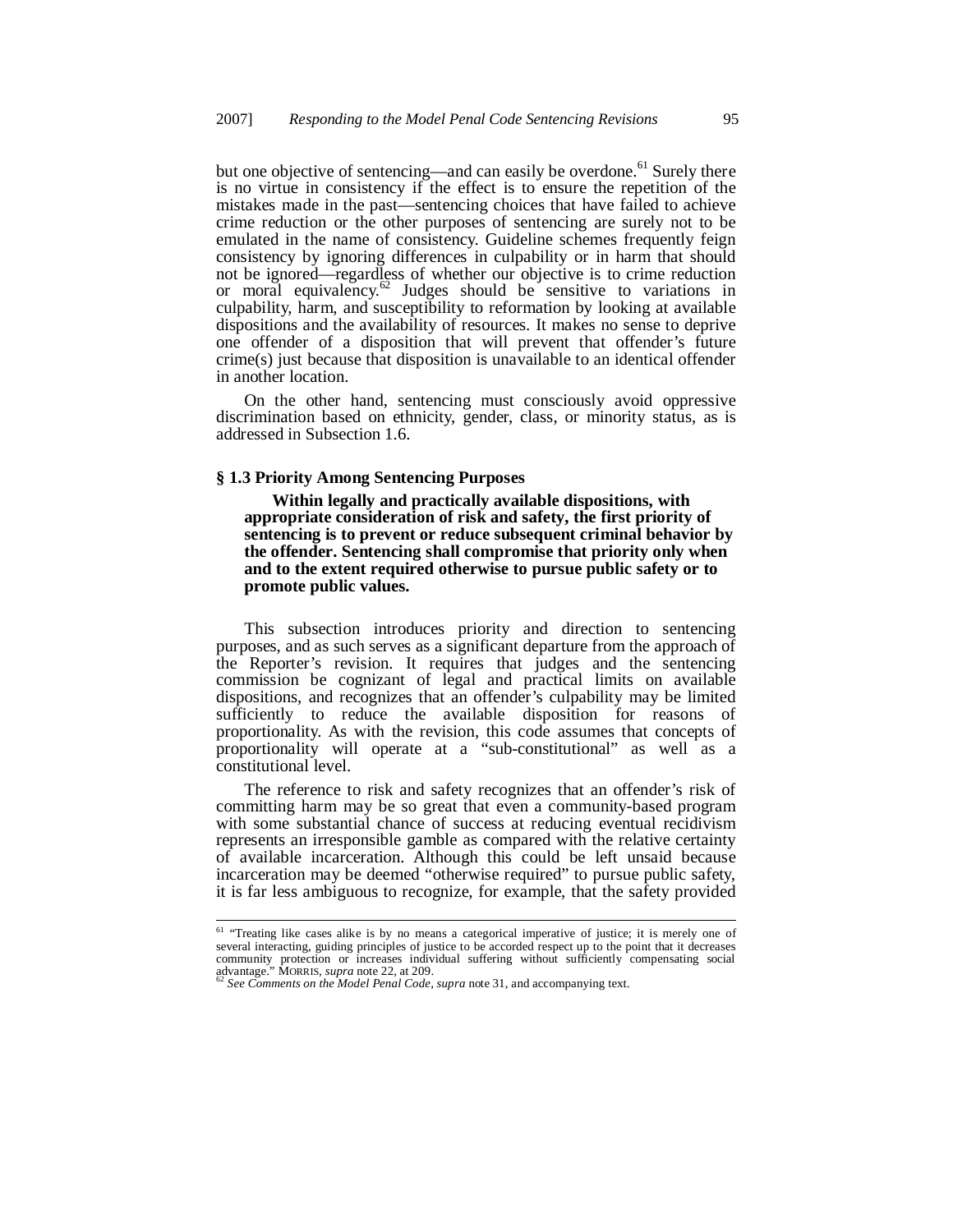but one objective of sentencing—and can easily be overdone.[61] Surely there is no virtue in consistency if the effect is to ensure the repetition of the mistakes made in the past—sentencing choices that have failed to achieve crime reduction or the other purposes of sentencing are surely not to be emulated in the name of consistency. Guideline schemes frequently feign consistency by ignoring differences in culpability or in harm that should not be ignored—regardless of whether our objective is to crime reduction or moral equivalency.[62] Judges should be sensitive to variations in culpability, harm, and susceptibility to reformation by looking at available dispositions and the availability of resources. It makes no sense to deprive one offender of a disposition that will prevent that offender's future crime(s) just because that disposition is unavailable to an identical offender in another location.

On the other hand, sentencing must consciously avoid oppressive discrimination based on ethnicity, gender, class, or minority status, as is addressed in Subsection 1.6.

### § 1.3 Priority Among Sentencing Purposes

> **Within legally and practically available dispositions, with appropriate consideration of risk and safety, the first priority of sentencing is to prevent or reduce subsequent criminal behavior by the offender. Sentencing shall compromise that priority only when and to the extent required otherwise to pursue public safety or to promote public values.**

This subsection introduces priority and direction to sentencing purposes, and as such serves as a significant departure from the approach of the Reporter's revision. It requires that judges and the sentencing commission be cognizant of legal and practical limits on available dispositions, and recognizes that an offender's culpability may be limited sufficiently to reduce the available disposition for reasons of proportionality. As with the revision, this code assumes that concepts of proportionality will operate at a "sub-constitutional" as well as a constitutional level.

The reference to risk and safety recognizes that an offender's risk of committing harm may be so great that even a community-based program with some substantial chance of success at reducing eventual recidivism represents an irresponsible gamble as compared with the relative certainty of available incarceration. Although this could be left unsaid because incarceration may be deemed "otherwise required" to pursue public safety, it is far less ambiguous to recognize, for example, that the safety provided

---

[61] "Treating like cases alike is by no means a categorical imperative of justice; it is merely one of several interacting, guiding principles of justice to be accorded respect up to the point that it decreases community protection or increases individual suffering without sufficiently compensating social advantage." MORRIS, *supra* note 22, at 209.

[62] *See Comments on the Model Penal Code*, *supra* note 31, and accompanying text.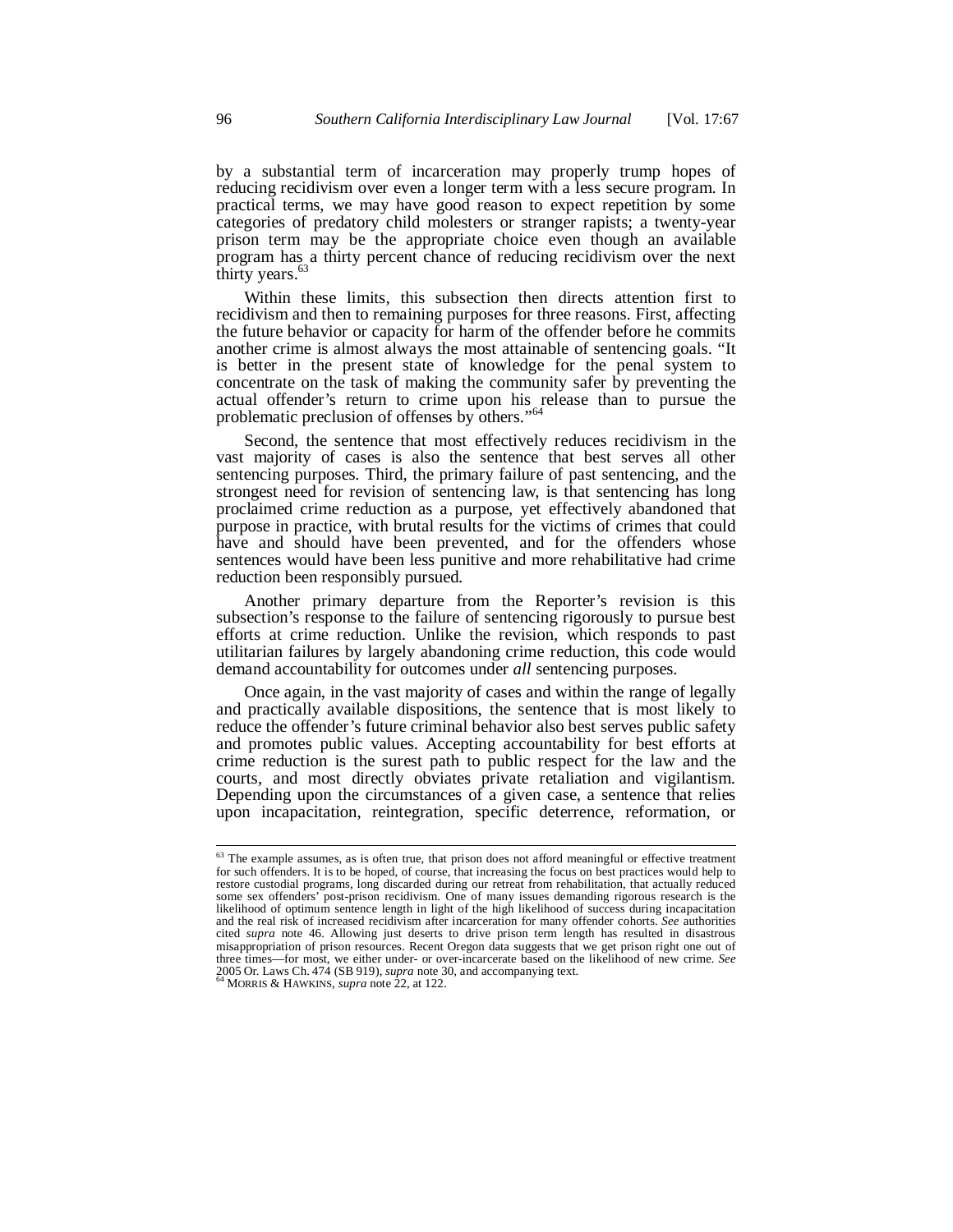by a substantial term of incarceration may properly trump hopes of reducing recidivism over even a longer term with a less secure program. In practical terms, we may have good reason to expect repetition by some categories of predatory child molesters or stranger rapists; a twenty-year prison term may be the appropriate choice even though an available program has a thirty percent chance of reducing recidivism over the next thirty years.[63]

Within these limits, this subsection then directs attention first to recidivism and then to remaining purposes for three reasons. First, affecting the future behavior or capacity for harm of the offender before he commits another crime is almost always the most attainable of sentencing goals. "It is better in the present state of knowledge for the penal system to concentrate on the task of making the community safer by preventing the actual offender's return to crime upon his release than to pursue the problematic preclusion of offenses by others."[64]

Second, the sentence that most effectively reduces recidivism in the vast majority of cases is also the sentence that best serves all other sentencing purposes. Third, the primary failure of past sentencing, and the strongest need for revision of sentencing law, is that sentencing has long proclaimed crime reduction as a purpose, yet effectively abandoned that purpose in practice, with brutal results for the victims of crimes that could have and should have been prevented, and for the offenders whose sentences would have been less punitive and more rehabilitative had crime reduction been responsibly pursued.

Another primary departure from the Reporter's revision is this subsection's response to the failure of sentencing rigorously to pursue best efforts at crime reduction. Unlike the revision, which responds to past utilitarian failures by largely abandoning crime reduction, this code would demand accountability for outcomes under *all* sentencing purposes.

Once again, in the vast majority of cases and within the range of legally and practically available dispositions, the sentence that is most likely to reduce the offender's future criminal behavior also best serves public safety and promotes public values. Accepting accountability for best efforts at crime reduction is the surest path to public respect for the law and the courts, and most directly obviates private retaliation and vigilantism. Depending upon the circumstances of a given case, a sentence that relies upon incapacitation, reintegration, specific deterrence, reformation, or

---

[63] The example assumes, as is often true, that prison does not afford meaningful or effective treatment for such offenders. It is to be hoped, of course, that increasing the focus on best practices would help to restore custodial programs, long discarded during our retreat from rehabilitation, that actually reduced some sex offenders' post-prison recidivism. One of many issues demanding rigorous research is the likelihood of optimum sentence length in light of the high likelihood of success during incapacitation and the real risk of increased recidivism after incarceration for many offender cohorts. *See* authorities cited *supra* note 46. Allowing just deserts to drive prison term length has resulted in disastrous misappropriation of prison resources. Recent Oregon data suggests that we get prison right one out of three times—for most, we either under- or over-incarcerate based on the likelihood of new crime. *See* 2005 Or. Laws Ch. 474 (SB 919), *supra* note 30, and accompanying text.

[64] MORRIS & HAWKINS, *supra* note 22, at 122.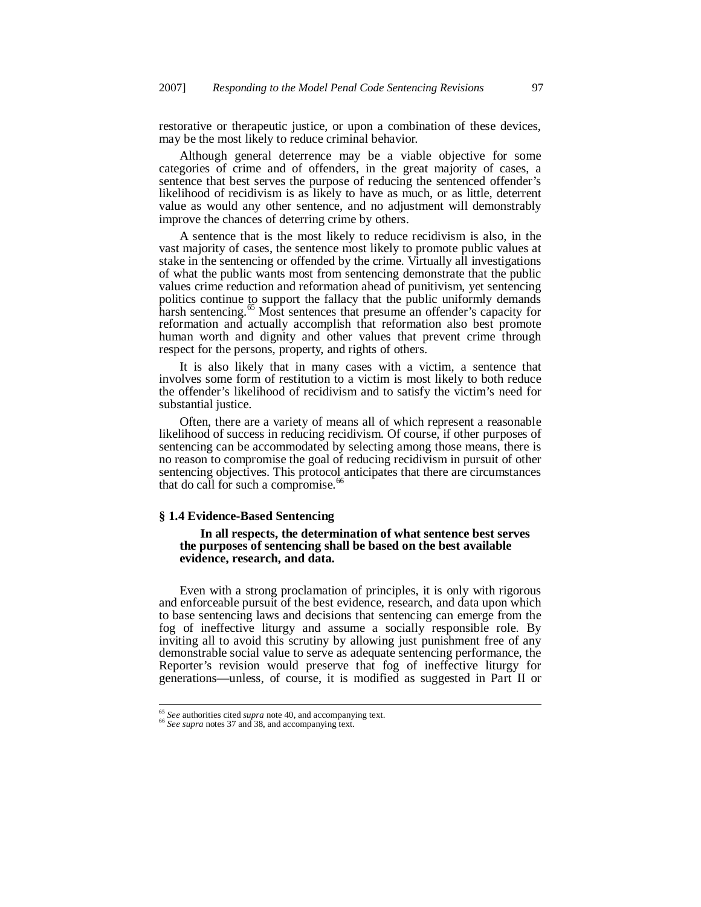restorative or therapeutic justice, or upon a combination of these devices, may be the most likely to reduce criminal behavior.

Although general deterrence may be a viable objective for some categories of crime and of offenders, in the great majority of cases, a sentence that best serves the purpose of reducing the sentenced offender's likelihood of recidivism is as likely to have as much, or as little, deterrent value as would any other sentence, and no adjustment will demonstrably improve the chances of deterring crime by others.

A sentence that is the most likely to reduce recidivism is also, in the vast majority of cases, the sentence most likely to promote public values at stake in the sentencing or offended by the crime. Virtually all investigations of what the public wants most from sentencing demonstrate that the public values crime reduction and reformation ahead of punitivism, yet sentencing politics continue to support the fallacy that the public uniformly demands harsh sentencing.[65] Most sentences that presume an offender's capacity for reformation and actually accomplish that reformation also best promote human worth and dignity and other values that prevent crime through respect for the persons, property, and rights of others.

It is also likely that in many cases with a victim, a sentence that involves some form of restitution to a victim is most likely to both reduce the offender's likelihood of recidivism and to satisfy the victim's need for substantial justice.

Often, there are a variety of means all of which represent a reasonable likelihood of success in reducing recidivism. Of course, if other purposes of sentencing can be accommodated by selecting among those means, there is no reason to compromise the goal of reducing recidivism in pursuit of other sentencing objectives. This protocol anticipates that there are circumstances that do call for such a compromise.[66]

### § 1.4 Evidence-Based Sentencing

**In all respects, the determination of what sentence best serves the purposes of sentencing shall be based on the best available evidence, research, and data.**

Even with a strong proclamation of principles, it is only with rigorous and enforceable pursuit of the best evidence, research, and data upon which to base sentencing laws and decisions that sentencing can emerge from the fog of ineffective liturgy and assume a socially responsible role. By inviting all to avoid this scrutiny by allowing just punishment free of any demonstrable social value to serve as adequate sentencing performance, the Reporter's revision would preserve that fog of ineffective liturgy for generations—unless, of course, it is modified as suggested in Part II or

---

[65] *See* authorities cited *supra* note 40, and accompanying text.

[66] *See supra* notes 37 and 38, and accompanying text.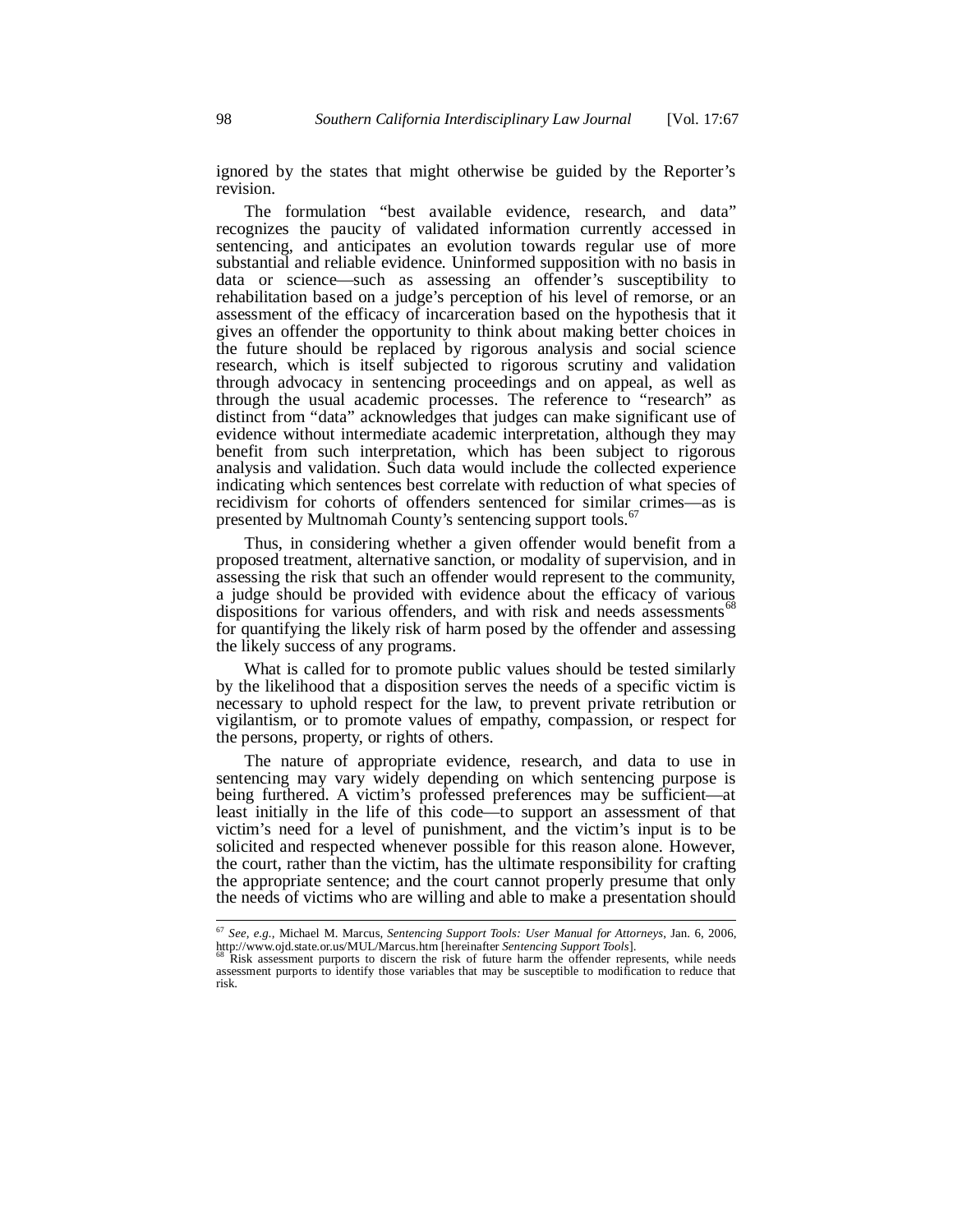ignored by the states that might otherwise be guided by the Reporter's revision.

The formulation "best available evidence, research, and data" recognizes the paucity of validated information currently accessed in sentencing, and anticipates an evolution towards regular use of more substantial and reliable evidence. Uninformed supposition with no basis in data or science—such as assessing an offender's susceptibility to rehabilitation based on a judge's perception of his level of remorse, or an assessment of the efficacy of incarceration based on the hypothesis that it gives an offender the opportunity to think about making better choices in the future should be replaced by rigorous analysis and social science research, which is itself subjected to rigorous scrutiny and validation through advocacy in sentencing proceedings and on appeal, as well as through the usual academic processes. The reference to "research" as distinct from "data" acknowledges that judges can make significant use of evidence without intermediate academic interpretation, although they may benefit from such interpretation, which has been subject to rigorous analysis and validation. Such data would include the collected experience indicating which sentences best correlate with reduction of what species of recidivism for cohorts of offenders sentenced for similar crimes—as is presented by Multnomah County's sentencing support tools.[67]

Thus, in considering whether a given offender would benefit from a proposed treatment, alternative sanction, or modality of supervision, and in assessing the risk that such an offender would represent to the community, a judge should be provided with evidence about the efficacy of various dispositions for various offenders, and with risk and needs assessments[68] for quantifying the likely risk of harm posed by the offender and assessing the likely success of any programs.

What is called for to promote public values should be tested similarly by the likelihood that a disposition serves the needs of a specific victim is necessary to uphold respect for the law, to prevent private retribution or vigilantism, or to promote values of empathy, compassion, or respect for the persons, property, or rights of others.

The nature of appropriate evidence, research, and data to use in sentencing may vary widely depending on which sentencing purpose is being furthered. A victim's professed preferences may be sufficient—at least initially in the life of this code—to support an assessment of that victim's need for a level of punishment, and the victim's input is to be solicited and respected whenever possible for this reason alone. However, the court, rather than the victim, has the ultimate responsibility for crafting the appropriate sentence; and the court cannot properly presume that only the needs of victims who are willing and able to make a presentation should

---

[67] *See, e.g.*, Michael M. Marcus, *Sentencing Support Tools: User Manual for Attorneys*, Jan. 6, 2006, http://www.ojd.state.or.us/MUL/Marcus.htm [hereinafter *Sentencing Support Tools*].

[68] Risk assessment purports to discern the risk of future harm the offender represents, while needs assessment purports to identify those variables that may be susceptible to modification to reduce that risk.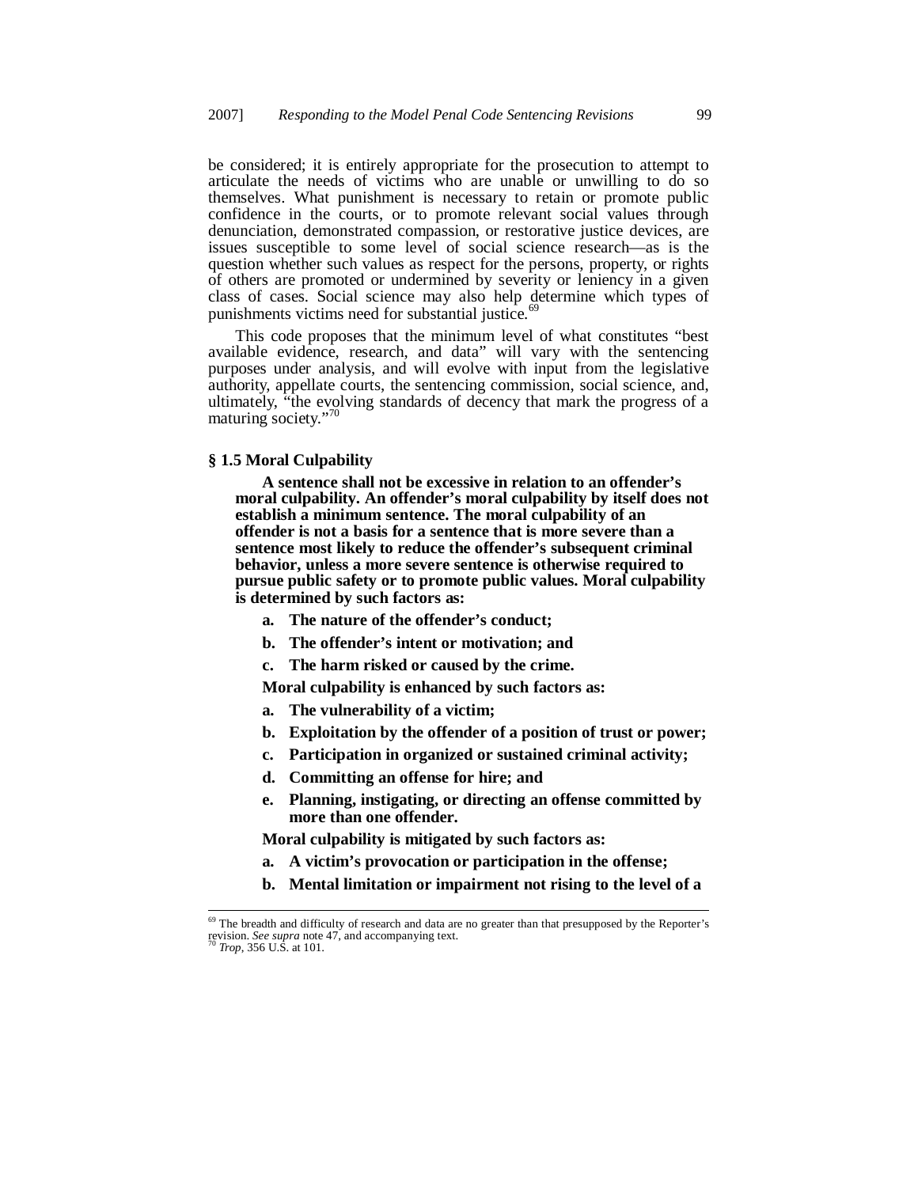be considered; it is entirely appropriate for the prosecution to attempt to articulate the needs of victims who are unable or unwilling to do so themselves. What punishment is necessary to retain or promote public confidence in the courts, or to promote relevant social values through denunciation, demonstrated compassion, or restorative justice devices, are issues susceptible to some level of social science research—as is the question whether such values as respect for the persons, property, or rights of others are promoted or undermined by severity or leniency in a given class of cases. Social science may also help determine which types of punishments victims need for substantial justice.[69]

This code proposes that the minimum level of what constitutes "best available evidence, research, and data" will vary with the sentencing purposes under analysis, and will evolve with input from the legislative authority, appellate courts, the sentencing commission, social science, and, ultimately, "the evolving standards of decency that mark the progress of a maturing society."[70]

### § 1.5 Moral Culpability

**A sentence shall not be excessive in relation to an offender's moral culpability. An offender's moral culpability by itself does not establish a minimum sentence. The moral culpability of an offender is not a basis for a sentence that is more severe than a sentence most likely to reduce the offender's subsequent criminal behavior, unless a more severe sentence is otherwise required to pursue public safety or to promote public values. Moral culpability is determined by such factors as:**

**a. The nature of the offender's conduct;**

**b. The offender's intent or motivation; and**

**c. The harm risked or caused by the crime.**

**Moral culpability is enhanced by such factors as:**

**a. The vulnerability of a victim;**

**b. Exploitation by the offender of a position of trust or power;**

**c. Participation in organized or sustained criminal activity;**

**d. Committing an offense for hire; and**

**e. Planning, instigating, or directing an offense committed by more than one offender.**

**Moral culpability is mitigated by such factors as:**

**a. A victim's provocation or participation in the offense;**

**b. Mental limitation or impairment not rising to the level of a**

---

[69] The breadth and difficulty of research and data are no greater than that presupposed by the Reporter's revision. *See supra* note 47, and accompanying text.

[70] *Trop*, 356 U.S. at 101.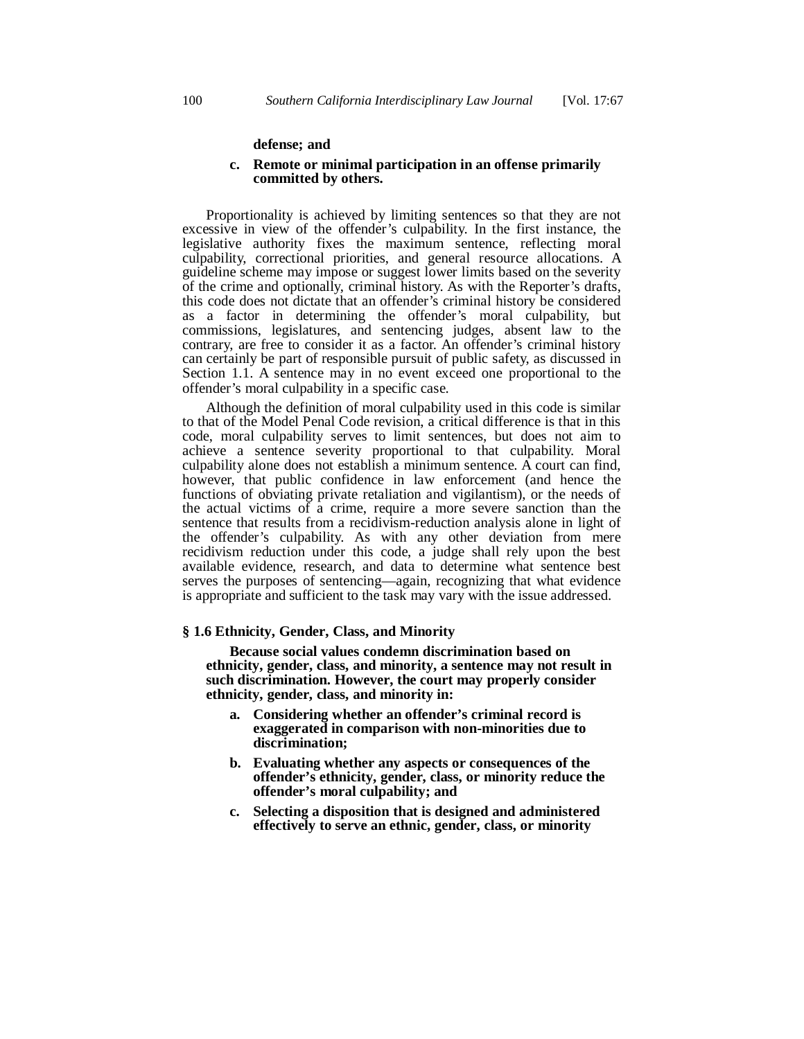**defense; and**

**c. Remote or minimal participation in an offense primarily committed by others.**

Proportionality is achieved by limiting sentences so that they are not excessive in view of the offender's culpability. In the first instance, the legislative authority fixes the maximum sentence, reflecting moral culpability, correctional priorities, and general resource allocations. A guideline scheme may impose or suggest lower limits based on the severity of the crime and optionally, criminal history. As with the Reporter's drafts, this code does not dictate that an offender's criminal history be considered as a factor in determining the offender's moral culpability, but commissions, legislatures, and sentencing judges, absent law to the contrary, are free to consider it as a factor. An offender's criminal history can certainly be part of responsible pursuit of public safety, as discussed in Section 1.1. A sentence may in no event exceed one proportional to the offender's moral culpability in a specific case.

Although the definition of moral culpability used in this code is similar to that of the Model Penal Code revision, a critical difference is that in this code, moral culpability serves to limit sentences, but does not aim to achieve a sentence severity proportional to that culpability. Moral culpability alone does not establish a minimum sentence. A court can find, however, that public confidence in law enforcement (and hence the functions of obviating private retaliation and vigilantism), or the needs of the actual victims of a crime, require a more severe sanction than the sentence that results from a recidivism-reduction analysis alone in light of the offender's culpability. As with any other deviation from mere recidivism reduction under this code, a judge shall rely upon the best available evidence, research, and data to determine what sentence best serves the purposes of sentencing—again, recognizing that what evidence is appropriate and sufficient to the task may vary with the issue addressed.

### § 1.6 Ethnicity, Gender, Class, and Minority

**Because social values condemn discrimination based on ethnicity, gender, class, and minority, a sentence may not result in such discrimination. However, the court may properly consider ethnicity, gender, class, and minority in:**

**a. Considering whether an offender's criminal record is exaggerated in comparison with non-minorities due to discrimination;**

**b. Evaluating whether any aspects or consequences of the offender's ethnicity, gender, class, or minority reduce the offender's moral culpability; and**

**c. Selecting a disposition that is designed and administered effectively to serve an ethnic, gender, class, or minority**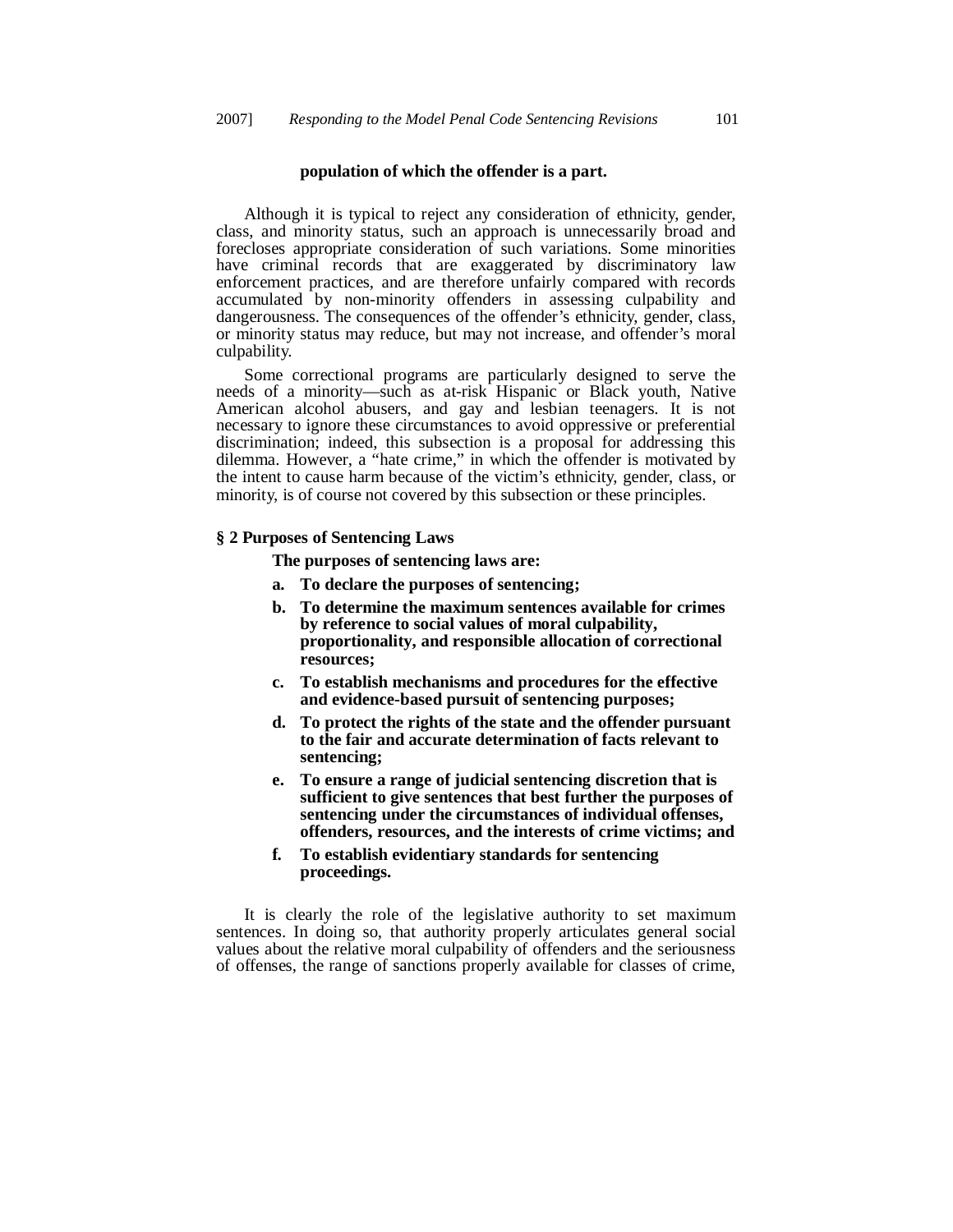**population of which the offender is a part.**

Although it is typical to reject any consideration of ethnicity, gender, class, and minority status, such an approach is unnecessarily broad and forecloses appropriate consideration of such variations. Some minorities have criminal records that are exaggerated by discriminatory law enforcement practices, and are therefore unfairly compared with records accumulated by non-minority offenders in assessing culpability and dangerousness. The consequences of the offender's ethnicity, gender, class, or minority status may reduce, but may not increase, and offender's moral culpability.

Some correctional programs are particularly designed to serve the needs of a minority—such as at-risk Hispanic or Black youth, Native American alcohol abusers, and gay and lesbian teenagers. It is not necessary to ignore these circumstances to avoid oppressive or preferential discrimination; indeed, this subsection is a proposal for addressing this dilemma. However, a "hate crime," in which the offender is motivated by the intent to cause harm because of the victim's ethnicity, gender, class, or minority, is of course not covered by this subsection or these principles.

## § 2 Purposes of Sentencing Laws

**The purposes of sentencing laws are:**

- **a. To declare the purposes of sentencing;**
- **b. To determine the maximum sentences available for crimes by reference to social values of moral culpability, proportionality, and responsible allocation of correctional resources;**
- **c. To establish mechanisms and procedures for the effective and evidence-based pursuit of sentencing purposes;**
- **d. To protect the rights of the state and the offender pursuant to the fair and accurate determination of facts relevant to sentencing;**
- **e. To ensure a range of judicial sentencing discretion that is sufficient to give sentences that best further the purposes of sentencing under the circumstances of individual offenses, offenders, resources, and the interests of crime victims; and**
- **f. To establish evidentiary standards for sentencing proceedings.**

It is clearly the role of the legislative authority to set maximum sentences. In doing so, that authority properly articulates general social values about the relative moral culpability of offenders and the seriousness of offenses, the range of sanctions properly available for classes of crime,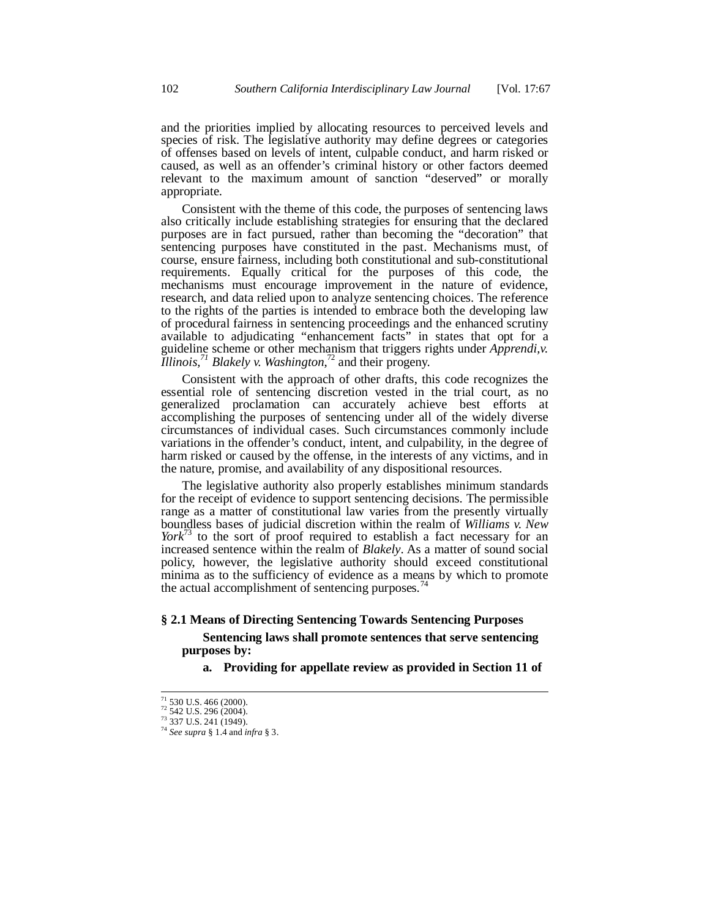and the priorities implied by allocating resources to perceived levels and species of risk. The legislative authority may define degrees or categories of offenses based on levels of intent, culpable conduct, and harm risked or caused, as well as an offender's criminal history or other factors deemed relevant to the maximum amount of sanction "deserved" or morally appropriate.

Consistent with the theme of this code, the purposes of sentencing laws also critically include establishing strategies for ensuring that the declared purposes are in fact pursued, rather than becoming the "decoration" that sentencing purposes have constituted in the past. Mechanisms must, of course, ensure fairness, including both constitutional and sub-constitutional requirements. Equally critical for the purposes of this code, the mechanisms must encourage improvement in the nature of evidence, research, and data relied upon to analyze sentencing choices. The reference to the rights of the parties is intended to embrace both the developing law of procedural fairness in sentencing proceedings and the enhanced scrutiny available to adjudicating "enhancement facts" in states that opt for a guideline scheme or other mechanism that triggers rights under *Apprendi v. Illinois*,[71] *Blakely v. Washington*,[72] and their progeny.

Consistent with the approach of other drafts, this code recognizes the essential role of sentencing discretion vested in the trial court, as no generalized proclamation can accurately achieve best efforts at accomplishing the purposes of sentencing under all of the widely diverse circumstances of individual cases. Such circumstances commonly include variations in the offender's conduct, intent, and culpability, in the degree of harm risked or caused by the offense, in the interests of any victims, and in the nature, promise, and availability of any dispositional resources.

The legislative authority also properly establishes minimum standards for the receipt of evidence to support sentencing decisions. The permissible range as a matter of constitutional law varies from the presently virtually boundless bases of judicial discretion within the realm of *Williams v. New York*[73] to the sort of proof required to establish a fact necessary for an increased sentence within the realm of *Blakely*. As a matter of sound social policy, however, the legislative authority should exceed constitutional minima as to the sufficiency of evidence as a means by which to promote the actual accomplishment of sentencing purposes.[74]

### § 2.1 Means of Directing Sentencing Towards Sentencing Purposes

**Sentencing laws shall promote sentences that serve sentencing purposes by:**

**a. Providing for appellate review as provided in Section 11 of**

---

[71] 530 U.S. 466 (2000).

[72] 542 U.S. 296 (2004).

[73] 337 U.S. 241 (1949).

[74] *See supra* § 1.4 and *infra* § 3.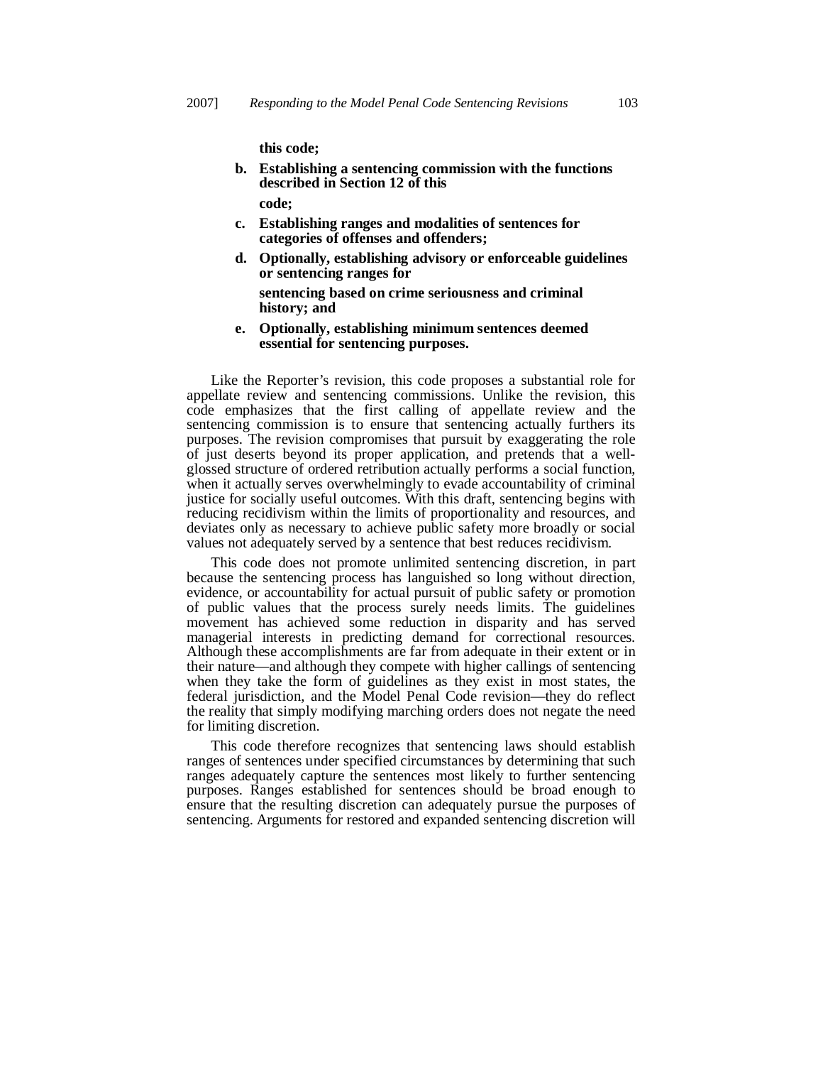**this code;**

- **b. Establishing a sentencing commission with the functions described in Section 12 of this code;**
- **c. Establishing ranges and modalities of sentences for categories of offenses and offenders;**
- **d. Optionally, establishing advisory or enforceable guidelines or sentencing ranges for sentencing based on crime seriousness and criminal history; and**
- **e. Optionally, establishing minimum sentences deemed essential for sentencing purposes.**

Like the Reporter's revision, this code proposes a substantial role for appellate review and sentencing commissions. Unlike the revision, this code emphasizes that the first calling of appellate review and the sentencing commission is to ensure that sentencing actually furthers its purposes. The revision compromises that pursuit by exaggerating the role of just deserts beyond its proper application, and pretends that a well-glossed structure of ordered retribution actually performs a social function, when it actually serves overwhelmingly to evade accountability of criminal justice for socially useful outcomes. With this draft, sentencing begins with reducing recidivism within the limits of proportionality and resources, and deviates only as necessary to achieve public safety more broadly or social values not adequately served by a sentence that best reduces recidivism.

This code does not promote unlimited sentencing discretion, in part because the sentencing process has languished so long without direction, evidence, or accountability for actual pursuit of public safety or promotion of public values that the process surely needs limits. The guidelines movement has achieved some reduction in disparity and has served managerial interests in predicting demand for correctional resources. Although these accomplishments are far from adequate in their extent or in their nature—and although they compete with higher callings of sentencing when they take the form of guidelines as they exist in most states, the federal jurisdiction, and the Model Penal Code revision—they do reflect the reality that simply modifying marching orders does not negate the need for limiting discretion.

This code therefore recognizes that sentencing laws should establish ranges of sentences under specified circumstances by determining that such ranges adequately capture the sentences most likely to further sentencing purposes. Ranges established for sentences should be broad enough to ensure that the resulting discretion can adequately pursue the purposes of sentencing. Arguments for restored and expanded sentencing discretion will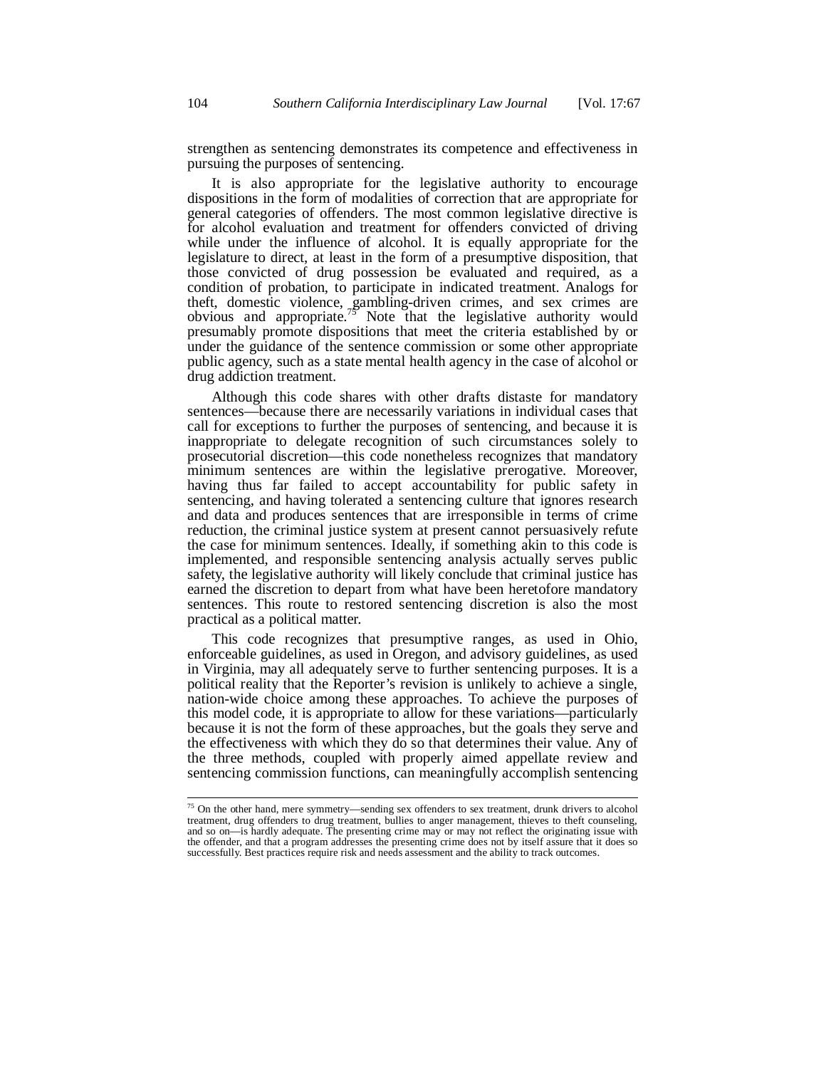strengthen as sentencing demonstrates its competence and effectiveness in pursuing the purposes of sentencing.

It is also appropriate for the legislative authority to encourage dispositions in the form of modalities of correction that are appropriate for general categories of offenders. The most common legislative directive is for alcohol evaluation and treatment for offenders convicted of driving while under the influence of alcohol. It is equally appropriate for the legislature to direct, at least in the form of a presumptive disposition, that those convicted of drug possession be evaluated and required, as a condition of probation, to participate in indicated treatment. Analogs for theft, domestic violence, gambling-driven crimes, and sex crimes are obvious and appropriate.[75] Note that the legislative authority would presumably promote dispositions that meet the criteria established by or under the guidance of the sentence commission or some other appropriate public agency, such as a state mental health agency in the case of alcohol or drug addiction treatment.

Although this code shares with other drafts distaste for mandatory sentences—because there are necessarily variations in individual cases that call for exceptions to further the purposes of sentencing, and because it is inappropriate to delegate recognition of such circumstances solely to prosecutorial discretion—this code nonetheless recognizes that mandatory minimum sentences are within the legislative prerogative. Moreover, having thus far failed to accept accountability for public safety in sentencing, and having tolerated a sentencing culture that ignores research and data and produces sentences that are irresponsible in terms of crime reduction, the criminal justice system at present cannot persuasively refute the case for minimum sentences. Ideally, if something akin to this code is implemented, and responsible sentencing analysis actually serves public safety, the legislative authority will likely conclude that criminal justice has earned the discretion to depart from what have been heretofore mandatory sentences. This route to restored sentencing discretion is also the most practical as a political matter.

This code recognizes that presumptive ranges, as used in Ohio, enforceable guidelines, as used in Oregon, and advisory guidelines, as used in Virginia, may all adequately serve to further sentencing purposes. It is a political reality that the Reporter's revision is unlikely to achieve a single, nation-wide choice among these approaches. To achieve the purposes of this model code, it is appropriate to allow for these variations—particularly because it is not the form of these approaches, but the goals they serve and the effectiveness with which they do so that determines their value. Any of the three methods, coupled with properly aimed appellate review and sentencing commission functions, can meaningfully accomplish sentencing

[75] On the other hand, mere symmetry—sending sex offenders to sex treatment, drunk drivers to alcohol treatment, drug offenders to drug treatment, bullies to anger management, thieves to theft counseling, and so on—is hardly adequate. The presenting crime may or may not reflect the originating issue with the offender, and that a program addresses the presenting crime does not by itself assure that it does so successfully. Best practices require risk and needs assessment and the ability to track outcomes.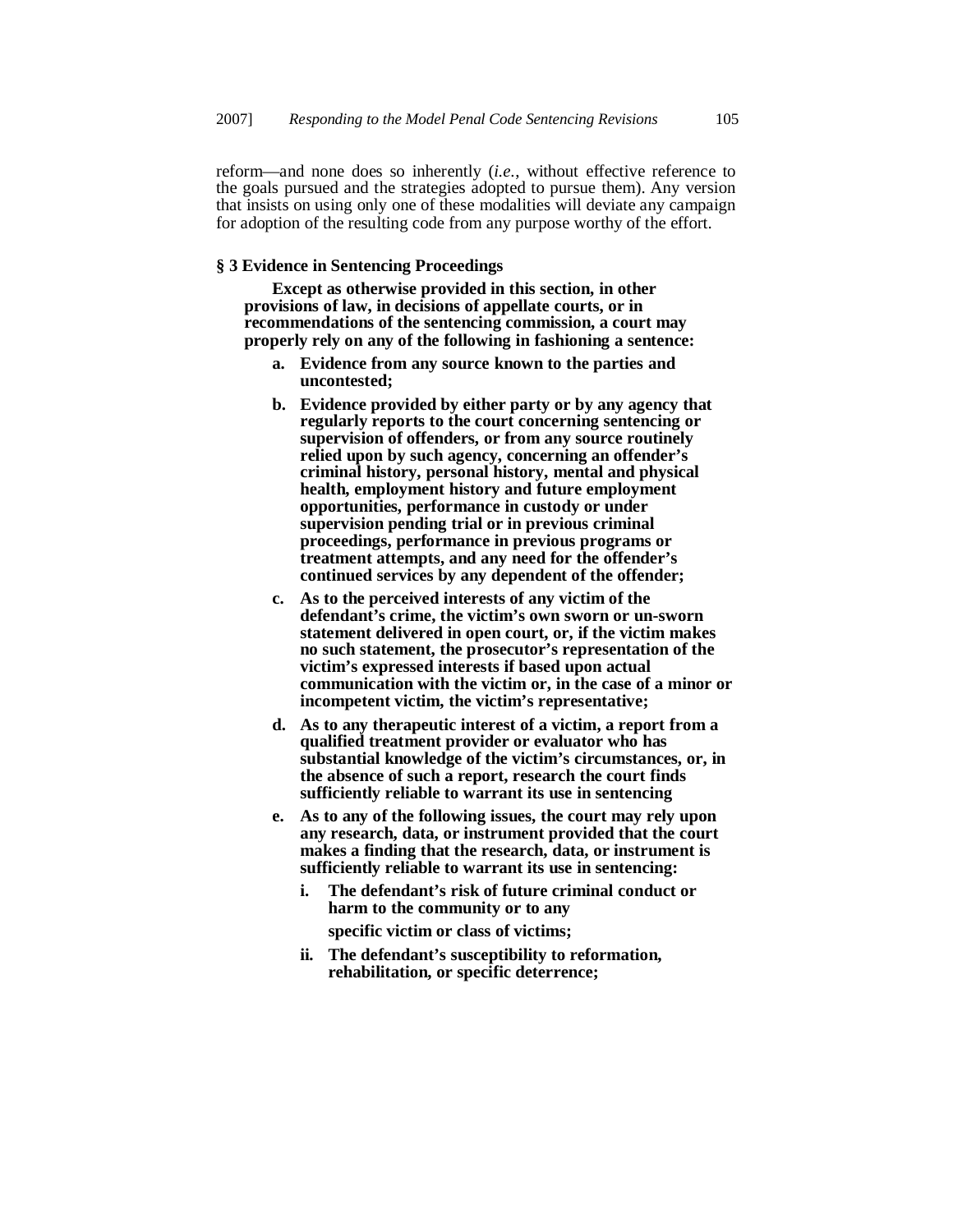reform—and none does so inherently (*i.e.*, without effective reference to the goals pursued and the strategies adopted to pursue them). Any version that insists on using only one of these modalities will deviate any campaign for adoption of the resulting code from any purpose worthy of the effort.

### § 3 Evidence in Sentencing Proceedings

**Except as otherwise provided in this section, in other provisions of law, in decisions of appellate courts, or in recommendations of the sentencing commission, a court may properly rely on any of the following in fashioning a sentence:**

- **a. Evidence from any source known to the parties and uncontested;**
- **b. Evidence provided by either party or by any agency that regularly reports to the court concerning sentencing or supervision of offenders, or from any source routinely relied upon by such agency, concerning an offender's criminal history, personal history, mental and physical health, employment history and future employment opportunities, performance in custody or under supervision pending trial or in previous criminal proceedings, performance in previous programs or treatment attempts, and any need for the offender's continued services by any dependent of the offender;**
- **c. As to the perceived interests of any victim of the defendant's crime, the victim's own sworn or un-sworn statement delivered in open court, or, if the victim makes no such statement, the prosecutor's representation of the victim's expressed interests if based upon actual communication with the victim or, in the case of a minor or incompetent victim, the victim's representative;**
- **d. As to any therapeutic interest of a victim, a report from a qualified treatment provider or evaluator who has substantial knowledge of the victim's circumstances, or, in the absence of such a report, research the court finds sufficiently reliable to warrant its use in sentencing**
- **e. As to any of the following issues, the court may rely upon any research, data, or instrument provided that the court makes a finding that the research, data, or instrument is sufficiently reliable to warrant its use in sentencing:**
  - **i. The defendant's risk of future criminal conduct or harm to the community or to any specific victim or class of victims;**
  - **ii. The defendant's susceptibility to reformation, rehabilitation, or specific deterrence;**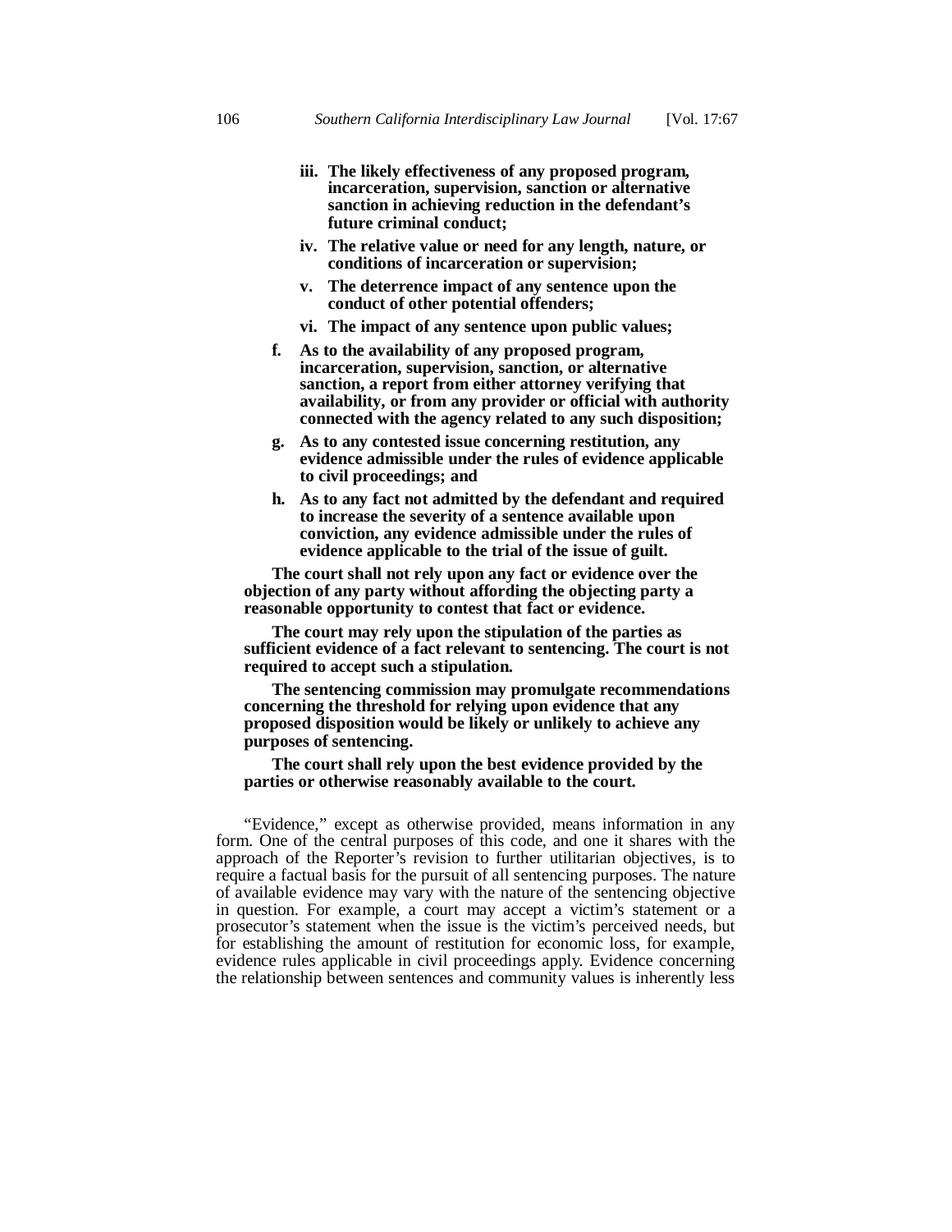**iii. The likely effectiveness of any proposed program, incarceration, supervision, sanction or alternative sanction in achieving reduction in the defendant's future criminal conduct;**

**iv. The relative value or need for any length, nature, or conditions of incarceration or supervision;**

**v. The deterrence impact of any sentence upon the conduct of other potential offenders;**

**vi. The impact of any sentence upon public values;**

**f. As to the availability of any proposed program, incarceration, supervision, sanction, or alternative sanction, a report from either attorney verifying that availability, or from any provider or official with authority connected with the agency related to any such disposition;**

**g. As to any contested issue concerning restitution, any evidence admissible under the rules of evidence applicable to civil proceedings; and**

**h. As to any fact not admitted by the defendant and required to increase the severity of a sentence available upon conviction, any evidence admissible under the rules of evidence applicable to the trial of the issue of guilt.**

**The court shall not rely upon any fact or evidence over the objection of any party without affording the objecting party a reasonable opportunity to contest that fact or evidence.**

**The court may rely upon the stipulation of the parties as sufficient evidence of a fact relevant to sentencing. The court is not required to accept such a stipulation.**

**The sentencing commission may promulgate recommendations concerning the threshold for relying upon evidence that any proposed disposition would be likely or unlikely to achieve any purposes of sentencing.**

**The court shall rely upon the best evidence provided by the parties or otherwise reasonably available to the court.**

"Evidence," except as otherwise provided, means information in any form. One of the central purposes of this code, and one it shares with the approach of the Reporter's revision to further utilitarian objectives, is to require a factual basis for the pursuit of all sentencing purposes. The nature of available evidence may vary with the nature of the sentencing objective in question. For example, a court may accept a victim's statement or a prosecutor's statement when the issue is the victim's perceived needs, but for establishing the amount of restitution for economic loss, for example, evidence rules applicable in civil proceedings apply. Evidence concerning the relationship between sentences and community values is inherently less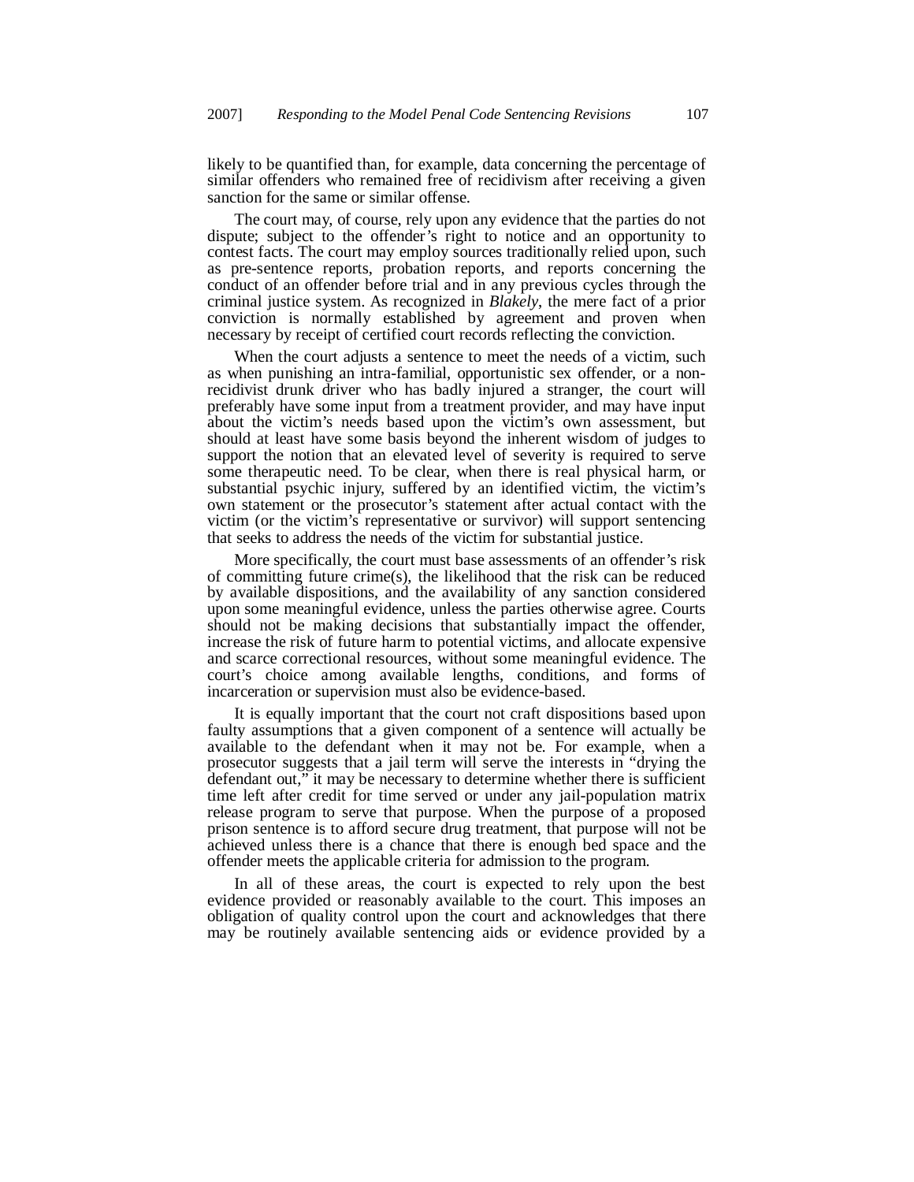likely to be quantified than, for example, data concerning the percentage of similar offenders who remained free of recidivism after receiving a given sanction for the same or similar offense.

The court may, of course, rely upon any evidence that the parties do not dispute; subject to the offender's right to notice and an opportunity to contest facts. The court may employ sources traditionally relied upon, such as pre-sentence reports, probation reports, and reports concerning the conduct of an offender before trial and in any previous cycles through the criminal justice system. As recognized in *Blakely*, the mere fact of a prior conviction is normally established by agreement and proven when necessary by receipt of certified court records reflecting the conviction.

When the court adjusts a sentence to meet the needs of a victim, such as when punishing an intra-familial, opportunistic sex offender, or a non-recidivist drunk driver who has badly injured a stranger, the court will preferably have some input from a treatment provider, and may have input about the victim's needs based upon the victim's own assessment, but should at least have some basis beyond the inherent wisdom of judges to support the notion that an elevated level of severity is required to serve some therapeutic need. To be clear, when there is real physical harm, or substantial psychic injury, suffered by an identified victim, the victim's own statement or the prosecutor's statement after actual contact with the victim (or the victim's representative or survivor) will support sentencing that seeks to address the needs of the victim for substantial justice.

More specifically, the court must base assessments of an offender's risk of committing future crime(s), the likelihood that the risk can be reduced by available dispositions, and the availability of any sanction considered upon some meaningful evidence, unless the parties otherwise agree. Courts should not be making decisions that substantially impact the offender, increase the risk of future harm to potential victims, and allocate expensive and scarce correctional resources, without some meaningful evidence. The court's choice among available lengths, conditions, and forms of incarceration or supervision must also be evidence-based.

It is equally important that the court not craft dispositions based upon faulty assumptions that a given component of a sentence will actually be available to the defendant when it may not be. For example, when a prosecutor suggests that a jail term will serve the interests in "drying the defendant out," it may be necessary to determine whether there is sufficient time left after credit for time served or under any jail-population matrix release program to serve that purpose. When the purpose of a proposed prison sentence is to afford secure drug treatment, that purpose will not be achieved unless there is a chance that there is enough bed space and the offender meets the applicable criteria for admission to the program.

In all of these areas, the court is expected to rely upon the best evidence provided or reasonably available to the court. This imposes an obligation of quality control upon the court and acknowledges that there may be routinely available sentencing aids or evidence provided by a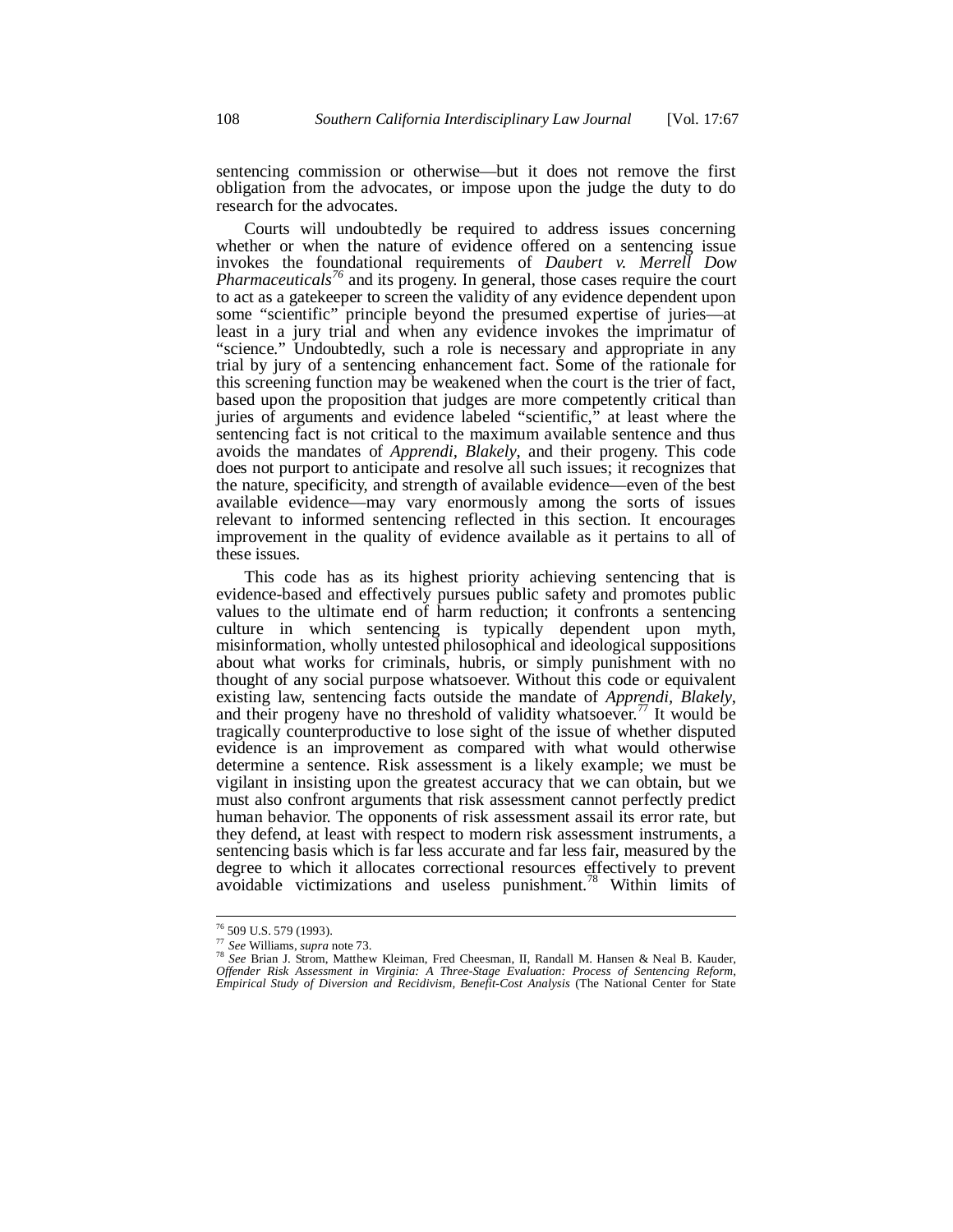sentencing commission or otherwise—but it does not remove the first obligation from the advocates, or impose upon the judge the duty to do research for the advocates.

Courts will undoubtedly be required to address issues concerning whether or when the nature of evidence offered on a sentencing issue invokes the foundational requirements of *Daubert v. Merrell Dow Pharmaceuticals*[76] and its progeny. In general, those cases require the court to act as a gatekeeper to screen the validity of any evidence dependent upon some "scientific" principle beyond the presumed expertise of juries—at least in a jury trial and when any evidence invokes the imprimatur of "science." Undoubtedly, such a role is necessary and appropriate in any trial by jury of a sentencing enhancement fact. Some of the rationale for this screening function may be weakened when the court is the trier of fact, based upon the proposition that judges are more competently critical than juries of arguments and evidence labeled "scientific," at least where the sentencing fact is not critical to the maximum available sentence and thus avoids the mandates of *Apprendi*, *Blakely*, and their progeny. This code does not purport to anticipate and resolve all such issues; it recognizes that the nature, specificity, and strength of available evidence—even of the best available evidence—may vary enormously among the sorts of issues relevant to informed sentencing reflected in this section. It encourages improvement in the quality of evidence available as it pertains to all of these issues.

This code has as its highest priority achieving sentencing that is evidence-based and effectively pursues public safety and promotes public values to the ultimate end of harm reduction; it confronts a sentencing culture in which sentencing is typically dependent upon myth, misinformation, wholly untested philosophical and ideological suppositions about what works for criminals, hubris, or simply punishment with no thought of any social purpose whatsoever. Without this code or equivalent existing law, sentencing facts outside the mandate of *Apprendi*, *Blakely*, and their progeny have no threshold of validity whatsoever.[77] It would be tragically counterproductive to lose sight of the issue of whether disputed evidence is an improvement as compared with what would otherwise determine a sentence. Risk assessment is a likely example; we must be vigilant in insisting upon the greatest accuracy that we can obtain, but we must also confront arguments that risk assessment cannot perfectly predict human behavior. The opponents of risk assessment assail its error rate, but they defend, at least with respect to modern risk assessment instruments, a sentencing basis which is far less accurate and far less fair, measured by the degree to which it allocates correctional resources effectively to prevent avoidable victimizations and useless punishment.[78] Within limits of

---

[76] 509 U.S. 579 (1993).

[77] *See* Williams, *supra* note 73.

[78] *See* Brian J. Strom, Matthew Kleiman, Fred Cheesman, II, Randall M. Hansen & Neal B. Kauder, *Offender Risk Assessment in Virginia: A Three-Stage Evaluation: Process of Sentencing Reform, Empirical Study of Diversion and Recidivism, Benefit-Cost Analysis* (The National Center for State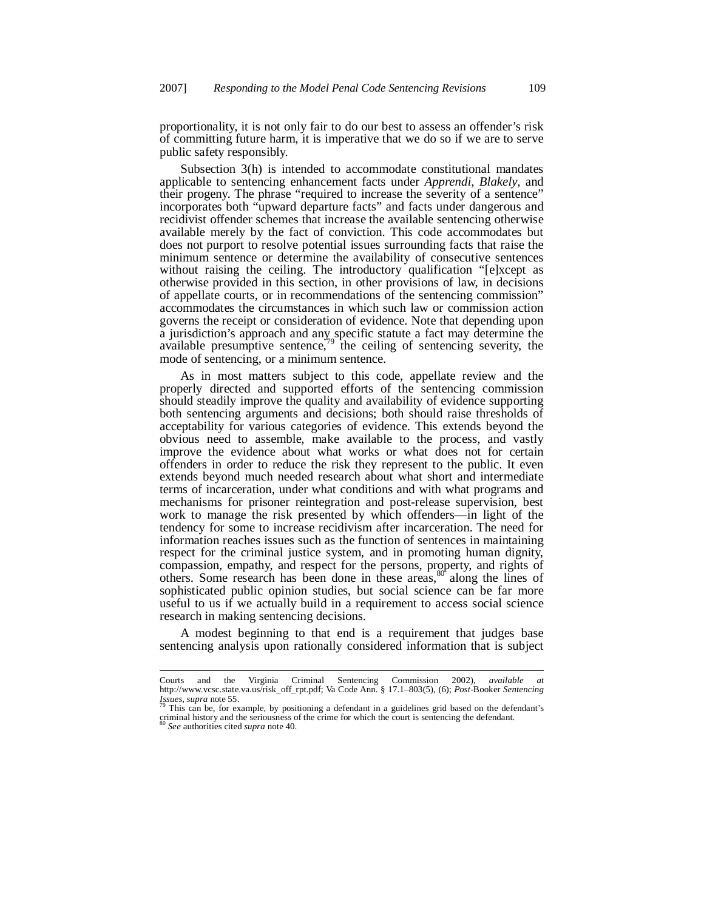proportionality, it is not only fair to do our best to assess an offender's risk of committing future harm, it is imperative that we do so if we are to serve public safety responsibly.

Subsection 3(h) is intended to accommodate constitutional mandates applicable to sentencing enhancement facts under *Apprendi*, *Blakely*, and their progeny. The phrase "required to increase the severity of a sentence" incorporates both "upward departure facts" and facts under dangerous and recidivist offender schemes that increase the available sentencing otherwise available merely by the fact of conviction. This code accommodates but does not purport to resolve potential issues surrounding facts that raise the minimum sentence or determine the availability of consecutive sentences without raising the ceiling. The introductory qualification "[e]xcept as otherwise provided in this section, in other provisions of law, in decisions of appellate courts, or in recommendations of the sentencing commission" accommodates the circumstances in which such law or commission action governs the receipt or consideration of evidence. Note that depending upon a jurisdiction's approach and any specific statute a fact may determine the available presumptive sentence,[79] the ceiling of sentencing severity, the mode of sentencing, or a minimum sentence.

As in most matters subject to this code, appellate review and the properly directed and supported efforts of the sentencing commission should steadily improve the quality and availability of evidence supporting both sentencing arguments and decisions; both should raise thresholds of acceptability for various categories of evidence. This extends beyond the obvious need to assemble, make available to the process, and vastly improve the evidence about what works or what does not for certain offenders in order to reduce the risk they represent to the public. It even extends beyond much needed research about what short and intermediate terms of incarceration, under what conditions and with what programs and mechanisms for prisoner reintegration and post-release supervision, best work to manage the risk presented by which offenders—in light of the tendency for some to increase recidivism after incarceration. The need for information reaches issues such as the function of sentences in maintaining respect for the criminal justice system, and in promoting human dignity, compassion, empathy, and respect for the persons, property, and rights of others. Some research has been done in these areas,[80] along the lines of sophisticated public opinion studies, but social science can be far more useful to us if we actually build in a requirement to access social science research in making sentencing decisions.

A modest beginning to that end is a requirement that judges base sentencing analysis upon rationally considered information that is subject

---

Courts and the Virginia Criminal Sentencing Commission 2002), *available at* http://www.vcsc.state.va.us/risk_off_rpt.pdf; Va Code Ann. § 17.1–803(5), (6); *Post*-Booker *Sentencing Issues*, *supra* note 55.

[79] This can be, for example, by positioning a defendant in a guidelines grid based on the defendant's criminal history and the seriousness of the crime for which the court is sentencing the defendant.

[80] *See* authorities cited *supra* note 40.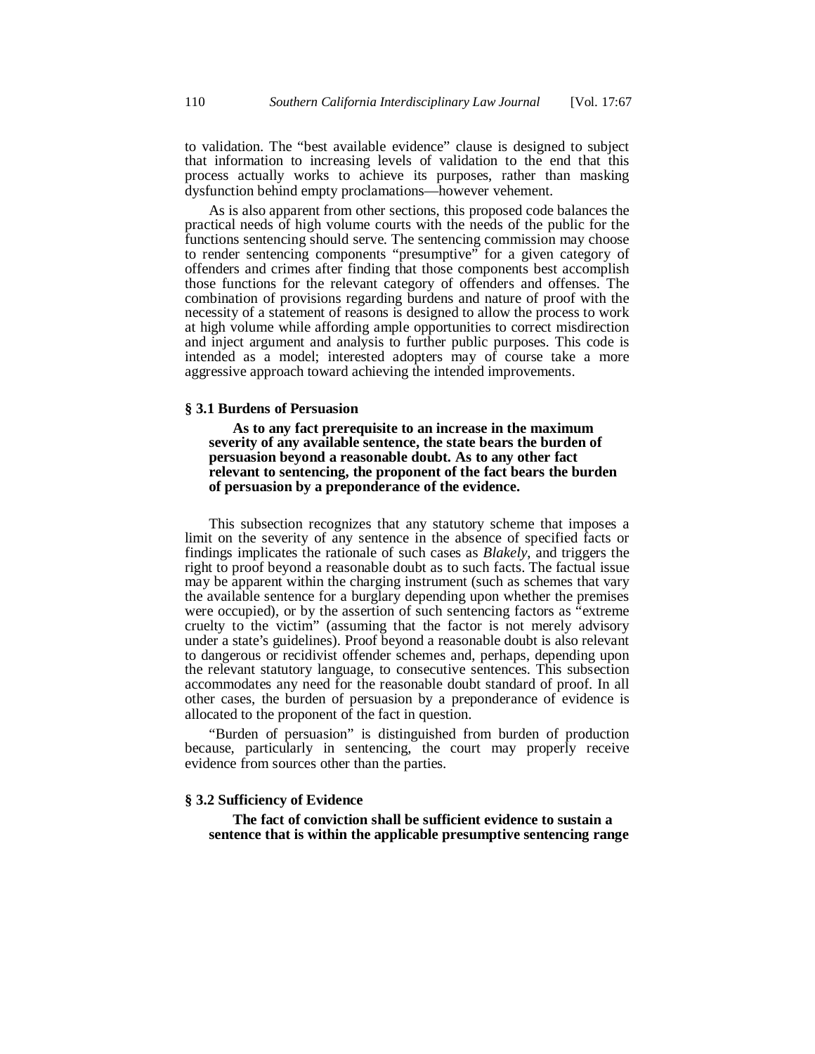to validation. The "best available evidence" clause is designed to subject that information to increasing levels of validation to the end that this process actually works to achieve its purposes, rather than masking dysfunction behind empty proclamations—however vehement.

As is also apparent from other sections, this proposed code balances the practical needs of high volume courts with the needs of the public for the functions sentencing should serve. The sentencing commission may choose to render sentencing components "presumptive" for a given category of offenders and crimes after finding that those components best accomplish those functions for the relevant category of offenders and offenses. The combination of provisions regarding burdens and nature of proof with the necessity of a statement of reasons is designed to allow the process to work at high volume while affording ample opportunities to correct misdirection and inject argument and analysis to further public purposes. This code is intended as a model; interested adopters may of course take a more aggressive approach toward achieving the intended improvements.

### § 3.1 Burdens of Persuasion

**As to any fact prerequisite to an increase in the maximum severity of any available sentence, the state bears the burden of persuasion beyond a reasonable doubt. As to any other fact relevant to sentencing, the proponent of the fact bears the burden of persuasion by a preponderance of the evidence.**

This subsection recognizes that any statutory scheme that imposes a limit on the severity of any sentence in the absence of specified facts or findings implicates the rationale of such cases as *Blakely*, and triggers the right to proof beyond a reasonable doubt as to such facts. The factual issue may be apparent within the charging instrument (such as schemes that vary the available sentence for a burglary depending upon whether the premises were occupied), or by the assertion of such sentencing factors as "extreme cruelty to the victim" (assuming that the factor is not merely advisory under a state's guidelines). Proof beyond a reasonable doubt is also relevant to dangerous or recidivist offender schemes and, perhaps, depending upon the relevant statutory language, to consecutive sentences. This subsection accommodates any need for the reasonable doubt standard of proof. In all other cases, the burden of persuasion by a preponderance of evidence is allocated to the proponent of the fact in question.

"Burden of persuasion" is distinguished from burden of production because, particularly in sentencing, the court may properly receive evidence from sources other than the parties.

### § 3.2 Sufficiency of Evidence

**The fact of conviction shall be sufficient evidence to sustain a sentence that is within the applicable presumptive sentencing range**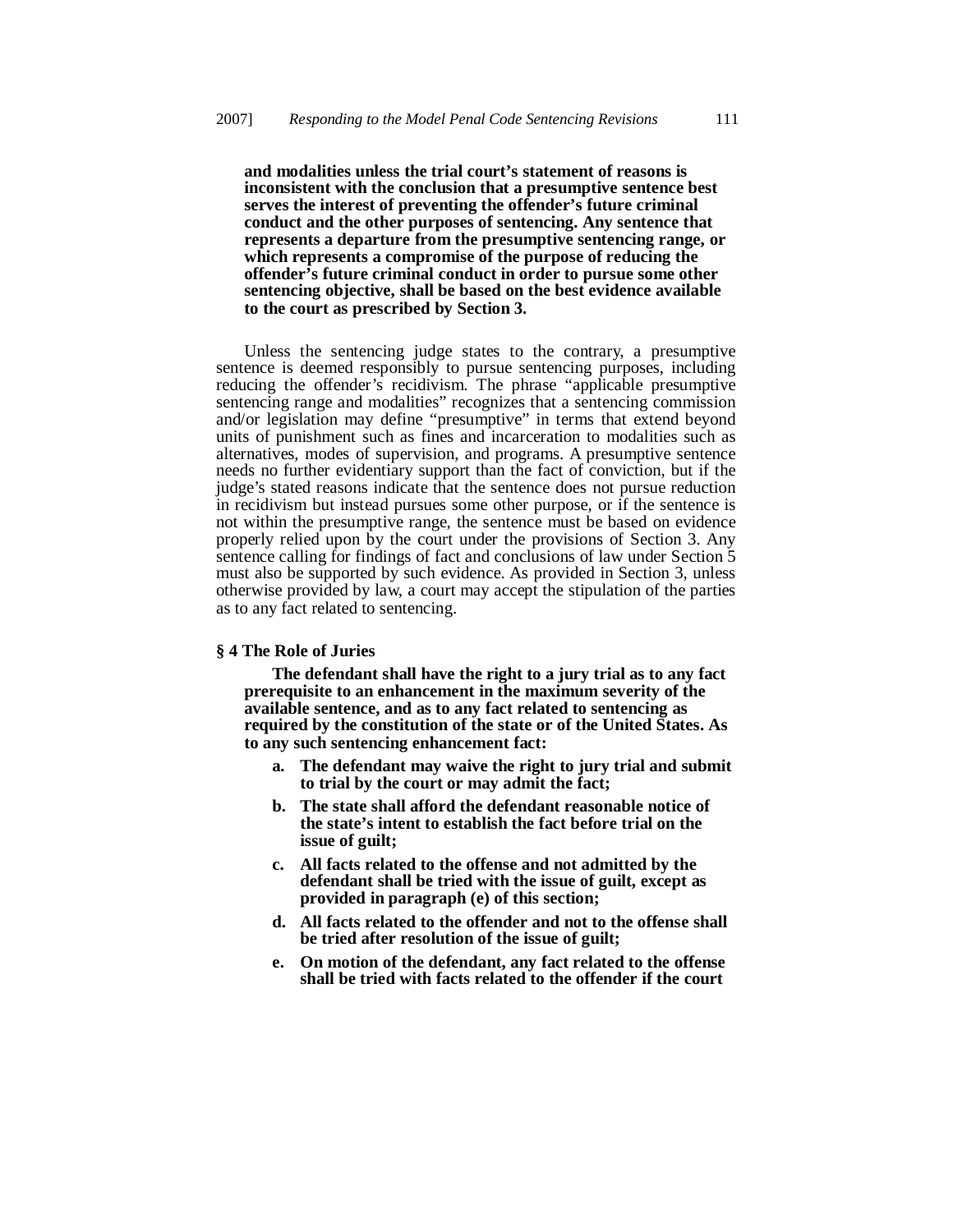**and modalities unless the trial court's statement of reasons is inconsistent with the conclusion that a presumptive sentence best serves the interest of preventing the offender's future criminal conduct and the other purposes of sentencing. Any sentence that represents a departure from the presumptive sentencing range, or which represents a compromise of the purpose of reducing the offender's future criminal conduct in order to pursue some other sentencing objective, shall be based on the best evidence available to the court as prescribed by Section 3.**

Unless the sentencing judge states to the contrary, a presumptive sentence is deemed responsibly to pursue sentencing purposes, including reducing the offender's recidivism. The phrase "applicable presumptive sentencing range and modalities" recognizes that a sentencing commission and/or legislation may define "presumptive" in terms that extend beyond units of punishment such as fines and incarceration to modalities such as alternatives, modes of supervision, and programs. A presumptive sentence needs no further evidentiary support than the fact of conviction, but if the judge's stated reasons indicate that the sentence does not pursue reduction in recidivism but instead pursues some other purpose, or if the sentence is not within the presumptive range, the sentence must be based on evidence properly relied upon by the court under the provisions of Section 3. Any sentence calling for findings of fact and conclusions of law under Section 5 must also be supported by such evidence. As provided in Section 3, unless otherwise provided by law, a court may accept the stipulation of the parties as to any fact related to sentencing.

**§ 4 The Role of Juries**

**The defendant shall have the right to a jury trial as to any fact prerequisite to an enhancement in the maximum severity of the available sentence, and as to any fact related to sentencing as required by the constitution of the state or of the United States. As to any such sentencing enhancement fact:**

**a. The defendant may waive the right to jury trial and submit to trial by the court or may admit the fact;**

**b. The state shall afford the defendant reasonable notice of the state's intent to establish the fact before trial on the issue of guilt;**

**c. All facts related to the offense and not admitted by the defendant shall be tried with the issue of guilt, except as provided in paragraph (e) of this section;**

**d. All facts related to the offender and not to the offense shall be tried after resolution of the issue of guilt;**

**e. On motion of the defendant, any fact related to the offense shall be tried with facts related to the offender if the court**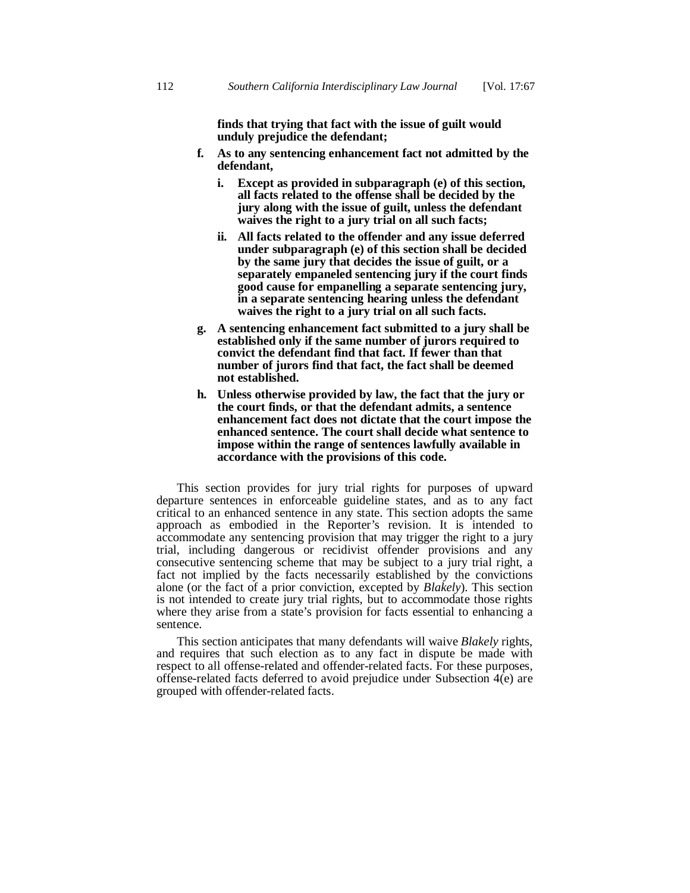**finds that trying that fact with the issue of guilt would unduly prejudice the defendant;**

**f. As to any sentencing enhancement fact not admitted by the defendant,**

  **i. Except as provided in subparagraph (e) of this section, all facts related to the offense shall be decided by the jury along with the issue of guilt, unless the defendant waives the right to a jury trial on all such facts;**

  **ii. All facts related to the offender and any issue deferred under subparagraph (e) of this section shall be decided by the same jury that decides the issue of guilt, or a separately empaneled sentencing jury if the court finds good cause for empanelling a separate sentencing jury, in a separate sentencing hearing unless the defendant waives the right to a jury trial on all such facts.**

**g. A sentencing enhancement fact submitted to a jury shall be established only if the same number of jurors required to convict the defendant find that fact. If fewer than that number of jurors find that fact, the fact shall be deemed not established.**

**h. Unless otherwise provided by law, the fact that the jury or the court finds, or that the defendant admits, a sentence enhancement fact does not dictate that the court impose the enhanced sentence. The court shall decide what sentence to impose within the range of sentences lawfully available in accordance with the provisions of this code.**

This section provides for jury trial rights for purposes of upward departure sentences in enforceable guideline states, and as to any fact critical to an enhanced sentence in any state. This section adopts the same approach as embodied in the Reporter's revision. It is intended to accommodate any sentencing provision that may trigger the right to a jury trial, including dangerous or recidivist offender provisions and any consecutive sentencing scheme that may be subject to a jury trial right, a fact not implied by the facts necessarily established by the convictions alone (or the fact of a prior conviction, excepted by *Blakely*). This section is not intended to create jury trial rights, but to accommodate those rights where they arise from a state's provision for facts essential to enhancing a sentence.

This section anticipates that many defendants will waive *Blakely* rights, and requires that such election as to any fact in dispute be made with respect to all offense-related and offender-related facts. For these purposes, offense-related facts deferred to avoid prejudice under Subsection 4(e) are grouped with offender-related facts.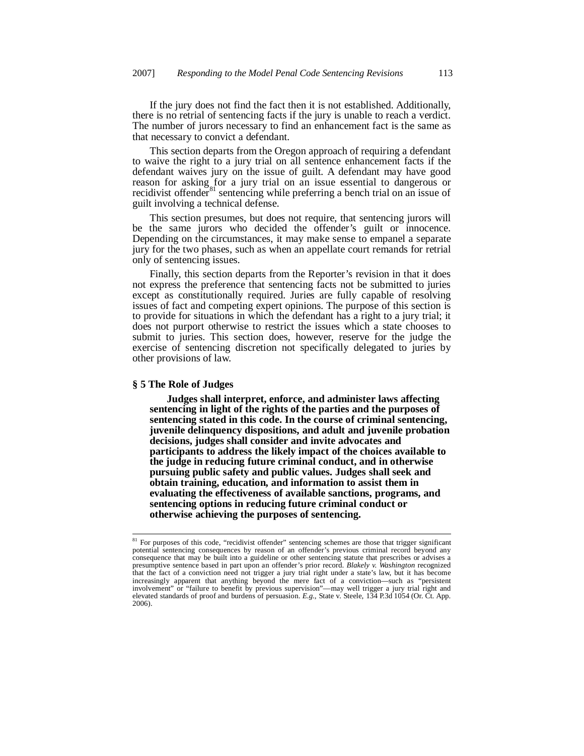If the jury does not find the fact then it is not established. Additionally, there is no retrial of sentencing facts if the jury is unable to reach a verdict. The number of jurors necessary to find an enhancement fact is the same as that necessary to convict a defendant.

This section departs from the Oregon approach of requiring a defendant to waive the right to a jury trial on all sentence enhancement facts if the defendant waives jury on the issue of guilt. A defendant may have good reason for asking for a jury trial on an issue essential to dangerous or recidivist offender[81] sentencing while preferring a bench trial on an issue of guilt involving a technical defense.

This section presumes, but does not require, that sentencing jurors will be the same jurors who decided the offender's guilt or innocence. Depending on the circumstances, it may make sense to empanel a separate jury for the two phases, such as when an appellate court remands for retrial only of sentencing issues.

Finally, this section departs from the Reporter's revision in that it does not express the preference that sentencing facts not be submitted to juries except as constitutionally required. Juries are fully capable of resolving issues of fact and competing expert opinions. The purpose of this section is to provide for situations in which the defendant has a right to a jury trial; it does not purport otherwise to restrict the issues which a state chooses to submit to juries. This section does, however, reserve for the judge the exercise of sentencing discretion not specifically delegated to juries by other provisions of law.

### § 5 The Role of Judges

**Judges shall interpret, enforce, and administer laws affecting sentencing in light of the rights of the parties and the purposes of sentencing stated in this code. In the course of criminal sentencing, juvenile delinquency dispositions, and adult and juvenile probation decisions, judges shall consider and invite advocates and participants to address the likely impact of the choices available to the judge in reducing future criminal conduct, and in otherwise pursuing public safety and public values. Judges shall seek and obtain training, education, and information to assist them in evaluating the effectiveness of available sanctions, programs, and sentencing options in reducing future criminal conduct or otherwise achieving the purposes of sentencing.**

---

[81] For purposes of this code, "recidivist offender" sentencing schemes are those that trigger significant potential sentencing consequences by reason of an offender's previous criminal record beyond any consequence that may be built into a guideline or other sentencing statute that prescribes or advises a presumptive sentence based in part upon an offender's prior record. *Blakely v. Washington* recognized that the fact of a conviction need not trigger a jury trial right under a state's law, but it has become increasingly apparent that anything beyond the mere fact of a conviction—such as "persistent involvement" or "failure to benefit by previous supervision"—may well trigger a jury trial right and elevated standards of proof and burdens of persuasion. *E.g.*, State v. Steele, 134 P.3d 1054 (Or. Ct. App. 2006).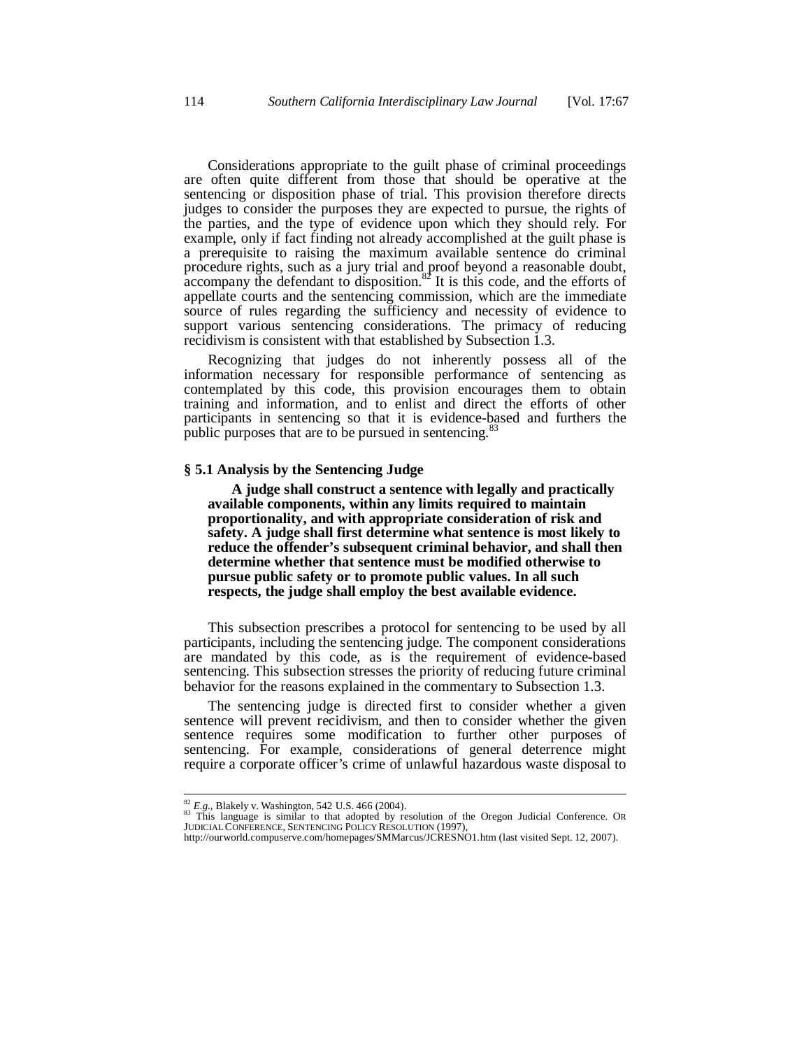Considerations appropriate to the guilt phase of criminal proceedings are often quite different from those that should be operative at the sentencing or disposition phase of trial. This provision therefore directs judges to consider the purposes they are expected to pursue, the rights of the parties, and the type of evidence upon which they should rely. For example, only if fact finding not already accomplished at the guilt phase is a prerequisite to raising the maximum available sentence do criminal procedure rights, such as a jury trial and proof beyond a reasonable doubt, accompany the defendant to disposition.[82] It is this code, and the efforts of appellate courts and the sentencing commission, which are the immediate source of rules regarding the sufficiency and necessity of evidence to support various sentencing considerations. The primacy of reducing recidivism is consistent with that established by Subsection 1.3.

Recognizing that judges do not inherently possess all of the information necessary for responsible performance of sentencing as contemplated by this code, this provision encourages them to obtain training and information, and to enlist and direct the efforts of other participants in sentencing so that it is evidence-based and furthers the public purposes that are to be pursued in sentencing.[83]

#### § 5.1 Analysis by the Sentencing Judge

**A judge shall construct a sentence with legally and practically available components, within any limits required to maintain proportionality, and with appropriate consideration of risk and safety. A judge shall first determine what sentence is most likely to reduce the offender's subsequent criminal behavior, and shall then determine whether that sentence must be modified otherwise to pursue public safety or to promote public values. In all such respects, the judge shall employ the best available evidence.**

This subsection prescribes a protocol for sentencing to be used by all participants, including the sentencing judge. The component considerations are mandated by this code, as is the requirement of evidence-based sentencing. This subsection stresses the priority of reducing future criminal behavior for the reasons explained in the commentary to Subsection 1.3.

The sentencing judge is directed first to consider whether a given sentence will prevent recidivism, and then to consider whether the given sentence requires some modification to further other purposes of sentencing. For example, considerations of general deterrence might require a corporate officer's crime of unlawful hazardous waste disposal to

---

[82] *E.g.*, Blakely v. Washington, 542 U.S. 466 (2004).

[83] This language is similar to that adopted by resolution of the Oregon Judicial Conference. OR JUDICIAL CONFERENCE, SENTENCING POLICY RESOLUTION (1997), http://ourworld.compuserve.com/homepages/SMMarcus/JCRESNO1.htm (last visited Sept. 12, 2007).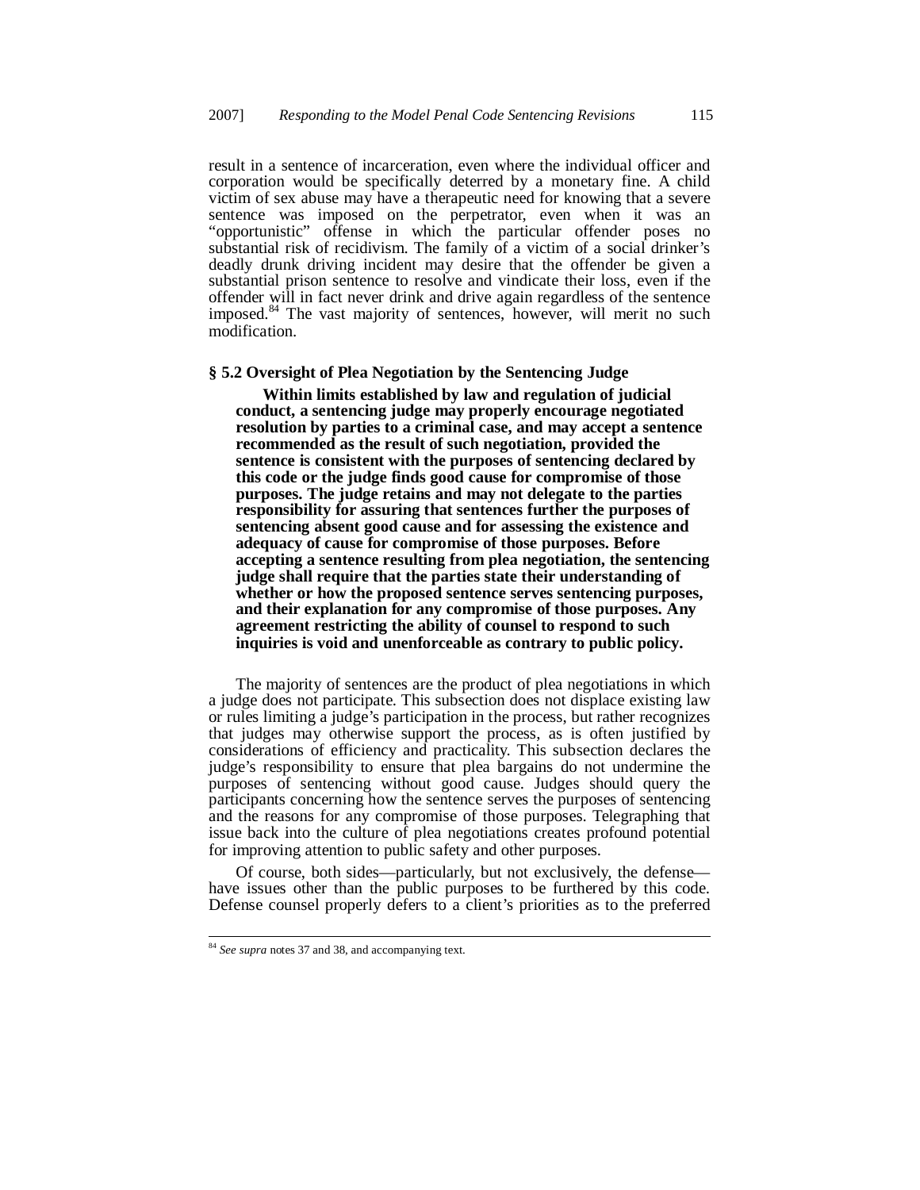result in a sentence of incarceration, even where the individual officer and corporation would be specifically deterred by a monetary fine. A child victim of sex abuse may have a therapeutic need for knowing that a severe sentence was imposed on the perpetrator, even when it was an "opportunistic" offense in which the particular offender poses no substantial risk of recidivism. The family of a victim of a social drinker's deadly drunk driving incident may desire that the offender be given a substantial prison sentence to resolve and vindicate their loss, even if the offender will in fact never drink and drive again regardless of the sentence imposed.[84] The vast majority of sentences, however, will merit no such modification.

### § 5.2 Oversight of Plea Negotiation by the Sentencing Judge

**Within limits established by law and regulation of judicial conduct, a sentencing judge may properly encourage negotiated resolution by parties to a criminal case, and may accept a sentence recommended as the result of such negotiation, provided the sentence is consistent with the purposes of sentencing declared by this code or the judge finds good cause for compromise of those purposes. The judge retains and may not delegate to the parties responsibility for assuring that sentences further the purposes of sentencing absent good cause and for assessing the existence and adequacy of cause for compromise of those purposes. Before accepting a sentence resulting from plea negotiation, the sentencing judge shall require that the parties state their understanding of whether or how the proposed sentence serves sentencing purposes, and their explanation for any compromise of those purposes. Any agreement restricting the ability of counsel to respond to such inquiries is void and unenforceable as contrary to public policy.**

The majority of sentences are the product of plea negotiations in which a judge does not participate. This subsection does not displace existing law or rules limiting a judge's participation in the process, but rather recognizes that judges may otherwise support the process, as is often justified by considerations of efficiency and practicality. This subsection declares the judge's responsibility to ensure that plea bargains do not undermine the purposes of sentencing without good cause. Judges should query the participants concerning how the sentence serves the purposes of sentencing and the reasons for any compromise of those purposes. Telegraphing that issue back into the culture of plea negotiations creates profound potential for improving attention to public safety and other purposes.

Of course, both sides—particularly, but not exclusively, the defense—have issues other than the public purposes to be furthered by this code. Defense counsel properly defers to a client's priorities as to the preferred

---

[84] *See supra* notes 37 and 38, and accompanying text.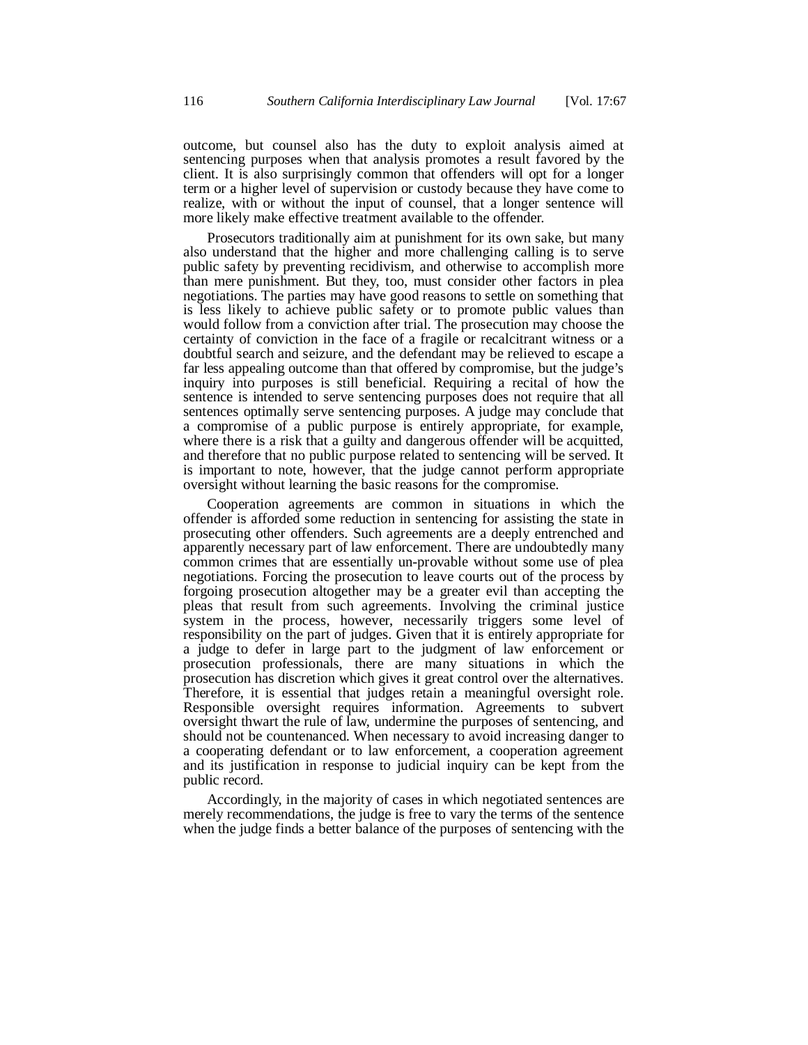outcome, but counsel also has the duty to exploit analysis aimed at sentencing purposes when that analysis promotes a result favored by the client. It is also surprisingly common that offenders will opt for a longer term or a higher level of supervision or custody because they have come to realize, with or without the input of counsel, that a longer sentence will more likely make effective treatment available to the offender.

Prosecutors traditionally aim at punishment for its own sake, but many also understand that the higher and more challenging calling is to serve public safety by preventing recidivism, and otherwise to accomplish more than mere punishment. But they, too, must consider other factors in plea negotiations. The parties may have good reasons to settle on something that is less likely to achieve public safety or to promote public values than would follow from a conviction after trial. The prosecution may choose the certainty of conviction in the face of a fragile or recalcitrant witness or a doubtful search and seizure, and the defendant may be relieved to escape a far less appealing outcome than that offered by compromise, but the judge's inquiry into purposes is still beneficial. Requiring a recital of how the sentence is intended to serve sentencing purposes does not require that all sentences optimally serve sentencing purposes. A judge may conclude that a compromise of a public purpose is entirely appropriate, for example, where there is a risk that a guilty and dangerous offender will be acquitted, and therefore that no public purpose related to sentencing will be served. It is important to note, however, that the judge cannot perform appropriate oversight without learning the basic reasons for the compromise.

Cooperation agreements are common in situations in which the offender is afforded some reduction in sentencing for assisting the state in prosecuting other offenders. Such agreements are a deeply entrenched and apparently necessary part of law enforcement. There are undoubtedly many common crimes that are essentially un-provable without some use of plea negotiations. Forcing the prosecution to leave courts out of the process by forgoing prosecution altogether may be a greater evil than accepting the pleas that result from such agreements. Involving the criminal justice system in the process, however, necessarily triggers some level of responsibility on the part of judges. Given that it is entirely appropriate for a judge to defer in large part to the judgment of law enforcement or prosecution professionals, there are many situations in which the prosecution has discretion which gives it great control over the alternatives. Therefore, it is essential that judges retain a meaningful oversight role. Responsible oversight requires information. Agreements to subvert oversight thwart the rule of law, undermine the purposes of sentencing, and should not be countenanced. When necessary to avoid increasing danger to a cooperating defendant or to law enforcement, a cooperation agreement and its justification in response to judicial inquiry can be kept from the public record.

Accordingly, in the majority of cases in which negotiated sentences are merely recommendations, the judge is free to vary the terms of the sentence when the judge finds a better balance of the purposes of sentencing with the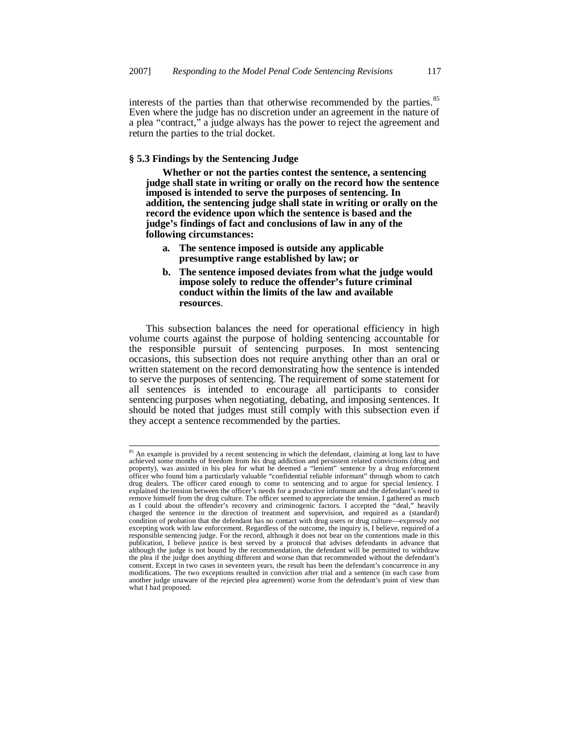interests of the parties than that otherwise recommended by the parties.[85] Even where the judge has no discretion under an agreement in the nature of a plea "contract," a judge always has the power to reject the agreement and return the parties to the trial docket.

### § 5.3 Findings by the Sentencing Judge

**Whether or not the parties contest the sentence, a sentencing judge shall state in writing or orally on the record how the sentence imposed is intended to serve the purposes of sentencing. In addition, the sentencing judge shall state in writing or orally on the record the evidence upon which the sentence is based and the judge's findings of fact and conclusions of law in any of the following circumstances:**

**a. The sentence imposed is outside any applicable presumptive range established by law; or**

**b. The sentence imposed deviates from what the judge would impose solely to reduce the offender's future criminal conduct within the limits of the law and available resources.**

This subsection balances the need for operational efficiency in high volume courts against the purpose of holding sentencing accountable for the responsible pursuit of sentencing purposes. In most sentencing occasions, this subsection does not require anything other than an oral or written statement on the record demonstrating how the sentence is intended to serve the purposes of sentencing. The requirement of some statement for all sentences is intended to encourage all participants to consider sentencing purposes when negotiating, debating, and imposing sentences. It should be noted that judges must still comply with this subsection even if they accept a sentence recommended by the parties.

---

[85] An example is provided by a recent sentencing in which the defendant, claiming at long last to have achieved some months of freedom from his drug addiction and persistent related convictions (drug and property), was assisted in his plea for what he deemed a "lenient" sentence by a drug enforcement officer who found him a particularly valuable "confidential reliable informant" through whom to catch drug dealers. The officer cared enough to come to sentencing and to argue for special leniency. I explained the tension between the officer's needs for a productive informant and the defendant's need to remove himself from the drug culture. The officer seemed to appreciate the tension. I gathered as much as I could about the offender's recovery and criminogenic factors. I accepted the "deal," heavily charged the sentence in the direction of treatment and supervision, and required as a (standard) condition of probation that the defendant has no contact with drug users or drug culture—expressly *not* excepting work with law enforcement. Regardless of the outcome, the inquiry is, I believe, required of a responsible sentencing judge. For the record, although it does not bear on the contentions made in this publication, I believe justice is best served by a protocol that advises defendants in advance that although the judge is not bound by the recommendation, the defendant will be permitted to withdraw the plea if the judge does anything different and worse than that recommended without the defendant's consent. Except in two cases in seventeen years, the result has been the defendant's concurrence in any modifications. The two exceptions resulted in conviction after trial and a sentence (in each case from another judge unaware of the rejected plea agreement) worse from the defendant's point of view than what I had proposed.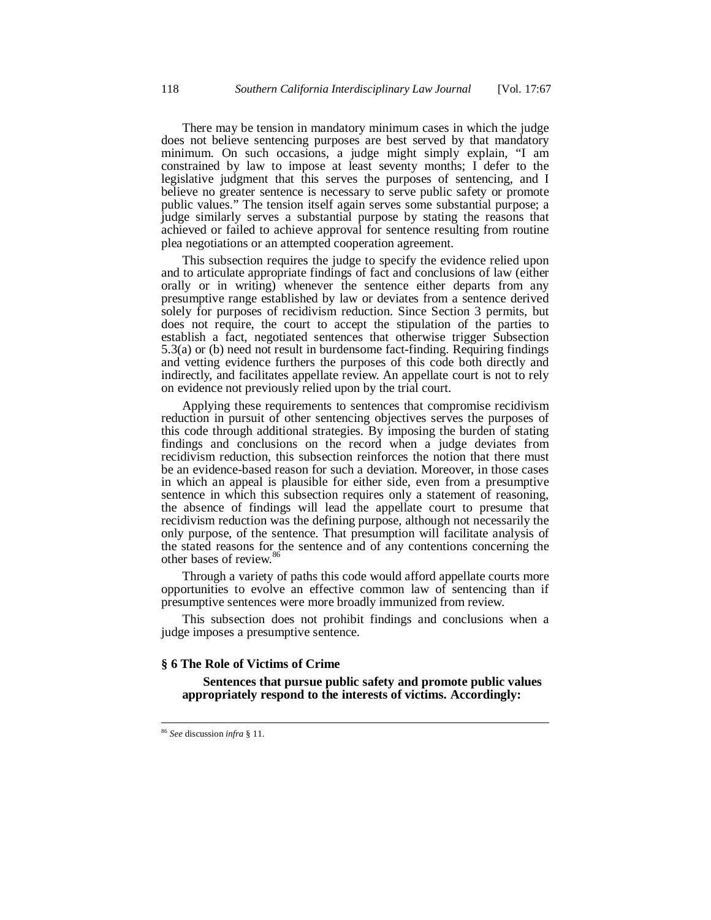There may be tension in mandatory minimum cases in which the judge does not believe sentencing purposes are best served by that mandatory minimum. On such occasions, a judge might simply explain, "I am constrained by law to impose at least seventy months; I defer to the legislative judgment that this serves the purposes of sentencing, and I believe no greater sentence is necessary to serve public safety or promote public values." The tension itself again serves some substantial purpose; a judge similarly serves a substantial purpose by stating the reasons that achieved or failed to achieve approval for sentence resulting from routine plea negotiations or an attempted cooperation agreement.

This subsection requires the judge to specify the evidence relied upon and to articulate appropriate findings of fact and conclusions of law (either orally or in writing) whenever the sentence either departs from any presumptive range established by law or deviates from a sentence derived solely for purposes of recidivism reduction. Since Section 3 permits, but does not require, the court to accept the stipulation of the parties to establish a fact, negotiated sentences that otherwise trigger Subsection 5.3(a) or (b) need not result in burdensome fact-finding. Requiring findings and vetting evidence furthers the purposes of this code both directly and indirectly, and facilitates appellate review. An appellate court is not to rely on evidence not previously relied upon by the trial court.

Applying these requirements to sentences that compromise recidivism reduction in pursuit of other sentencing objectives serves the purposes of this code through additional strategies. By imposing the burden of stating findings and conclusions on the record when a judge deviates from recidivism reduction, this subsection reinforces the notion that there must be an evidence-based reason for such a deviation. Moreover, in those cases in which an appeal is plausible for either side, even from a presumptive sentence in which this subsection requires only a statement of reasoning, the absence of findings will lead the appellate court to presume that recidivism reduction was the defining purpose, although not necessarily the only purpose, of the sentence. That presumption will facilitate analysis of the stated reasons for the sentence and of any contentions concerning the other bases of review.[86]

Through a variety of paths this code would afford appellate courts more opportunities to evolve an effective common law of sentencing than if presumptive sentences were more broadly immunized from review.

This subsection does not prohibit findings and conclusions when a judge imposes a presumptive sentence.

### § 6 The Role of Victims of Crime

**Sentences that pursue public safety and promote public values appropriately respond to the interests of victims. Accordingly:**

---

[86] *See* discussion *infra* § 11.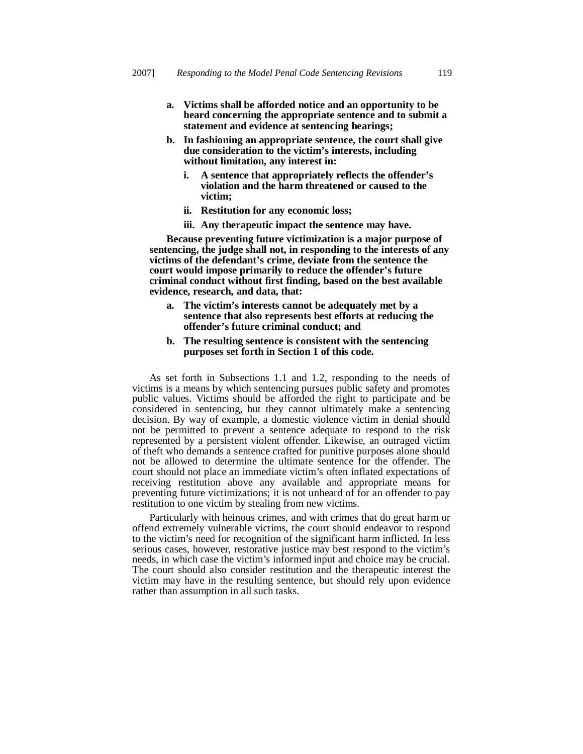**a. Victims shall be afforded notice and an opportunity to be heard concerning the appropriate sentence and to submit a statement and evidence at sentencing hearings;**

**b. In fashioning an appropriate sentence, the court shall give due consideration to the victim's interests, including without limitation, any interest in:**

**i. A sentence that appropriately reflects the offender's violation and the harm threatened or caused to the victim;**

**ii. Restitution for any economic loss;**

**iii. Any therapeutic impact the sentence may have.**

**Because preventing future victimization is a major purpose of sentencing, the judge shall not, in responding to the interests of any victims of the defendant's crime, deviate from the sentence the court would impose primarily to reduce the offender's future criminal conduct without first finding, based on the best available evidence, research, and data, that:**

**a. The victim's interests cannot be adequately met by a sentence that also represents best efforts at reducing the offender's future criminal conduct; and**

**b. The resulting sentence is consistent with the sentencing purposes set forth in Section 1 of this code.**

As set forth in Subsections 1.1 and 1.2, responding to the needs of victims is a means by which sentencing pursues public safety and promotes public values. Victims should be afforded the right to participate and be considered in sentencing, but they cannot ultimately make a sentencing decision. By way of example, a domestic violence victim in denial should not be permitted to prevent a sentence adequate to respond to the risk represented by a persistent violent offender. Likewise, an outraged victim of theft who demands a sentence crafted for punitive purposes alone should not be allowed to determine the ultimate sentence for the offender. The court should not place an immediate victim's often inflated expectations of receiving restitution above any available and appropriate means for preventing future victimizations; it is not unheard of for an offender to pay restitution to one victim by stealing from new victims.

Particularly with heinous crimes, and with crimes that do great harm or offend extremely vulnerable victims, the court should endeavor to respond to the victim's need for recognition of the significant harm inflicted. In less serious cases, however, restorative justice may best respond to the victim's needs, in which case the victim's informed input and choice may be crucial. The court should also consider restitution and the therapeutic interest the victim may have in the resulting sentence, but should rely upon evidence rather than assumption in all such tasks.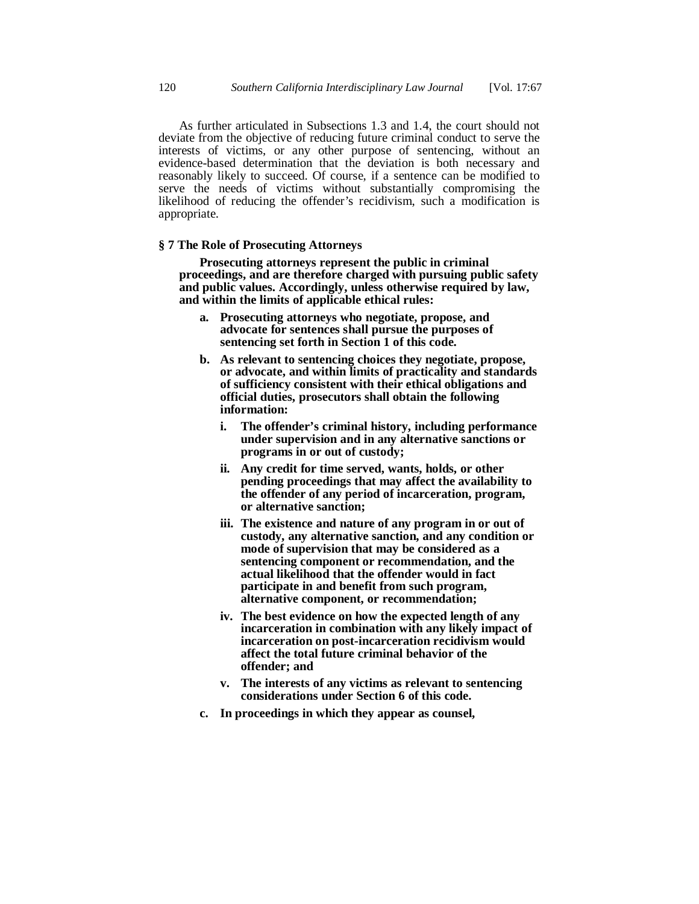As further articulated in Subsections 1.3 and 1.4, the court should not deviate from the objective of reducing future criminal conduct to serve the interests of victims, or any other purpose of sentencing, without an evidence-based determination that the deviation is both necessary and reasonably likely to succeed. Of course, if a sentence can be modified to serve the needs of victims without substantially compromising the likelihood of reducing the offender's recidivism, such a modification is appropriate.

### § 7 The Role of Prosecuting Attorneys

**Prosecuting attorneys represent the public in criminal proceedings, and are therefore charged with pursuing public safety and public values. Accordingly, unless otherwise required by law, and within the limits of applicable ethical rules:**

- **a. Prosecuting attorneys who negotiate, propose, and advocate for sentences shall pursue the purposes of sentencing set forth in Section 1 of this code.**
- **b. As relevant to sentencing choices they negotiate, propose, or advocate, and within limits of practicality and standards of sufficiency consistent with their ethical obligations and official duties, prosecutors shall obtain the following information:**
  - **i. The offender's criminal history, including performance under supervision and in any alternative sanctions or programs in or out of custody;**
  - **ii. Any credit for time served, wants, holds, or other pending proceedings that may affect the availability to the offender of any period of incarceration, program, or alternative sanction;**
  - **iii. The existence and nature of any program in or out of custody, any alternative sanction, and any condition or mode of supervision that may be considered as a sentencing component or recommendation, and the actual likelihood that the offender would in fact participate in and benefit from such program, alternative component, or recommendation;**
  - **iv. The best evidence on how the expected length of any incarceration in combination with any likely impact of incarceration on post-incarceration recidivism would affect the total future criminal behavior of the offender; and**
  - **v. The interests of any victims as relevant to sentencing considerations under Section 6 of this code.**
- **c. In proceedings in which they appear as counsel,**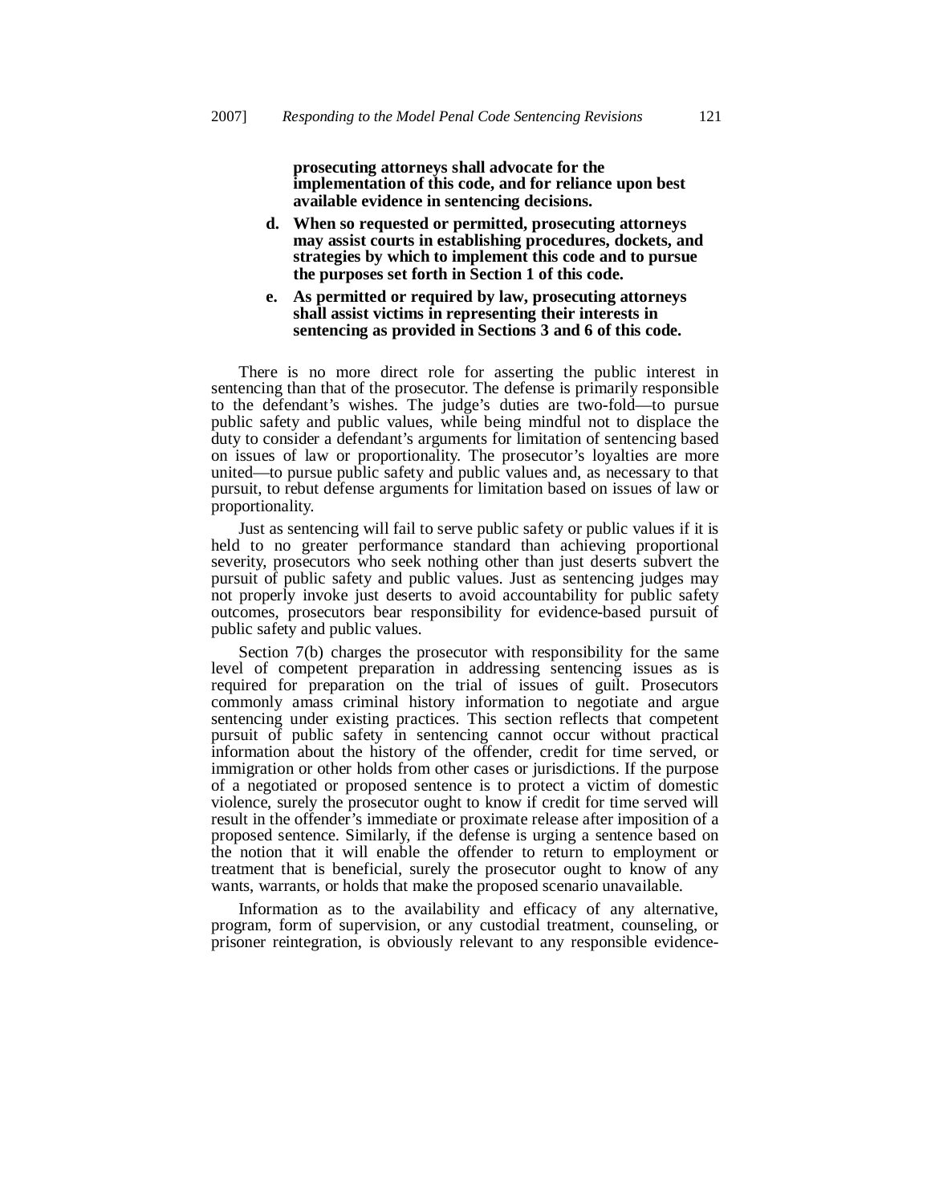**prosecuting attorneys shall advocate for the implementation of this code, and for reliance upon best available evidence in sentencing decisions.**

- **d. When so requested or permitted, prosecuting attorneys may assist courts in establishing procedures, dockets, and strategies by which to implement this code and to pursue the purposes set forth in Section 1 of this code.**
- **e. As permitted or required by law, prosecuting attorneys shall assist victims in representing their interests in sentencing as provided in Sections 3 and 6 of this code.**

There is no more direct role for asserting the public interest in sentencing than that of the prosecutor. The defense is primarily responsible to the defendant's wishes. The judge's duties are two-fold—to pursue public safety and public values, while being mindful not to displace the duty to consider a defendant's arguments for limitation of sentencing based on issues of law or proportionality. The prosecutor's loyalties are more united—to pursue public safety and public values and, as necessary to that pursuit, to rebut defense arguments for limitation based on issues of law or proportionality.

Just as sentencing will fail to serve public safety or public values if it is held to no greater performance standard than achieving proportional severity, prosecutors who seek nothing other than just deserts subvert the pursuit of public safety and public values. Just as sentencing judges may not properly invoke just deserts to avoid accountability for public safety outcomes, prosecutors bear responsibility for evidence-based pursuit of public safety and public values.

Section 7(b) charges the prosecutor with responsibility for the same level of competent preparation in addressing sentencing issues as is required for preparation on the trial of issues of guilt. Prosecutors commonly amass criminal history information to negotiate and argue sentencing under existing practices. This section reflects that competent pursuit of public safety in sentencing cannot occur without practical information about the history of the offender, credit for time served, or immigration or other holds from other cases or jurisdictions. If the purpose of a negotiated or proposed sentence is to protect a victim of domestic violence, surely the prosecutor ought to know if credit for time served will result in the offender's immediate or proximate release after imposition of a proposed sentence. Similarly, if the defense is urging a sentence based on the notion that it will enable the offender to return to employment or treatment that is beneficial, surely the prosecutor ought to know of any wants, warrants, or holds that make the proposed scenario unavailable.

Information as to the availability and efficacy of any alternative, program, form of supervision, or any custodial treatment, counseling, or prisoner reintegration, is obviously relevant to any responsible evidence-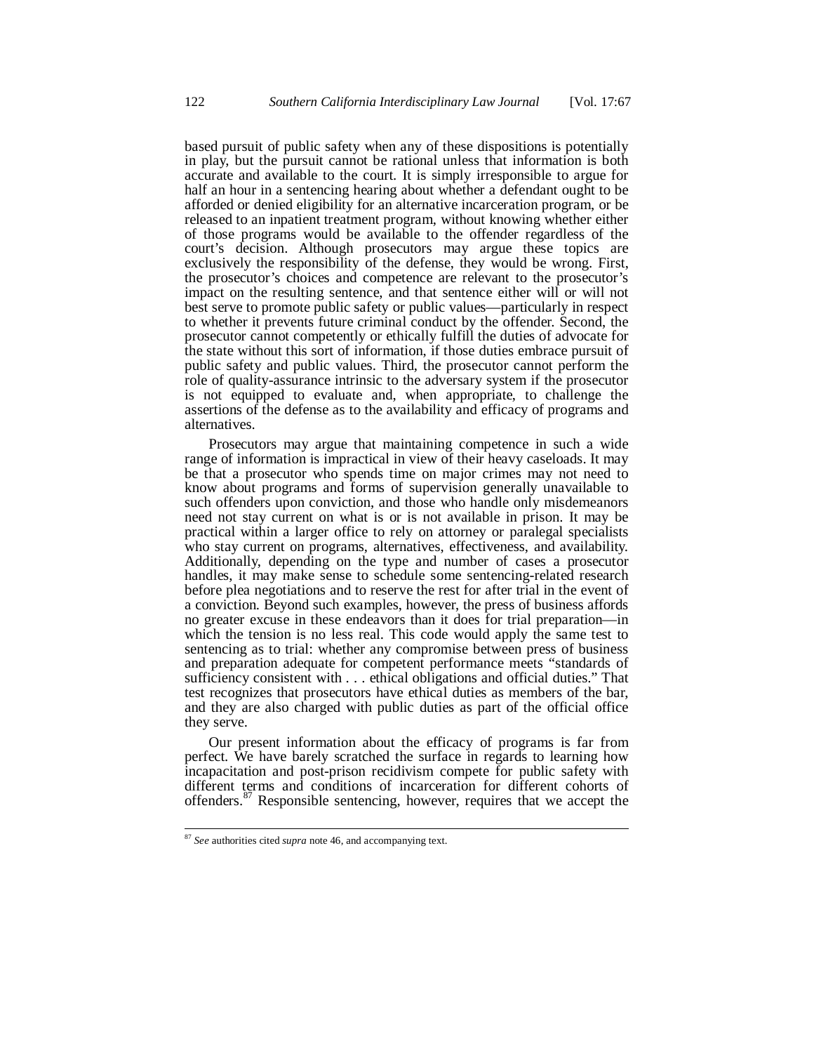based pursuit of public safety when any of these dispositions is potentially in play, but the pursuit cannot be rational unless that information is both accurate and available to the court. It is simply irresponsible to argue for half an hour in a sentencing hearing about whether a defendant ought to be afforded or denied eligibility for an alternative incarceration program, or be released to an inpatient treatment program, without knowing whether either of those programs would be available to the offender regardless of the court's decision. Although prosecutors may argue these topics are exclusively the responsibility of the defense, they would be wrong. First, the prosecutor's choices and competence are relevant to the prosecutor's impact on the resulting sentence, and that sentence either will or will not best serve to promote public safety or public values—particularly in respect to whether it prevents future criminal conduct by the offender. Second, the prosecutor cannot competently or ethically fulfill the duties of advocate for the state without this sort of information, if those duties embrace pursuit of public safety and public values. Third, the prosecutor cannot perform the role of quality-assurance intrinsic to the adversary system if the prosecutor is not equipped to evaluate and, when appropriate, to challenge the assertions of the defense as to the availability and efficacy of programs and alternatives.

Prosecutors may argue that maintaining competence in such a wide range of information is impractical in view of their heavy caseloads. It may be that a prosecutor who spends time on major crimes may not need to know about programs and forms of supervision generally unavailable to such offenders upon conviction, and those who handle only misdemeanors need not stay current on what is or is not available in prison. It may be practical within a larger office to rely on attorney or paralegal specialists who stay current on programs, alternatives, effectiveness, and availability. Additionally, depending on the type and number of cases a prosecutor handles, it may make sense to schedule some sentencing-related research before plea negotiations and to reserve the rest for after trial in the event of a conviction. Beyond such examples, however, the press of business affords no greater excuse in these endeavors than it does for trial preparation—in which the tension is no less real. This code would apply the same test to sentencing as to trial: whether any compromise between press of business and preparation adequate for competent performance meets "standards of sufficiency consistent with . . . ethical obligations and official duties." That test recognizes that prosecutors have ethical duties as members of the bar, and they are also charged with public duties as part of the official office they serve.

Our present information about the efficacy of programs is far from perfect. We have barely scratched the surface in regards to learning how incapacitation and post-prison recidivism compete for public safety with different terms and conditions of incarceration for different cohorts of offenders.[87] Responsible sentencing, however, requires that we accept the

[87] *See* authorities cited *supra* note 46, and accompanying text.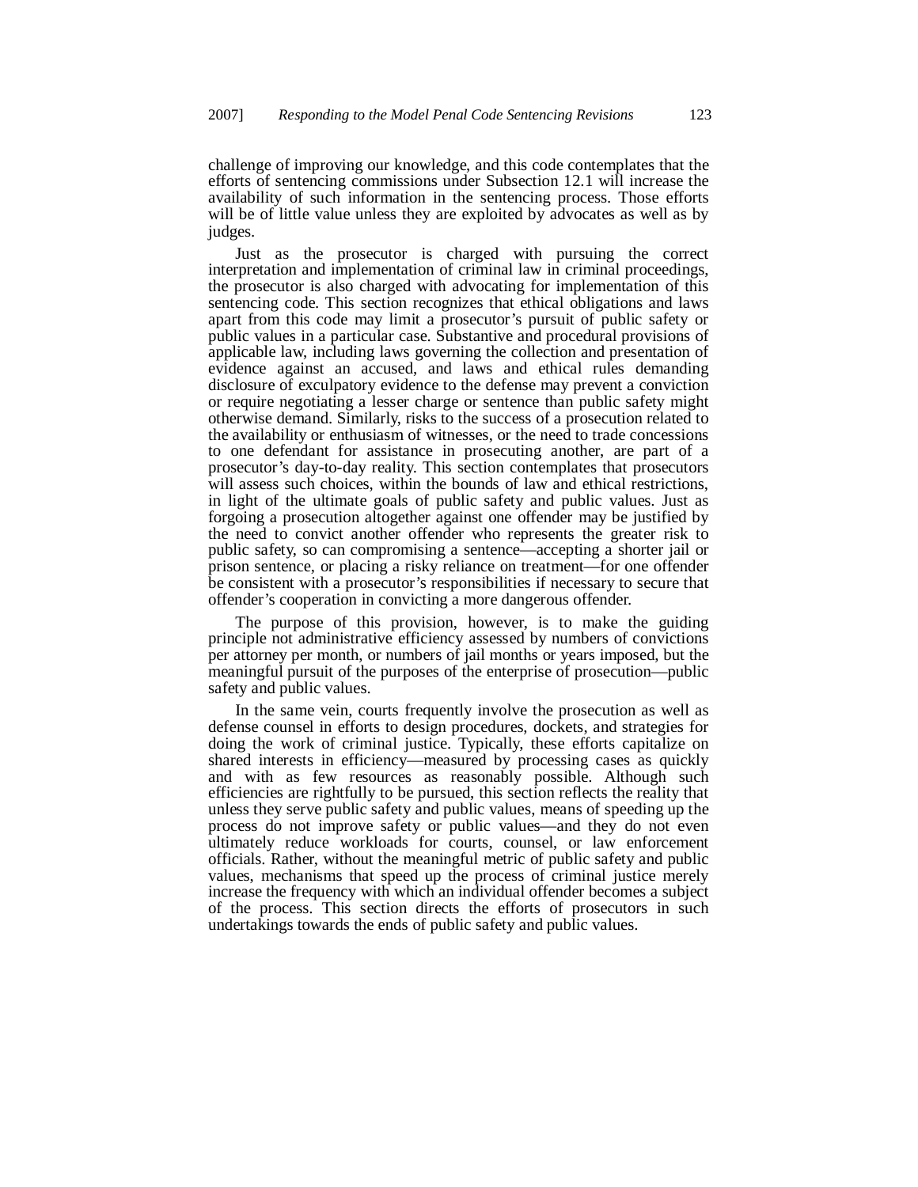challenge of improving our knowledge, and this code contemplates that the efforts of sentencing commissions under Subsection 12.1 will increase the availability of such information in the sentencing process. Those efforts will be of little value unless they are exploited by advocates as well as by judges.

Just as the prosecutor is charged with pursuing the correct interpretation and implementation of criminal law in criminal proceedings, the prosecutor is also charged with advocating for implementation of this sentencing code. This section recognizes that ethical obligations and laws apart from this code may limit a prosecutor's pursuit of public safety or public values in a particular case. Substantive and procedural provisions of applicable law, including laws governing the collection and presentation of evidence against an accused, and laws and ethical rules demanding disclosure of exculpatory evidence to the defense may prevent a conviction or require negotiating a lesser charge or sentence than public safety might otherwise demand. Similarly, risks to the success of a prosecution related to the availability or enthusiasm of witnesses, or the need to trade concessions to one defendant for assistance in prosecuting another, are part of a prosecutor's day-to-day reality. This section contemplates that prosecutors will assess such choices, within the bounds of law and ethical restrictions, in light of the ultimate goals of public safety and public values. Just as forgoing a prosecution altogether against one offender may be justified by the need to convict another offender who represents the greater risk to public safety, so can compromising a sentence—accepting a shorter jail or prison sentence, or placing a risky reliance on treatment—for one offender be consistent with a prosecutor's responsibilities if necessary to secure that offender's cooperation in convicting a more dangerous offender.

The purpose of this provision, however, is to make the guiding principle not administrative efficiency assessed by numbers of convictions per attorney per month, or numbers of jail months or years imposed, but the meaningful pursuit of the purposes of the enterprise of prosecution—public safety and public values.

In the same vein, courts frequently involve the prosecution as well as defense counsel in efforts to design procedures, dockets, and strategies for doing the work of criminal justice. Typically, these efforts capitalize on shared interests in efficiency—measured by processing cases as quickly and with as few resources as reasonably possible. Although such efficiencies are rightfully to be pursued, this section reflects the reality that unless they serve public safety and public values, means of speeding up the process do not improve safety or public values—and they do not even ultimately reduce workloads for courts, counsel, or law enforcement officials. Rather, without the meaningful metric of public safety and public values, mechanisms that speed up the process of criminal justice merely increase the frequency with which an individual offender becomes a subject of the process. This section directs the efforts of prosecutors in such undertakings towards the ends of public safety and public values.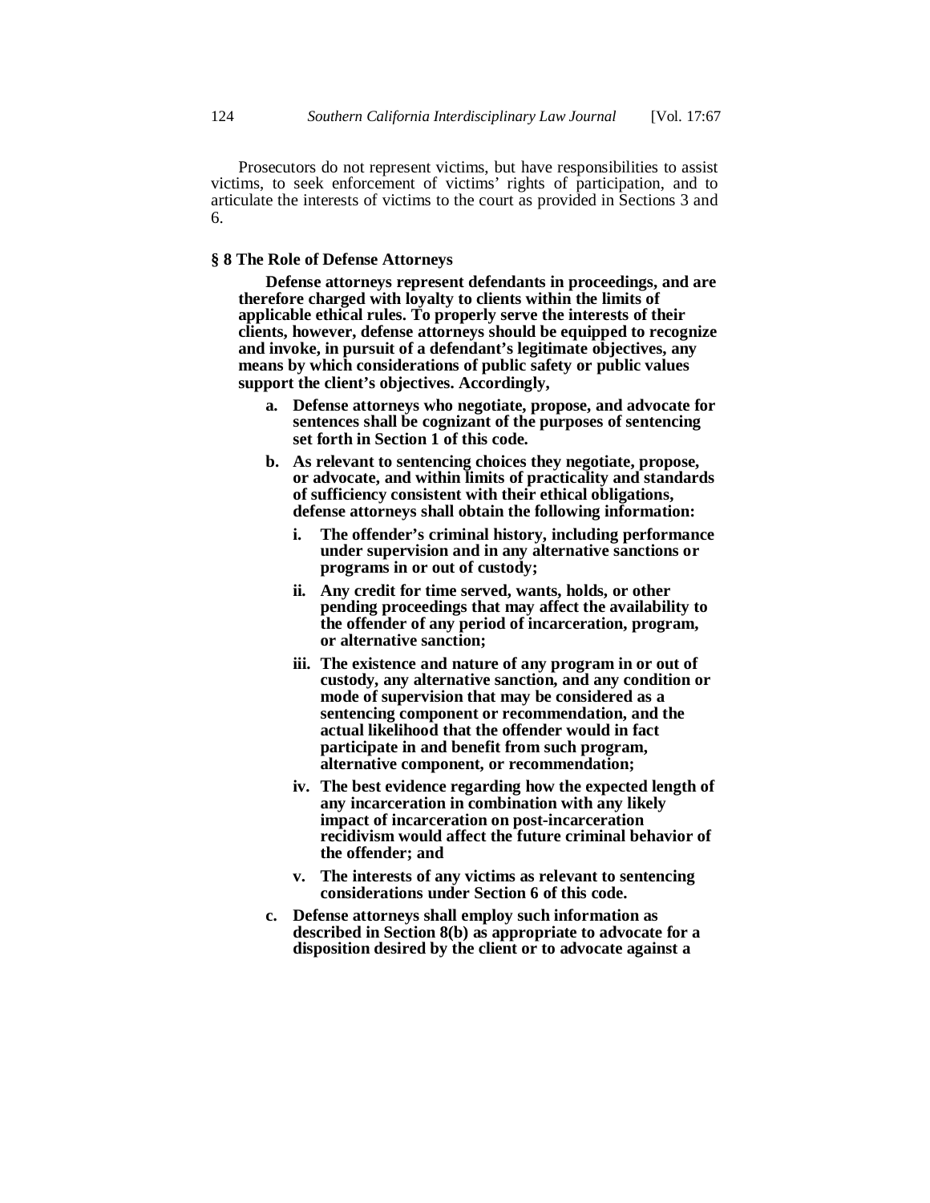Prosecutors do not represent victims, but have responsibilities to assist victims, to seek enforcement of victims' rights of participation, and to articulate the interests of victims to the court as provided in Sections 3 and 6.

### § 8 The Role of Defense Attorneys

**Defense attorneys represent defendants in proceedings, and are therefore charged with loyalty to clients within the limits of applicable ethical rules. To properly serve the interests of their clients, however, defense attorneys should be equipped to recognize and invoke, in pursuit of a defendant's legitimate objectives, any means by which considerations of public safety or public values support the client's objectives. Accordingly,**

**a. Defense attorneys who negotiate, propose, and advocate for sentences shall be cognizant of the purposes of sentencing set forth in Section 1 of this code.**

**b. As relevant to sentencing choices they negotiate, propose, or advocate, and within limits of practicality and standards of sufficiency consistent with their ethical obligations, defense attorneys shall obtain the following information:**

- **i. The offender's criminal history, including performance under supervision and in any alternative sanctions or programs in or out of custody;**
- **ii. Any credit for time served, wants, holds, or other pending proceedings that may affect the availability to the offender of any period of incarceration, program, or alternative sanction;**
- **iii. The existence and nature of any program in or out of custody, any alternative sanction, and any condition or mode of supervision that may be considered as a sentencing component or recommendation, and the actual likelihood that the offender would in fact participate in and benefit from such program, alternative component, or recommendation;**
- **iv. The best evidence regarding how the expected length of any incarceration in combination with any likely impact of incarceration on post-incarceration recidivism would affect the future criminal behavior of the offender; and**
- **v. The interests of any victims as relevant to sentencing considerations under Section 6 of this code.**

**c. Defense attorneys shall employ such information as described in Section 8(b) as appropriate to advocate for a disposition desired by the client or to advocate against a**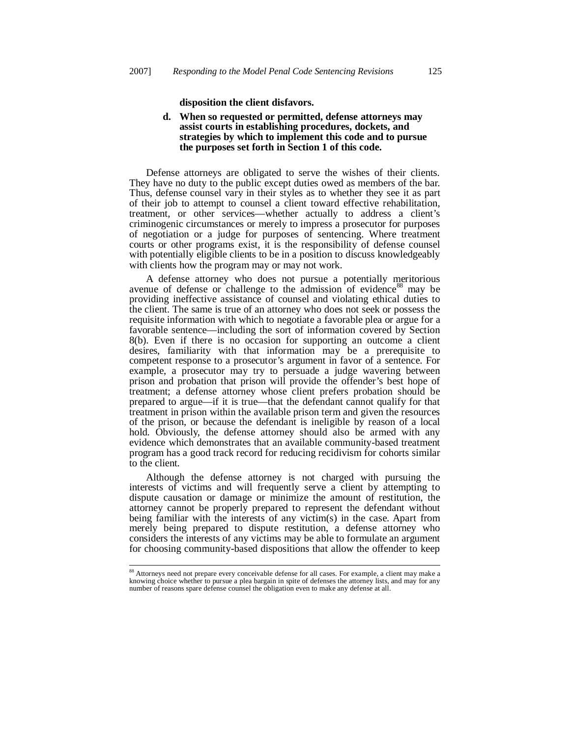**disposition the client disfavors.**

**d. When so requested or permitted, defense attorneys may assist courts in establishing procedures, dockets, and strategies by which to implement this code and to pursue the purposes set forth in Section 1 of this code.**

Defense attorneys are obligated to serve the wishes of their clients. They have no duty to the public except duties owed as members of the bar. Thus, defense counsel vary in their styles as to whether they see it as part of their job to attempt to counsel a client toward effective rehabilitation, treatment, or other services—whether actually to address a client's criminogenic circumstances or merely to impress a prosecutor for purposes of negotiation or a judge for purposes of sentencing. Where treatment courts or other programs exist, it is the responsibility of defense counsel with potentially eligible clients to be in a position to discuss knowledgeably with clients how the program may or may not work.

A defense attorney who does not pursue a potentially meritorious avenue of defense or challenge to the admission of evidence[88] may be providing ineffective assistance of counsel and violating ethical duties to the client. The same is true of an attorney who does not seek or possess the requisite information with which to negotiate a favorable plea or argue for a favorable sentence—including the sort of information covered by Section 8(b). Even if there is no occasion for supporting an outcome a client desires, familiarity with that information may be a prerequisite to competent response to a prosecutor's argument in favor of a sentence. For example, a prosecutor may try to persuade a judge wavering between prison and probation that prison will provide the offender's best hope of treatment; a defense attorney whose client prefers probation should be prepared to argue—if it is true—that the defendant cannot qualify for that treatment in prison within the available prison term and given the resources of the prison, or because the defendant is ineligible by reason of a local hold. Obviously, the defense attorney should also be armed with any evidence which demonstrates that an available community-based treatment program has a good track record for reducing recidivism for cohorts similar to the client.

Although the defense attorney is not charged with pursuing the interests of victims and will frequently serve a client by attempting to dispute causation or damage or minimize the amount of restitution, the attorney cannot be properly prepared to represent the defendant without being familiar with the interests of any victim(s) in the case. Apart from merely being prepared to dispute restitution, a defense attorney who considers the interests of any victims may be able to formulate an argument for choosing community-based dispositions that allow the offender to keep

[88] Attorneys need not prepare every conceivable defense for all cases. For example, a client may make a knowing choice whether to pursue a plea bargain in spite of defenses the attorney lists, and may for any number of reasons spare defense counsel the obligation even to make any defense at all.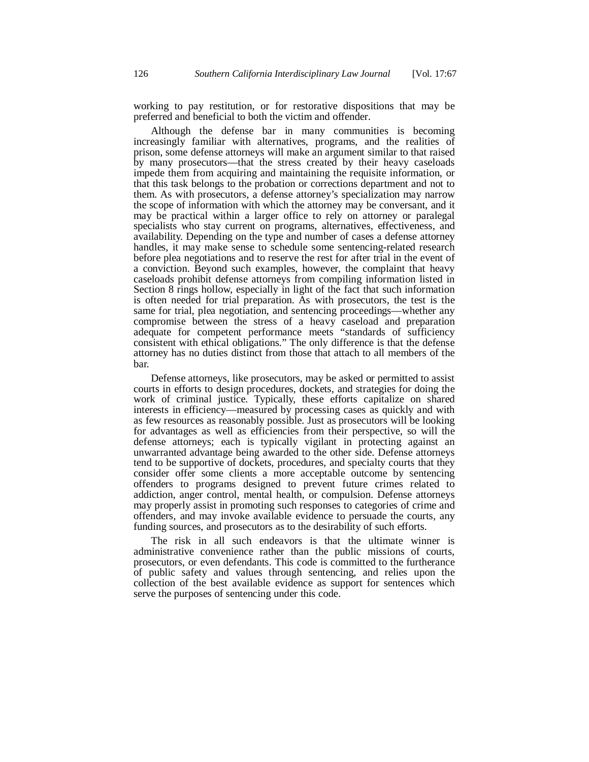working to pay restitution, or for restorative dispositions that may be preferred and beneficial to both the victim and offender.

Although the defense bar in many communities is becoming increasingly familiar with alternatives, programs, and the realities of prison, some defense attorneys will make an argument similar to that raised by many prosecutors—that the stress created by their heavy caseloads impede them from acquiring and maintaining the requisite information, or that this task belongs to the probation or corrections department and not to them. As with prosecutors, a defense attorney's specialization may narrow the scope of information with which the attorney may be conversant, and it may be practical within a larger office to rely on attorney or paralegal specialists who stay current on programs, alternatives, effectiveness, and availability. Depending on the type and number of cases a defense attorney handles, it may make sense to schedule some sentencing-related research before plea negotiations and to reserve the rest for after trial in the event of a conviction. Beyond such examples, however, the complaint that heavy caseloads prohibit defense attorneys from compiling information listed in Section 8 rings hollow, especially in light of the fact that such information is often needed for trial preparation. As with prosecutors, the test is the same for trial, plea negotiation, and sentencing proceedings—whether any compromise between the stress of a heavy caseload and preparation adequate for competent performance meets "standards of sufficiency consistent with ethical obligations." The only difference is that the defense attorney has no duties distinct from those that attach to all members of the bar.

Defense attorneys, like prosecutors, may be asked or permitted to assist courts in efforts to design procedures, dockets, and strategies for doing the work of criminal justice. Typically, these efforts capitalize on shared interests in efficiency—measured by processing cases as quickly and with as few resources as reasonably possible. Just as prosecutors will be looking for advantages as well as efficiencies from their perspective, so will the defense attorneys; each is typically vigilant in protecting against an unwarranted advantage being awarded to the other side. Defense attorneys tend to be supportive of dockets, procedures, and specialty courts that they consider offer some clients a more acceptable outcome by sentencing offenders to programs designed to prevent future crimes related to addiction, anger control, mental health, or compulsion. Defense attorneys may properly assist in promoting such responses to categories of crime and offenders, and may invoke available evidence to persuade the courts, any funding sources, and prosecutors as to the desirability of such efforts.

The risk in all such endeavors is that the ultimate winner is administrative convenience rather than the public missions of courts, prosecutors, or even defendants. This code is committed to the furtherance of public safety and values through sentencing, and relies upon the collection of the best available evidence as support for sentences which serve the purposes of sentencing under this code.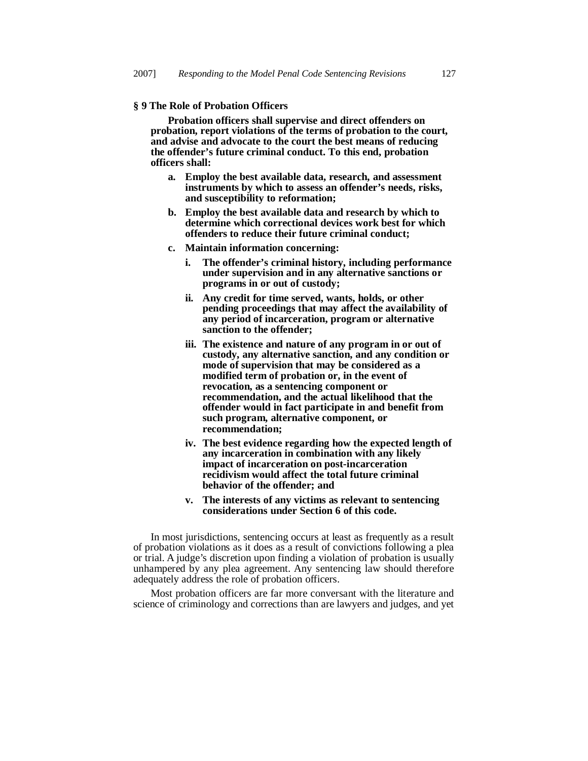### § 9 The Role of Probation Officers

**Probation officers shall supervise and direct offenders on probation, report violations of the terms of probation to the court, and advise and advocate to the court the best means of reducing the offender's future criminal conduct. To this end, probation officers shall:**

- **a. Employ the best available data, research, and assessment instruments by which to assess an offender's needs, risks, and susceptibility to reformation;**
- **b. Employ the best available data and research by which to determine which correctional devices work best for which offenders to reduce their future criminal conduct;**
- **c. Maintain information concerning:**
  - **i. The offender's criminal history, including performance under supervision and in any alternative sanctions or programs in or out of custody;**
  - **ii. Any credit for time served, wants, holds, or other pending proceedings that may affect the availability of any period of incarceration, program or alternative sanction to the offender;**
  - **iii. The existence and nature of any program in or out of custody, any alternative sanction, and any condition or mode of supervision that may be considered as a modified term of probation or, in the event of revocation, as a sentencing component or recommendation, and the actual likelihood that the offender would in fact participate in and benefit from such program, alternative component, or recommendation;**
  - **iv. The best evidence regarding how the expected length of any incarceration in combination with any likely impact of incarceration on post-incarceration recidivism would affect the total future criminal behavior of the offender; and**
  - **v. The interests of any victims as relevant to sentencing considerations under Section 6 of this code.**

In most jurisdictions, sentencing occurs at least as frequently as a result of probation violations as it does as a result of convictions following a plea or trial. A judge's discretion upon finding a violation of probation is usually unhampered by any plea agreement. Any sentencing law should therefore adequately address the role of probation officers.

Most probation officers are far more conversant with the literature and science of criminology and corrections than are lawyers and judges, and yet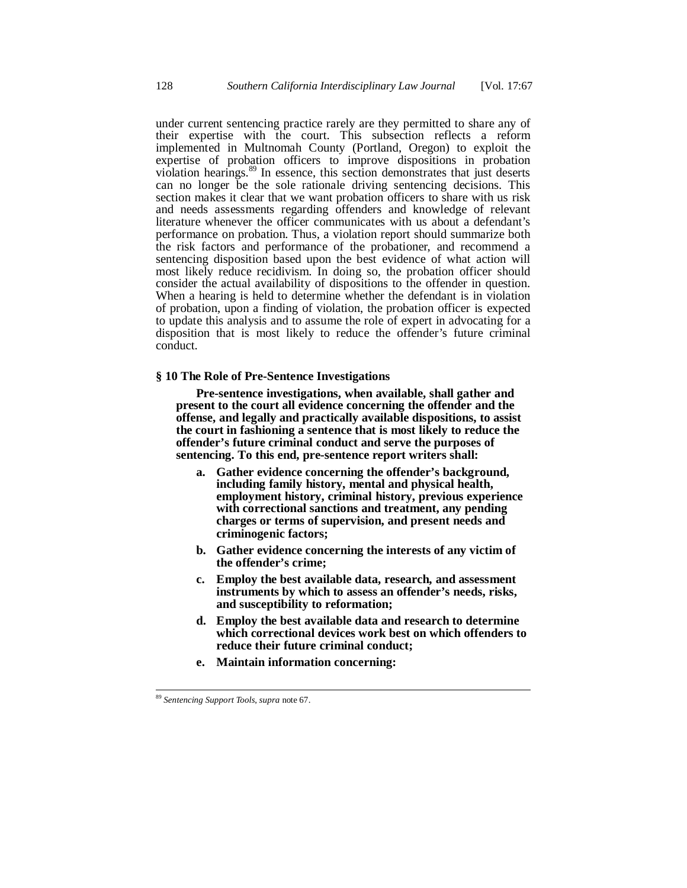under current sentencing practice rarely are they permitted to share any of their expertise with the court. This subsection reflects a reform implemented in Multnomah County (Portland, Oregon) to exploit the expertise of probation officers to improve dispositions in probation violation hearings.[89] In essence, this section demonstrates that just deserts can no longer be the sole rationale driving sentencing decisions. This section makes it clear that we want probation officers to share with us risk and needs assessments regarding offenders and knowledge of relevant literature whenever the officer communicates with us about a defendant's performance on probation. Thus, a violation report should summarize both the risk factors and performance of the probationer, and recommend a sentencing disposition based upon the best evidence of what action will most likely reduce recidivism. In doing so, the probation officer should consider the actual availability of dispositions to the offender in question. When a hearing is held to determine whether the defendant is in violation of probation, upon a finding of violation, the probation officer is expected to update this analysis and to assume the role of expert in advocating for a disposition that is most likely to reduce the offender's future criminal conduct.

### § 10 The Role of Pre-Sentence Investigations

**Pre-sentence investigations, when available, shall gather and present to the court all evidence concerning the offender and the offense, and legally and practically available dispositions, to assist the court in fashioning a sentence that is most likely to reduce the offender's future criminal conduct and serve the purposes of sentencing. To this end, pre-sentence report writers shall:**

- **a. Gather evidence concerning the offender's background, including family history, mental and physical health, employment history, criminal history, previous experience with correctional sanctions and treatment, any pending charges or terms of supervision, and present needs and criminogenic factors;**
- **b. Gather evidence concerning the interests of any victim of the offender's crime;**
- **c. Employ the best available data, research, and assessment instruments by which to assess an offender's needs, risks, and susceptibility to reformation;**
- **d. Employ the best available data and research to determine which correctional devices work best on which offenders to reduce their future criminal conduct;**
- **e. Maintain information concerning:**

---

[89] *Sentencing Support Tools*, *supra* note 67.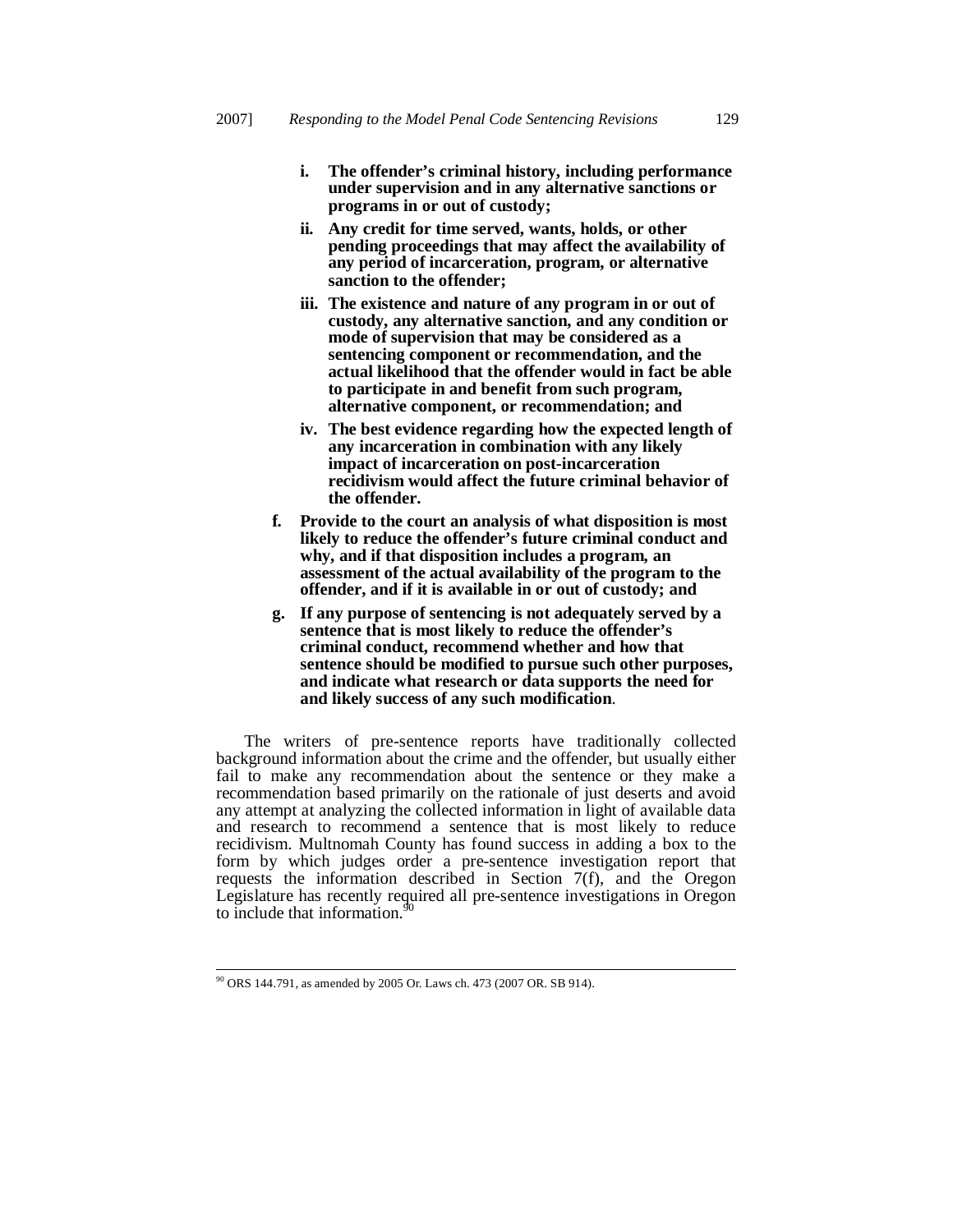- **i. The offender's criminal history, including performance under supervision and in any alternative sanctions or programs in or out of custody;**
- **ii. Any credit for time served, wants, holds, or other pending proceedings that may affect the availability of any period of incarceration, program, or alternative sanction to the offender;**
- **iii. The existence and nature of any program in or out of custody, any alternative sanction, and any condition or mode of supervision that may be considered as a sentencing component or recommendation, and the actual likelihood that the offender would in fact be able to participate in and benefit from such program, alternative component, or recommendation; and**
- **iv. The best evidence regarding how the expected length of any incarceration in combination with any likely impact of incarceration on post-incarceration recidivism would affect the future criminal behavior of the offender.**

**f. Provide to the court an analysis of what disposition is most likely to reduce the offender's future criminal conduct and why, and if that disposition includes a program, an assessment of the actual availability of the program to the offender, and if it is available in or out of custody; and**

**g. If any purpose of sentencing is not adequately served by a sentence that is most likely to reduce the offender's criminal conduct, recommend whether and how that sentence should be modified to pursue such other purposes, and indicate what research or data supports the need for and likely success of any such modification**.

The writers of pre-sentence reports have traditionally collected background information about the crime and the offender, but usually either fail to make any recommendation about the sentence or they make a recommendation based primarily on the rationale of just deserts and avoid any attempt at analyzing the collected information in light of available data and research to recommend a sentence that is most likely to reduce recidivism. Multnomah County has found success in adding a box to the form by which judges order a pre-sentence investigation report that requests the information described in Section 7(f), and the Oregon Legislature has recently required all pre-sentence investigations in Oregon to include that information.[90]

---

[90] ORS 144.791, as amended by 2005 Or. Laws ch. 473 (2007 OR. SB 914).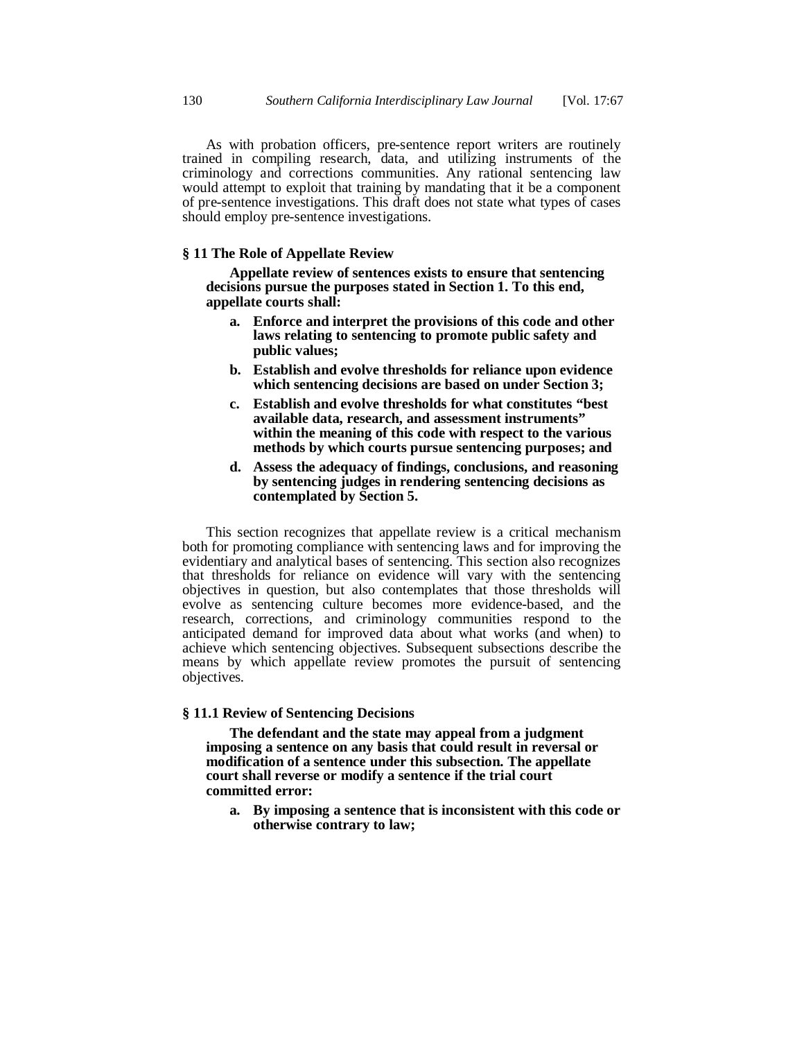As with probation officers, pre-sentence report writers are routinely trained in compiling research, data, and utilizing instruments of the criminology and corrections communities. Any rational sentencing law would attempt to exploit that training by mandating that it be a component of pre-sentence investigations. This draft does not state what types of cases should employ pre-sentence investigations.

### § 11 The Role of Appellate Review

**Appellate review of sentences exists to ensure that sentencing decisions pursue the purposes stated in Section 1. To this end, appellate courts shall:**

- **a. Enforce and interpret the provisions of this code and other laws relating to sentencing to promote public safety and public values;**
- **b. Establish and evolve thresholds for reliance upon evidence which sentencing decisions are based on under Section 3;**
- **c. Establish and evolve thresholds for what constitutes "best available data, research, and assessment instruments" within the meaning of this code with respect to the various methods by which courts pursue sentencing purposes; and**
- **d. Assess the adequacy of findings, conclusions, and reasoning by sentencing judges in rendering sentencing decisions as contemplated by Section 5.**

This section recognizes that appellate review is a critical mechanism both for promoting compliance with sentencing laws and for improving the evidentiary and analytical bases of sentencing. This section also recognizes that thresholds for reliance on evidence will vary with the sentencing objectives in question, but also contemplates that those thresholds will evolve as sentencing culture becomes more evidence-based, and the research, corrections, and criminology communities respond to the anticipated demand for improved data about what works (and when) to achieve which sentencing objectives. Subsequent subsections describe the means by which appellate review promotes the pursuit of sentencing objectives.

### § 11.1 Review of Sentencing Decisions

**The defendant and the state may appeal from a judgment imposing a sentence on any basis that could result in reversal or modification of a sentence under this subsection. The appellate court shall reverse or modify a sentence if the trial court committed error:**

- **a. By imposing a sentence that is inconsistent with this code or otherwise contrary to law;**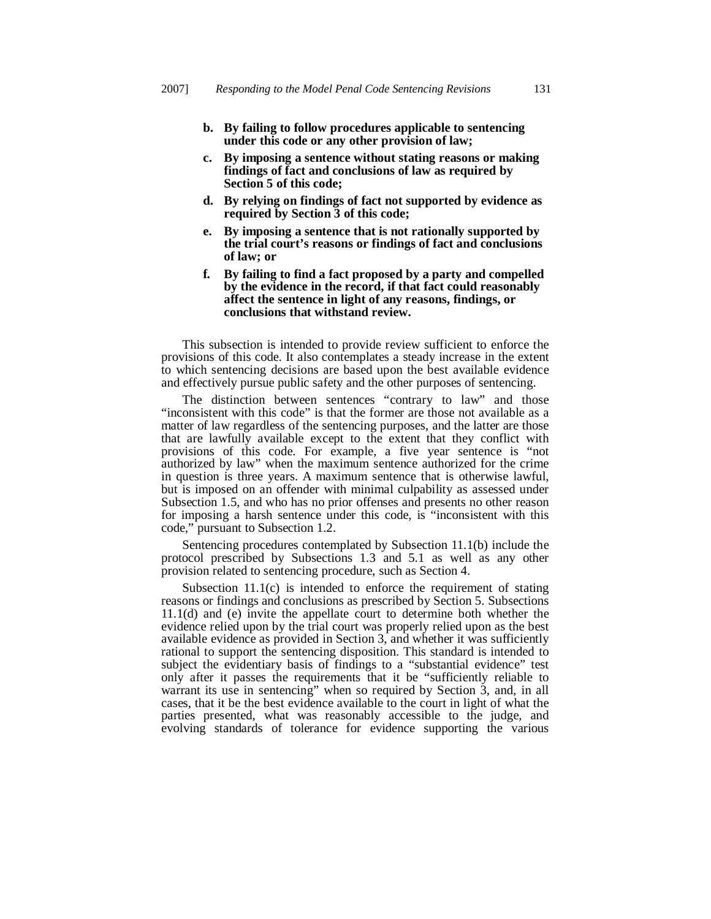**b. By failing to follow procedures applicable to sentencing under this code or any other provision of law;**

**c. By imposing a sentence without stating reasons or making findings of fact and conclusions of law as required by Section 5 of this code;**

**d. By relying on findings of fact not supported by evidence as required by Section 3 of this code;**

**e. By imposing a sentence that is not rationally supported by the trial court's reasons or findings of fact and conclusions of law; or**

**f. By failing to find a fact proposed by a party and compelled by the evidence in the record, if that fact could reasonably affect the sentence in light of any reasons, findings, or conclusions that withstand review.**

This subsection is intended to provide review sufficient to enforce the provisions of this code. It also contemplates a steady increase in the extent to which sentencing decisions are based upon the best available evidence and effectively pursue public safety and the other purposes of sentencing.

The distinction between sentences "contrary to law" and those "inconsistent with this code" is that the former are those not available as a matter of law regardless of the sentencing purposes, and the latter are those that are lawfully available except to the extent that they conflict with provisions of this code. For example, a five year sentence is "not authorized by law" when the maximum sentence authorized for the crime in question is three years. A maximum sentence that is otherwise lawful, but is imposed on an offender with minimal culpability as assessed under Subsection 1.5, and who has no prior offenses and presents no other reason for imposing a harsh sentence under this code, is "inconsistent with this code," pursuant to Subsection 1.2.

Sentencing procedures contemplated by Subsection 11.1(b) include the protocol prescribed by Subsections 1.3 and 5.1 as well as any other provision related to sentencing procedure, such as Section 4.

Subsection 11.1(c) is intended to enforce the requirement of stating reasons or findings and conclusions as prescribed by Section 5. Subsections 11.1(d) and (e) invite the appellate court to determine both whether the evidence relied upon by the trial court was properly relied upon as the best available evidence as provided in Section 3, and whether it was sufficiently rational to support the sentencing disposition. This standard is intended to subject the evidentiary basis of findings to a "substantial evidence" test only after it passes the requirements that it be "sufficiently reliable to warrant its use in sentencing" when so required by Section 3, and, in all cases, that it be the best evidence available to the court in light of what the parties presented, what was reasonably accessible to the judge, and evolving standards of tolerance for evidence supporting the various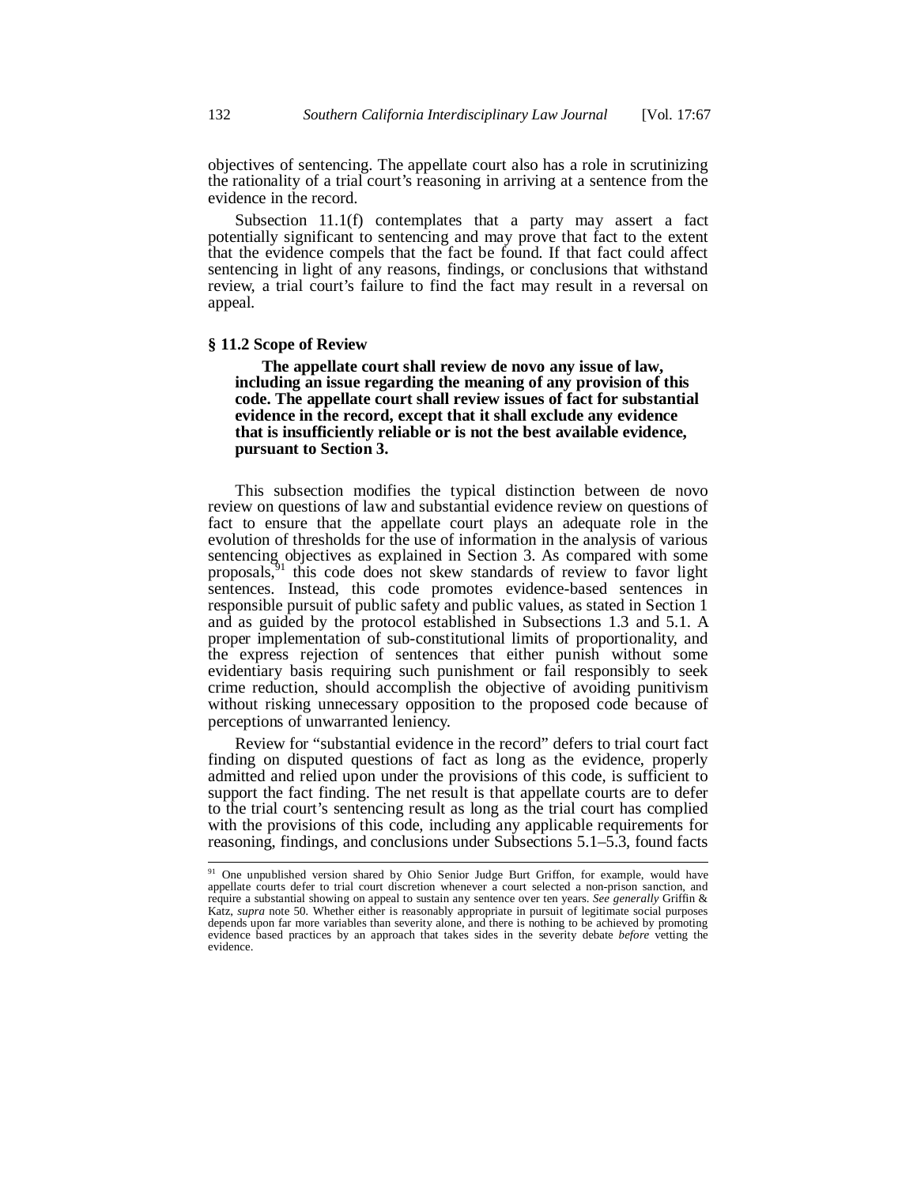objectives of sentencing. The appellate court also has a role in scrutinizing the rationality of a trial court's reasoning in arriving at a sentence from the evidence in the record.

Subsection 11.1(f) contemplates that a party may assert a fact potentially significant to sentencing and may prove that fact to the extent that the evidence compels that the fact be found. If that fact could affect sentencing in light of any reasons, findings, or conclusions that withstand review, a trial court's failure to find the fact may result in a reversal on appeal.

### § 11.2 Scope of Review

> **The appellate court shall review de novo any issue of law, including an issue regarding the meaning of any provision of this code. The appellate court shall review issues of fact for substantial evidence in the record, except that it shall exclude any evidence that is insufficiently reliable or is not the best available evidence, pursuant to Section 3.**

This subsection modifies the typical distinction between de novo review on questions of law and substantial evidence review on questions of fact to ensure that the appellate court plays an adequate role in the evolution of thresholds for the use of information in the analysis of various sentencing objectives as explained in Section 3. As compared with some proposals,[91] this code does not skew standards of review to favor light sentences. Instead, this code promotes evidence-based sentences in responsible pursuit of public safety and public values, as stated in Section 1 and as guided by the protocol established in Subsections 1.3 and 5.1. A proper implementation of sub-constitutional limits of proportionality, and the express rejection of sentences that either punish without some evidentiary basis requiring such punishment or fail responsibly to seek crime reduction, should accomplish the objective of avoiding punitivism without risking unnecessary opposition to the proposed code because of perceptions of unwarranted leniency.

Review for "substantial evidence in the record" defers to trial court fact finding on disputed questions of fact as long as the evidence, properly admitted and relied upon under the provisions of this code, is sufficient to support the fact finding. The net result is that appellate courts are to defer to the trial court's sentencing result as long as the trial court has complied with the provisions of this code, including any applicable requirements for reasoning, findings, and conclusions under Subsections 5.1–5.3, found facts

---

[91] One unpublished version shared by Ohio Senior Judge Burt Griffon, for example, would have appellate courts defer to trial court discretion whenever a court selected a non-prison sanction, and require a substantial showing on appeal to sustain any sentence over ten years. *See generally* Griffin & Katz, *supra* note 50. Whether either is reasonably appropriate in pursuit of legitimate social purposes depends upon far more variables than severity alone, and there is nothing to be achieved by promoting evidence based practices by an approach that takes sides in the severity debate *before* vetting the evidence.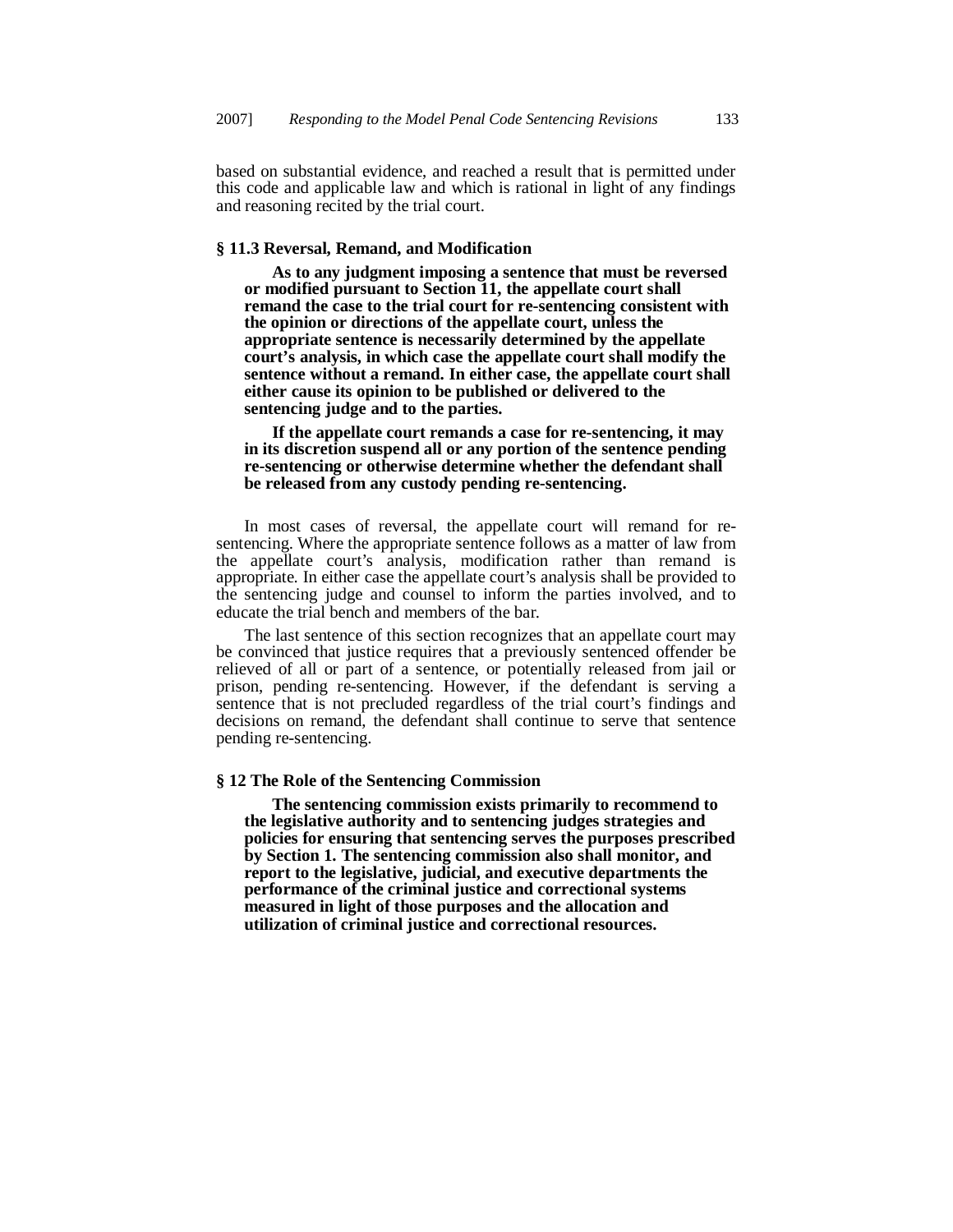based on substantial evidence, and reached a result that is permitted under this code and applicable law and which is rational in light of any findings and reasoning recited by the trial court.

#### § 11.3 Reversal, Remand, and Modification

**As to any judgment imposing a sentence that must be reversed or modified pursuant to Section 11, the appellate court shall remand the case to the trial court for re-sentencing consistent with the opinion or directions of the appellate court, unless the appropriate sentence is necessarily determined by the appellate court's analysis, in which case the appellate court shall modify the sentence without a remand. In either case, the appellate court shall either cause its opinion to be published or delivered to the sentencing judge and to the parties.**

**If the appellate court remands a case for re-sentencing, it may in its discretion suspend all or any portion of the sentence pending re-sentencing or otherwise determine whether the defendant shall be released from any custody pending re-sentencing.**

In most cases of reversal, the appellate court will remand for re-sentencing. Where the appropriate sentence follows as a matter of law from the appellate court's analysis, modification rather than remand is appropriate. In either case the appellate court's analysis shall be provided to the sentencing judge and counsel to inform the parties involved, and to educate the trial bench and members of the bar.

The last sentence of this section recognizes that an appellate court may be convinced that justice requires that a previously sentenced offender be relieved of all or part of a sentence, or potentially released from jail or prison, pending re-sentencing. However, if the defendant is serving a sentence that is not precluded regardless of the trial court's findings and decisions on remand, the defendant shall continue to serve that sentence pending re-sentencing.

#### § 12 The Role of the Sentencing Commission

**The sentencing commission exists primarily to recommend to the legislative authority and to sentencing judges strategies and policies for ensuring that sentencing serves the purposes prescribed by Section 1. The sentencing commission also shall monitor, and report to the legislative, judicial, and executive departments the performance of the criminal justice and correctional systems measured in light of those purposes and the allocation and utilization of criminal justice and correctional resources.**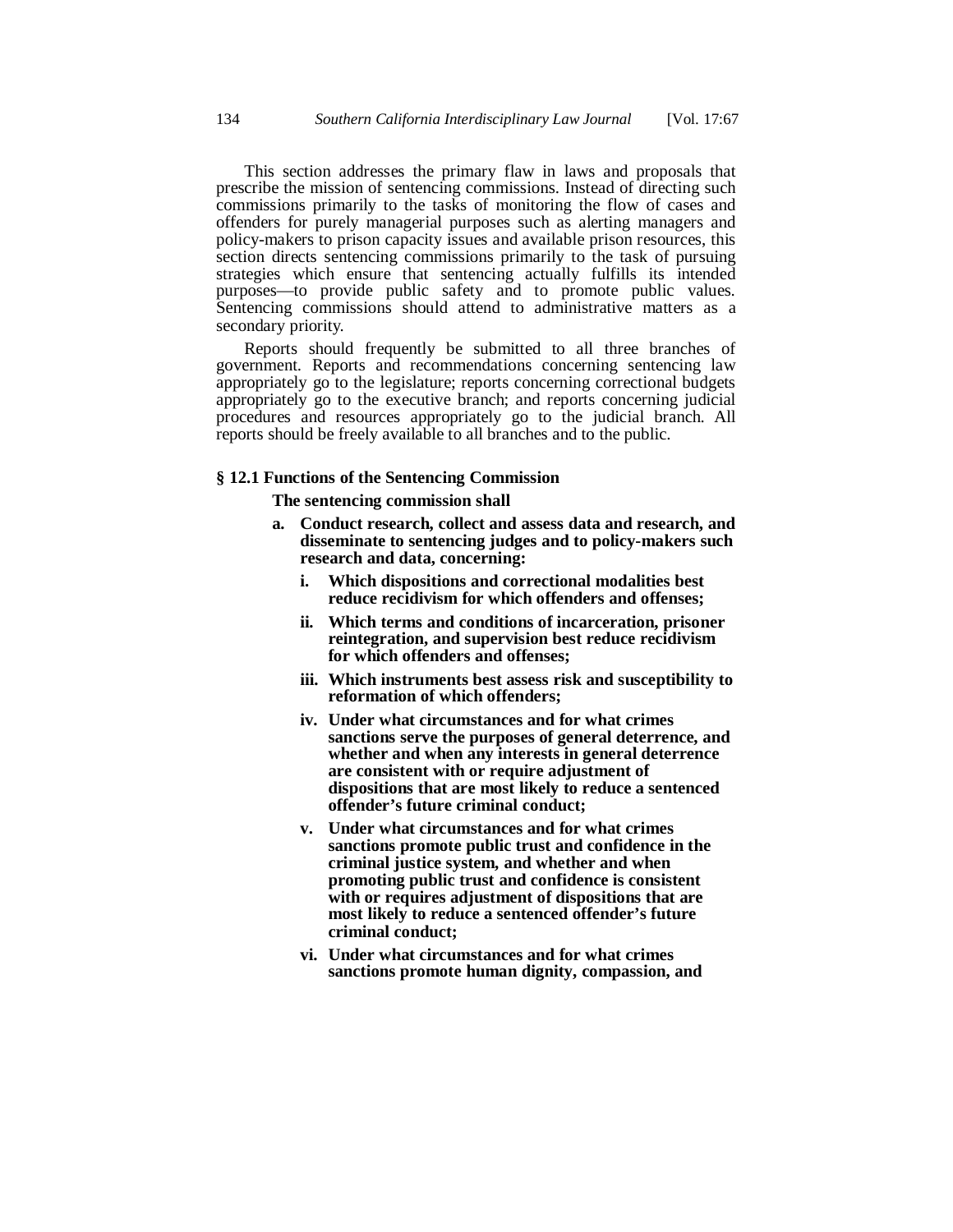This section addresses the primary flaw in laws and proposals that prescribe the mission of sentencing commissions. Instead of directing such commissions primarily to the tasks of monitoring the flow of cases and offenders for purely managerial purposes such as alerting managers and policy-makers to prison capacity issues and available prison resources, this section directs sentencing commissions primarily to the task of pursuing strategies which ensure that sentencing actually fulfills its intended purposes—to provide public safety and to promote public values. Sentencing commissions should attend to administrative matters as a secondary priority.

Reports should frequently be submitted to all three branches of government. Reports and recommendations concerning sentencing law appropriately go to the legislature; reports concerning correctional budgets appropriately go to the executive branch; and reports concerning judicial procedures and resources appropriately go to the judicial branch. All reports should be freely available to all branches and to the public.

### § 12.1 Functions of the Sentencing Commission

**The sentencing commission shall**

- **a. Conduct research, collect and assess data and research, and disseminate to sentencing judges and to policy-makers such research and data, concerning:**
  - **i. Which dispositions and correctional modalities best reduce recidivism for which offenders and offenses;**
  - **ii. Which terms and conditions of incarceration, prisoner reintegration, and supervision best reduce recidivism for which offenders and offenses;**
  - **iii. Which instruments best assess risk and susceptibility to reformation of which offenders;**
  - **iv. Under what circumstances and for what crimes sanctions serve the purposes of general deterrence, and whether and when any interests in general deterrence are consistent with or require adjustment of dispositions that are most likely to reduce a sentenced offender's future criminal conduct;**
  - **v. Under what circumstances and for what crimes sanctions promote public trust and confidence in the criminal justice system, and whether and when promoting public trust and confidence is consistent with or requires adjustment of dispositions that are most likely to reduce a sentenced offender's future criminal conduct;**
  - **vi. Under what circumstances and for what crimes sanctions promote human dignity, compassion, and**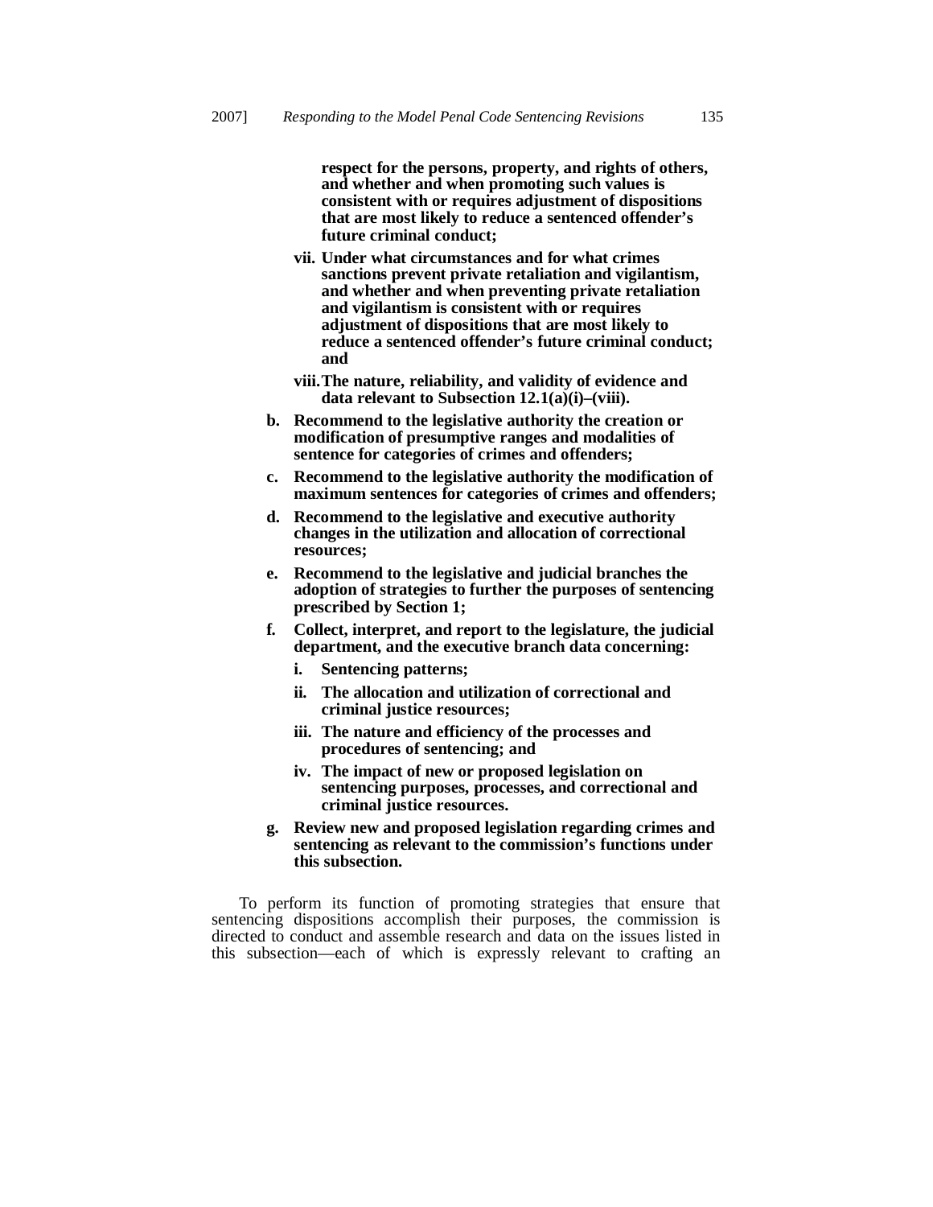**respect for the persons, property, and rights of others, and whether and when promoting such values is consistent with or requires adjustment of dispositions that are most likely to reduce a sentenced offender's future criminal conduct;**

**vii. Under what circumstances and for what crimes sanctions prevent private retaliation and vigilantism, and whether and when preventing private retaliation and vigilantism is consistent with or requires adjustment of dispositions that are most likely to reduce a sentenced offender's future criminal conduct; and**

**viii. The nature, reliability, and validity of evidence and data relevant to Subsection 12.1(a)(i)–(viii).**

**b. Recommend to the legislative authority the creation or modification of presumptive ranges and modalities of sentence for categories of crimes and offenders;**

**c. Recommend to the legislative authority the modification of maximum sentences for categories of crimes and offenders;**

**d. Recommend to the legislative and executive authority changes in the utilization and allocation of correctional resources;**

**e. Recommend to the legislative and judicial branches the adoption of strategies to further the purposes of sentencing prescribed by Section 1;**

**f. Collect, interpret, and report to the legislature, the judicial department, and the executive branch data concerning:**

**i. Sentencing patterns;**

**ii. The allocation and utilization of correctional and criminal justice resources;**

**iii. The nature and efficiency of the processes and procedures of sentencing; and**

**iv. The impact of new or proposed legislation on sentencing purposes, processes, and correctional and criminal justice resources.**

**g. Review new and proposed legislation regarding crimes and sentencing as relevant to the commission's functions under this subsection.**

To perform its function of promoting strategies that ensure that sentencing dispositions accomplish their purposes, the commission is directed to conduct and assemble research and data on the issues listed in this subsection—each of which is expressly relevant to crafting an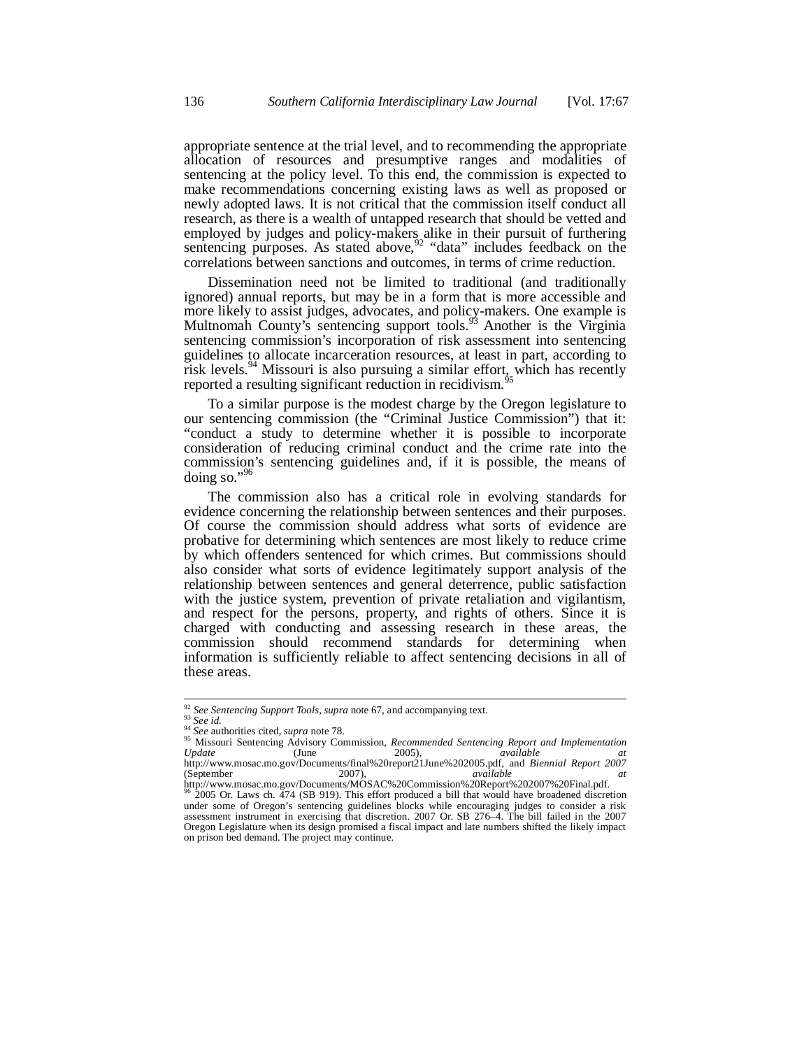appropriate sentence at the trial level, and to recommending the appropriate allocation of resources and presumptive ranges and modalities of sentencing at the policy level. To this end, the commission is expected to make recommendations concerning existing laws as well as proposed or newly adopted laws. It is not critical that the commission itself conduct all research, as there is a wealth of untapped research that should be vetted and employed by judges and policy-makers alike in their pursuit of furthering sentencing purposes. As stated above,[92] "data" includes feedback on the correlations between sanctions and outcomes, in terms of crime reduction.

Dissemination need not be limited to traditional (and traditionally ignored) annual reports, but may be in a form that is more accessible and more likely to assist judges, advocates, and policy-makers. One example is Multnomah County's sentencing support tools.[93] Another is the Virginia sentencing commission's incorporation of risk assessment into sentencing guidelines to allocate incarceration resources, at least in part, according to risk levels.[94] Missouri is also pursuing a similar effort, which has recently reported a resulting significant reduction in recidivism.[95]

To a similar purpose is the modest charge by the Oregon legislature to our sentencing commission (the "Criminal Justice Commission") that it: "conduct a study to determine whether it is possible to incorporate consideration of reducing criminal conduct and the crime rate into the commission's sentencing guidelines and, if it is possible, the means of doing so."[96]

The commission also has a critical role in evolving standards for evidence concerning the relationship between sentences and their purposes. Of course the commission should address what sorts of evidence are probative for determining which sentences are most likely to reduce crime by which offenders sentenced for which crimes. But commissions should also consider what sorts of evidence legitimately support analysis of the relationship between sentences and general deterrence, public satisfaction with the justice system, prevention of private retaliation and vigilantism, and respect for the persons, property, and rights of others. Since it is charged with conducting and assessing research in these areas, the commission should recommend standards for determining when information is sufficiently reliable to affect sentencing decisions in all of these areas.

---

[92] *See Sentencing Support Tools*, *supra* note 67, and accompanying text.

[93] *See id.*

[94] *See* authorities cited, *supra* note 78.

[95] Missouri Sentencing Advisory Commission, *Recommended Sentencing Report and Implementation Update* (June 2005), *available at* http://www.mosac.mo.gov/Documents/final%20report21June%202005.pdf, and *Biennial Report 2007* (September 2007), *available at* http://www.mosac.mo.gov/Documents/MOSAC%20Commission%20Report%202007%20Final.pdf.

[96] 2005 Or. Laws ch. 474 (SB 919). This effort produced a bill that would have broadened discretion under some of Oregon's sentencing guidelines blocks while encouraging judges to consider a risk assessment instrument in exercising that discretion. 2007 Or. SB 276–4. The bill failed in the 2007 Oregon Legislature when its design promised a fiscal impact and late numbers shifted the likely impact on prison bed demand. The project may continue.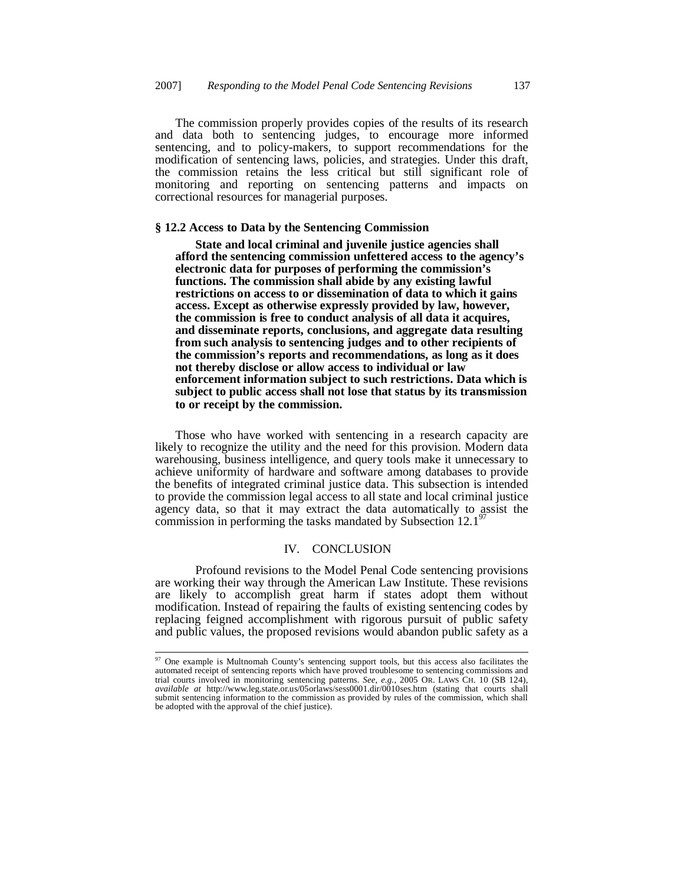The commission properly provides copies of the results of its research and data both to sentencing judges, to encourage more informed sentencing, and to policy-makers, to support recommendations for the modification of sentencing laws, policies, and strategies. Under this draft, the commission retains the less critical but still significant role of monitoring and reporting on sentencing patterns and impacts on correctional resources for managerial purposes.

### § 12.2 Access to Data by the Sentencing Commission

> **State and local criminal and juvenile justice agencies shall afford the sentencing commission unfettered access to the agency's electronic data for purposes of performing the commission's functions. The commission shall abide by any existing lawful restrictions on access to or dissemination of data to which it gains access. Except as otherwise expressly provided by law, however, the commission is free to conduct analysis of all data it acquires, and disseminate reports, conclusions, and aggregate data resulting from such analysis to sentencing judges and to other recipients of the commission's reports and recommendations, as long as it does not thereby disclose or allow access to individual or law enforcement information subject to such restrictions. Data which is subject to public access shall not lose that status by its transmission to or receipt by the commission.**

Those who have worked with sentencing in a research capacity are likely to recognize the utility and the need for this provision. Modern data warehousing, business intelligence, and query tools make it unnecessary to achieve uniformity of hardware and software among databases to provide the benefits of integrated criminal justice data. This subsection is intended to provide the commission legal access to all state and local criminal justice agency data, so that it may extract the data automatically to assist the commission in performing the tasks mandated by Subsection 12.1[97]

## IV. CONCLUSION

Profound revisions to the Model Penal Code sentencing provisions are working their way through the American Law Institute. These revisions are likely to accomplish great harm if states adopt them without modification. Instead of repairing the faults of existing sentencing codes by replacing feigned accomplishment with rigorous pursuit of public safety and public values, the proposed revisions would abandon public safety as a

---

[97] One example is Multnomah County's sentencing support tools, but this access also facilitates the automated receipt of sentencing reports which have proved troublesome to sentencing commissions and trial courts involved in monitoring sentencing patterns. *See, e.g.*, 2005 OR. LAWS CH. 10 (SB 124), *available at* http://www.leg.state.or.us/05orlaws/sess0001.dir/0010ses.htm (stating that courts shall submit sentencing information to the commission as provided by rules of the commission, which shall be adopted with the approval of the chief justice).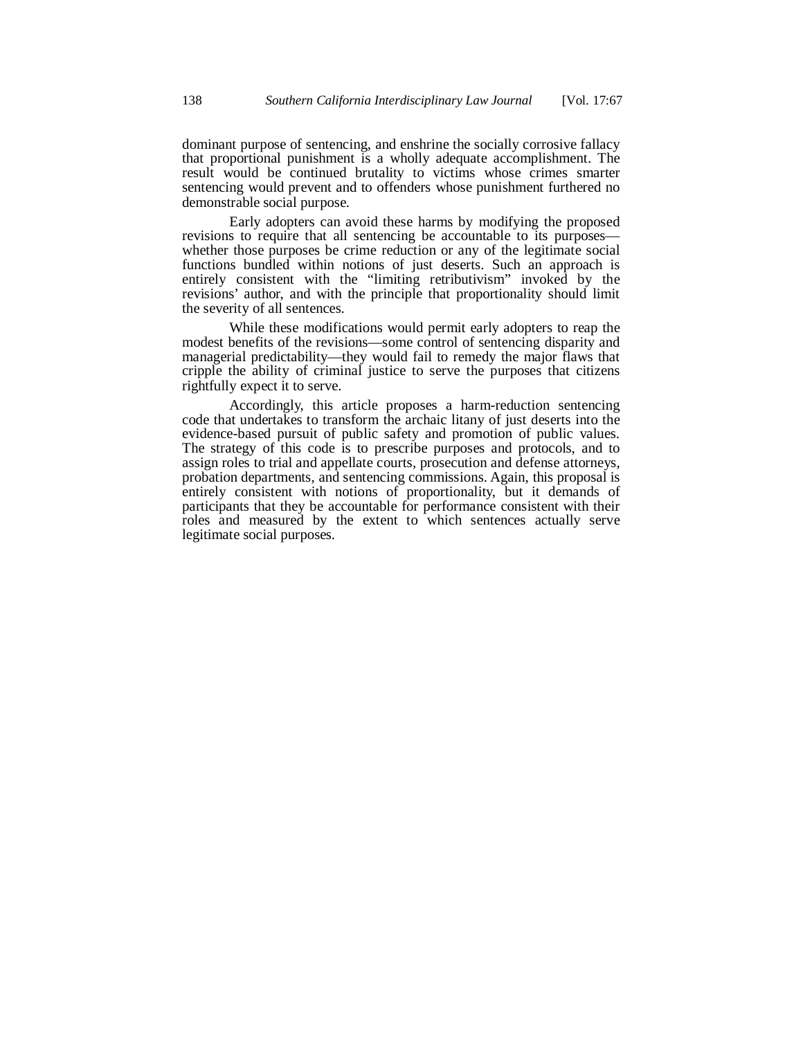dominant purpose of sentencing, and enshrine the socially corrosive fallacy that proportional punishment is a wholly adequate accomplishment. The result would be continued brutality to victims whose crimes smarter sentencing would prevent and to offenders whose punishment furthered no demonstrable social purpose.

Early adopters can avoid these harms by modifying the proposed revisions to require that all sentencing be accountable to its purposes—whether those purposes be crime reduction or any of the legitimate social functions bundled within notions of just deserts. Such an approach is entirely consistent with the "limiting retributivism" invoked by the revisions' author, and with the principle that proportionality should limit the severity of all sentences.

While these modifications would permit early adopters to reap the modest benefits of the revisions—some control of sentencing disparity and managerial predictability—they would fail to remedy the major flaws that cripple the ability of criminal justice to serve the purposes that citizens rightfully expect it to serve.

Accordingly, this article proposes a harm-reduction sentencing code that undertakes to transform the archaic litany of just deserts into the evidence-based pursuit of public safety and promotion of public values. The strategy of this code is to prescribe purposes and protocols, and to assign roles to trial and appellate courts, prosecution and defense attorneys, probation departments, and sentencing commissions. Again, this proposal is entirely consistent with notions of proportionality, but it demands of participants that they be accountable for performance consistent with their roles and measured by the extent to which sentences actually serve legitimate social purposes.